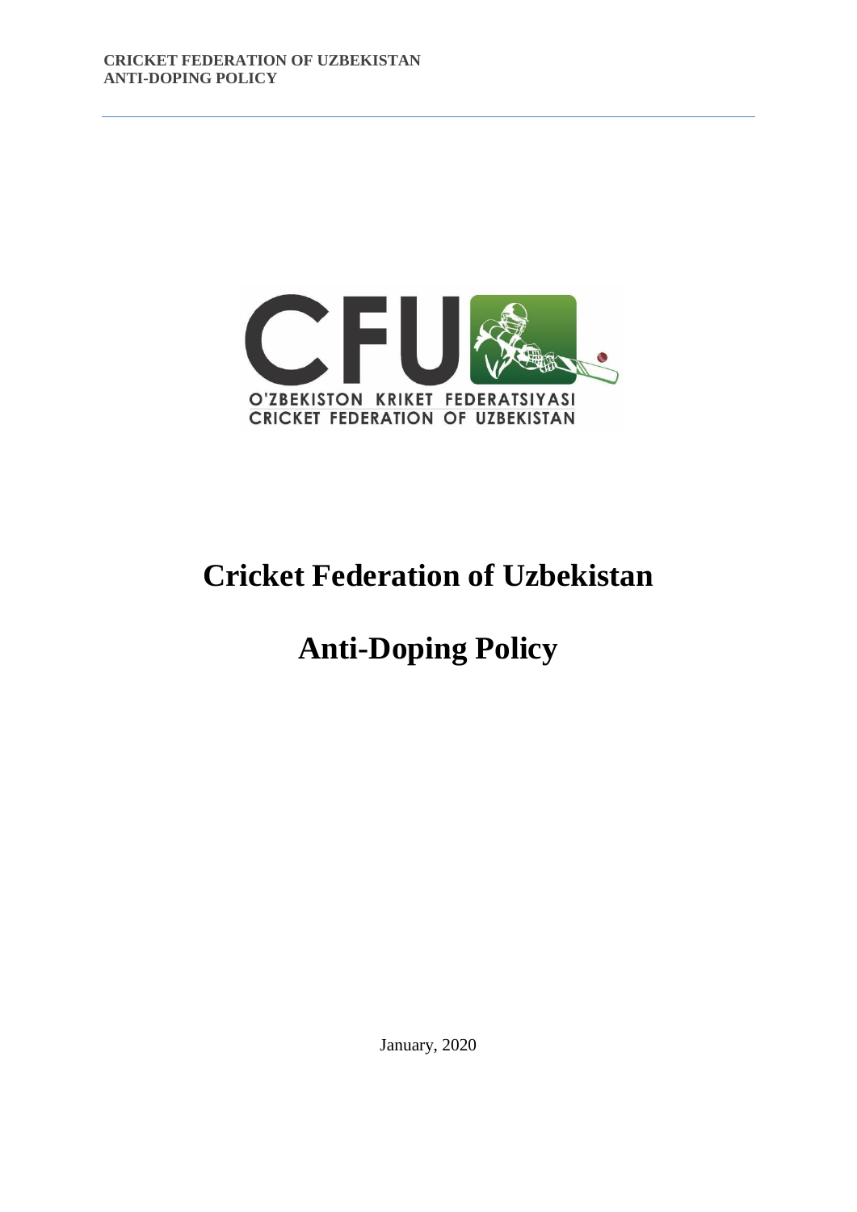# Cricket Federation of Uzbekistan

# Anti-Doping Policy

January, 2020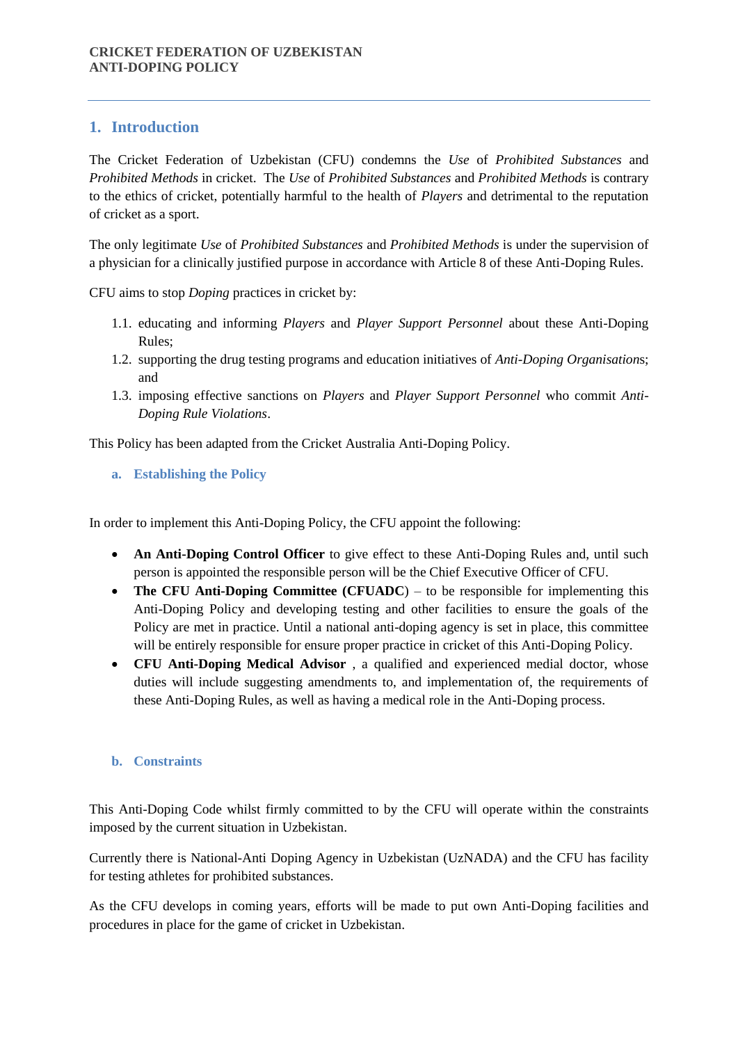## 1. Introduction

The Cricket Federation of Uzbekistan (CFU) condemns the *Use* of *Prohibited Substances* and *Prohibited Methods* in cricket. The *Use* of *Prohibited Substances* and *Prohibited Methods* is contrary to the ethics of cricket, potentially harmful to the health of *Players* and detrimental to the reputation of cricket as a sport.

The only legitimate *Use* of *Prohibited Substances* and *Prohibited Methods* is under the supervision of a physician for a clinically justified purpose in accordance with Article 8 of these Anti-Doping Rules.

CFU aims to stop *Doping* practices in cricket by:

1.1. educating and informing *Players* and *Player Support Personnel* about these Anti-Doping Rules;
1.2. supporting the drug testing programs and education initiatives of *Anti-Doping Organisations*; and
1.3. imposing effective sanctions on *Players* and *Player Support Personnel* who commit *Anti-Doping Rule Violations*.

This Policy has been adapted from the Cricket Australia Anti-Doping Policy.

### a. Establishing the Policy

In order to implement this Anti-Doping Policy, the CFU appoint the following:

- **An Anti-Doping Control Officer** to give effect to these Anti-Doping Rules and, until such person is appointed the responsible person will be the Chief Executive Officer of CFU.
- **The CFU Anti-Doping Committee (CFUADC**) – to be responsible for implementing this Anti-Doping Policy and developing testing and other facilities to ensure the goals of the Policy are met in practice. Until a national anti-doping agency is set in place, this committee will be entirely responsible for ensure proper practice in cricket of this Anti-Doping Policy.
- **CFU Anti-Doping Medical Advisor** , a qualified and experienced medial doctor, whose duties will include suggesting amendments to, and implementation of, the requirements of these Anti-Doping Rules, as well as having a medical role in the Anti-Doping process.

### b. Constraints

This Anti-Doping Code whilst firmly committed to by the CFU will operate within the constraints imposed by the current situation in Uzbekistan.

Currently there is National-Anti Doping Agency in Uzbekistan (UzNADA) and the CFU has facility for testing athletes for prohibited substances.

As the CFU develops in coming years, efforts will be made to put own Anti-Doping facilities and procedures in place for the game of cricket in Uzbekistan.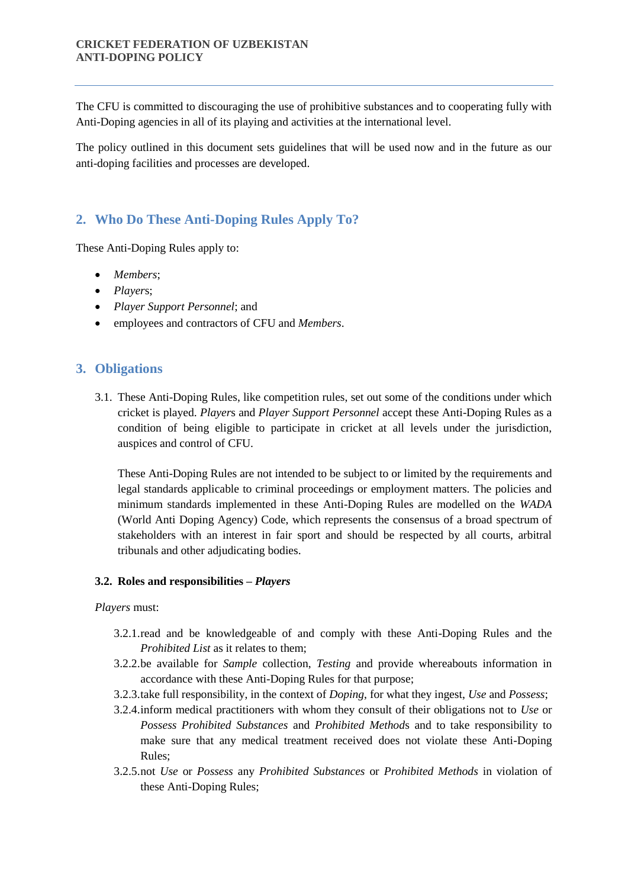The CFU is committed to discouraging the use of prohibitive substances and to cooperating fully with Anti-Doping agencies in all of its playing and activities at the international level.

The policy outlined in this document sets guidelines that will be used now and in the future as our anti-doping facilities and processes are developed.

## 2. Who Do These Anti-Doping Rules Apply To?

These Anti-Doping Rules apply to:

- *Members*;
- *Player*s;
- *Player Support Personnel*; and
- employees and contractors of CFU and *Members*.

## 3. Obligations

3.1. These Anti-Doping Rules, like competition rules, set out some of the conditions under which cricket is played. *Player*s and *Player Support Personnel* accept these Anti-Doping Rules as a condition of being eligible to participate in cricket at all levels under the jurisdiction, auspices and control of CFU.

These Anti-Doping Rules are not intended to be subject to or limited by the requirements and legal standards applicable to criminal proceedings or employment matters. The policies and minimum standards implemented in these Anti-Doping Rules are modelled on the *WADA* (World Anti Doping Agency) Code, which represents the consensus of a broad spectrum of stakeholders with an interest in fair sport and should be respected by all courts, arbitral tribunals and other adjudicating bodies.

**3.2. Roles and responsibilities – *Players***

*Players* must:

3.2.1. read and be knowledgeable of and comply with these Anti-Doping Rules and the *Prohibited List* as it relates to them;

3.2.2. be available for *Sample* collection, *Testing* and provide whereabouts information in accordance with these Anti-Doping Rules for that purpose;

3.2.3. take full responsibility, in the context of *Doping*, for what they ingest, *Use* and *Possess*;

3.2.4. inform medical practitioners with whom they consult of their obligations not to *Use* or *Possess Prohibited Substances* and *Prohibited Method*s and to take responsibility to make sure that any medical treatment received does not violate these Anti-Doping Rules;

3.2.5. not *Use* or *Possess* any *Prohibited Substances* or *Prohibited Methods* in violation of these Anti-Doping Rules;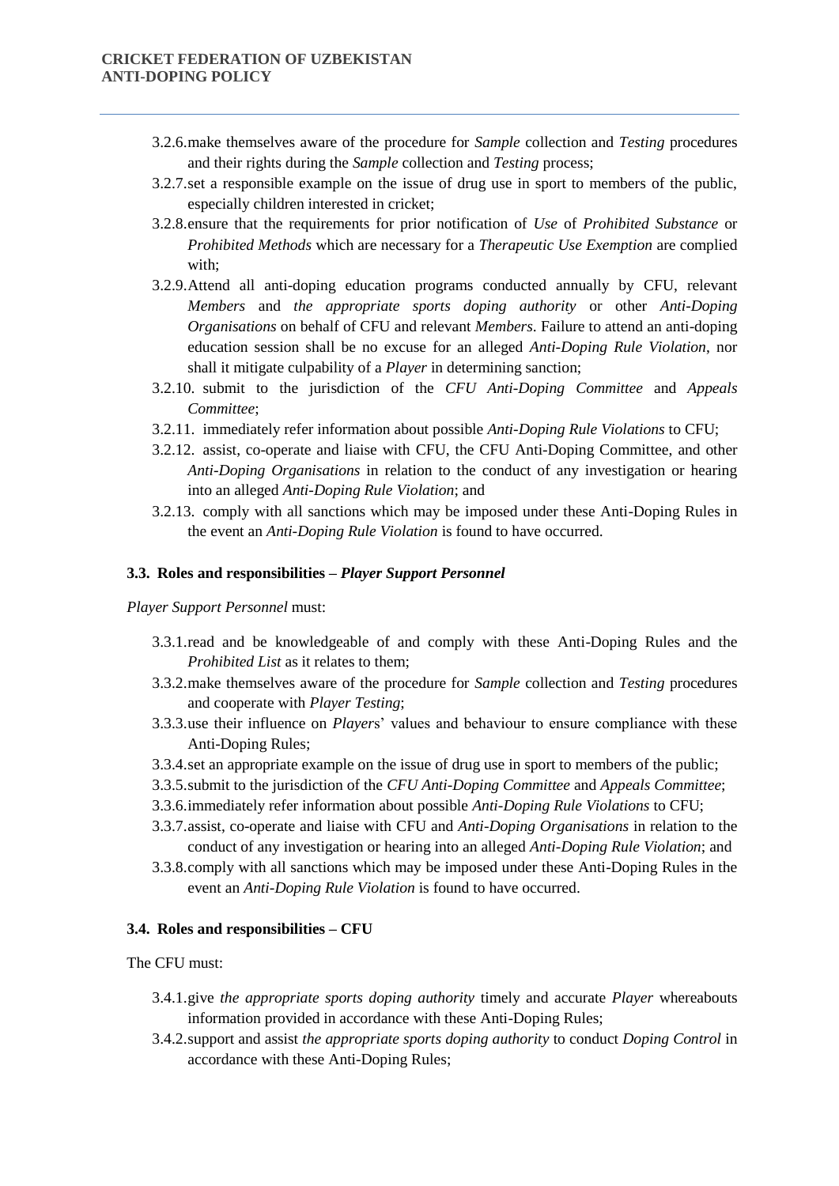3.2.6. make themselves aware of the procedure for *Sample* collection and *Testing* procedures and their rights during the *Sample* collection and *Testing* process;

3.2.7. set a responsible example on the issue of drug use in sport to members of the public, especially children interested in cricket;

3.2.8. ensure that the requirements for prior notification of *Use* of *Prohibited Substance* or *Prohibited Methods* which are necessary for a *Therapeutic Use Exemption* are complied with;

3.2.9. Attend all anti-doping education programs conducted annually by CFU, relevant *Members* and *the appropriate sports doping authority* or other *Anti-Doping Organisations* on behalf of CFU and relevant *Members*. Failure to attend an anti-doping education session shall be no excuse for an alleged *Anti-Doping Rule Violation*, nor shall it mitigate culpability of a *Player* in determining sanction;

3.2.10. submit to the jurisdiction of the *CFU Anti-Doping Committee* and *Appeals Committee*;

3.2.11. immediately refer information about possible *Anti-Doping Rule Violations* to CFU;

3.2.12. assist, co-operate and liaise with CFU, the CFU Anti-Doping Committee, and other *Anti-Doping Organisations* in relation to the conduct of any investigation or hearing into an alleged *Anti-Doping Rule Violation*; and

3.2.13. comply with all sanctions which may be imposed under these Anti-Doping Rules in the event an *Anti-Doping Rule Violation* is found to have occurred.

### 3.3. Roles and responsibilities – *Player Support Personnel*

*Player Support Personnel* must:

3.3.1. read and be knowledgeable of and comply with these Anti-Doping Rules and the *Prohibited List* as it relates to them;

3.3.2. make themselves aware of the procedure for *Sample* collection and *Testing* procedures and cooperate with *Player Testing*;

3.3.3. use their influence on *Players*' values and behaviour to ensure compliance with these Anti-Doping Rules;

3.3.4. set an appropriate example on the issue of drug use in sport to members of the public;

3.3.5. submit to the jurisdiction of the *CFU Anti-Doping Committee* and *Appeals Committee*;

3.3.6. immediately refer information about possible *Anti-Doping Rule Violations* to CFU;

3.3.7. assist, co-operate and liaise with CFU and *Anti-Doping Organisations* in relation to the conduct of any investigation or hearing into an alleged *Anti-Doping Rule Violation*; and

3.3.8. comply with all sanctions which may be imposed under these Anti-Doping Rules in the event an *Anti-Doping Rule Violation* is found to have occurred.

### 3.4. Roles and responsibilities – CFU

The CFU must:

3.4.1. give *the appropriate sports doping authority* timely and accurate *Player* whereabouts information provided in accordance with these Anti-Doping Rules;

3.4.2. support and assist *the appropriate sports doping authority* to conduct *Doping Control* in accordance with these Anti-Doping Rules;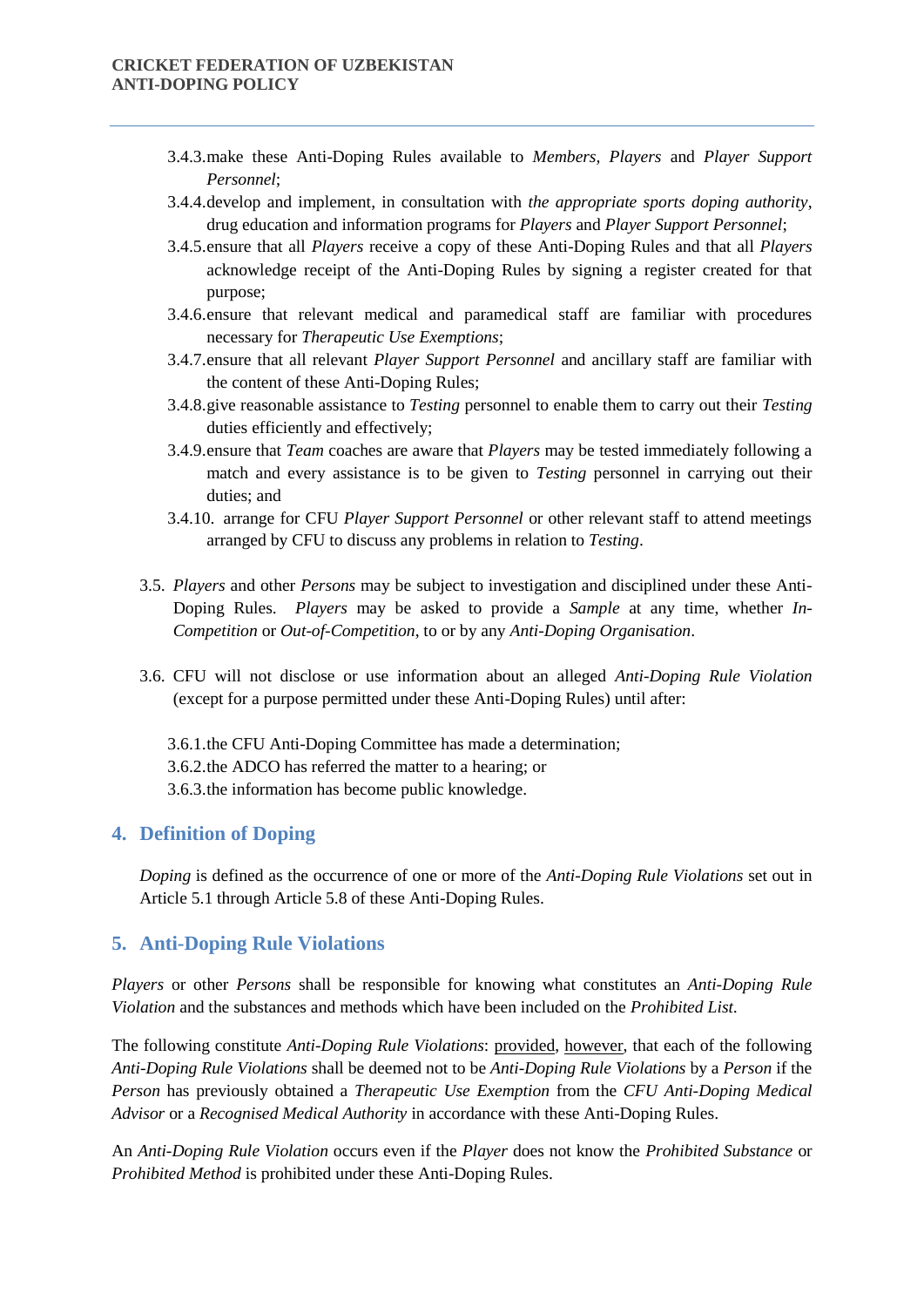3.4.3. make these Anti-Doping Rules available to *Members*, *Players* and *Player Support Personnel*;

3.4.4. develop and implement, in consultation with *the appropriate sports doping authority*, drug education and information programs for *Players* and *Player Support Personnel*;

3.4.5. ensure that all *Players* receive a copy of these Anti-Doping Rules and that all *Players* acknowledge receipt of the Anti-Doping Rules by signing a register created for that purpose;

3.4.6. ensure that relevant medical and paramedical staff are familiar with procedures necessary for *Therapeutic Use Exemptions*;

3.4.7. ensure that all relevant *Player Support Personnel* and ancillary staff are familiar with the content of these Anti-Doping Rules;

3.4.8. give reasonable assistance to *Testing* personnel to enable them to carry out their *Testing* duties efficiently and effectively;

3.4.9. ensure that *Team* coaches are aware that *Players* may be tested immediately following a match and every assistance is to be given to *Testing* personnel in carrying out their duties; and

3.4.10. arrange for CFU *Player Support Personnel* or other relevant staff to attend meetings arranged by CFU to discuss any problems in relation to *Testing*.

3.5. *Players* and other *Persons* may be subject to investigation and disciplined under these Anti-Doping Rules. *Players* may be asked to provide a *Sample* at any time, whether *In-Competition* or *Out-of-Competition*, to or by any *Anti-Doping Organisation*.

3.6. CFU will not disclose or use information about an alleged *Anti-Doping Rule Violation* (except for a purpose permitted under these Anti-Doping Rules) until after:

3.6.1. the CFU Anti-Doping Committee has made a determination;

3.6.2. the ADCO has referred the matter to a hearing; or

3.6.3. the information has become public knowledge.

## 4. Definition of Doping

*Doping* is defined as the occurrence of one or more of the *Anti-Doping Rule Violations* set out in Article 5.1 through Article 5.8 of these Anti-Doping Rules.

## 5. Anti-Doping Rule Violations

*Players* or other *Persons* shall be responsible for knowing what constitutes an *Anti-Doping Rule Violation* and the substances and methods which have been included on the *Prohibited List.*

The following constitute *Anti-Doping Rule Violations*: <u>provided</u>, <u>however</u>, that each of the following *Anti-Doping Rule Violations* shall be deemed not to be *Anti-Doping Rule Violations* by a *Person* if the *Person* has previously obtained a *Therapeutic Use Exemption* from the *CFU Anti-Doping Medical Advisor* or a *Recognised Medical Authority* in accordance with these Anti-Doping Rules.

An *Anti-Doping Rule Violation* occurs even if the *Player* does not know the *Prohibited Substance* or *Prohibited Method* is prohibited under these Anti-Doping Rules.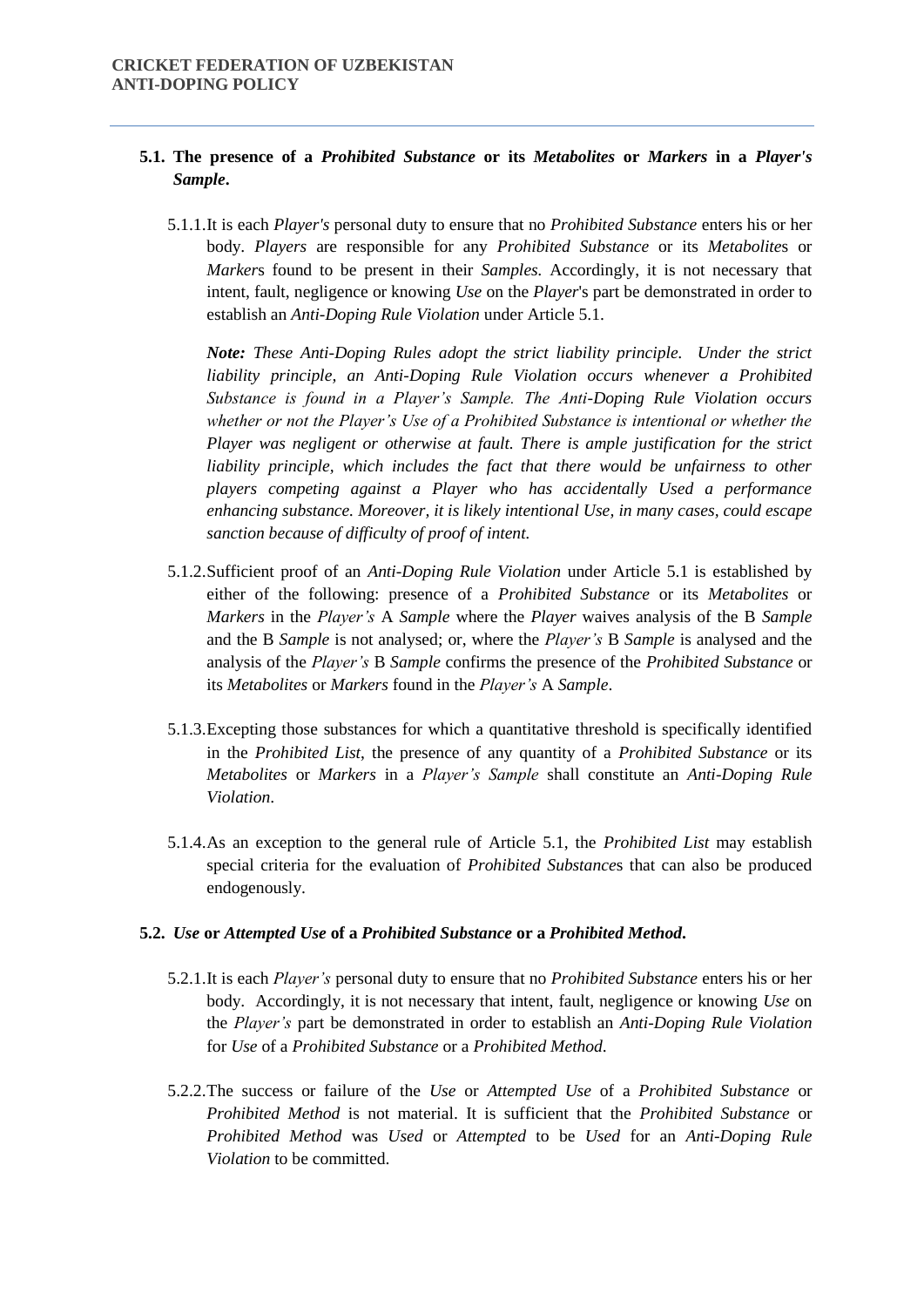### 5.1. The presence of a *Prohibited Substance* or its *Metabolites* or *Markers* in a *Player's Sample*.

5.1.1. It is each *Player's* personal duty to ensure that no *Prohibited Substance* enters his or her body. *Players* are responsible for any *Prohibited Substance* or its *Metabolite*s or *Marker*s found to be present in their *Samples.* Accordingly, it is not necessary that intent, fault, negligence or knowing *Use* on the *Player*'s part be demonstrated in order to establish an *Anti-Doping Rule Violation* under Article 5.1.

***Note:*** *These Anti-Doping Rules adopt the strict liability principle. Under the strict liability principle, an Anti-Doping Rule Violation occurs whenever a Prohibited Substance is found in a Player's Sample. The Anti-Doping Rule Violation occurs whether or not the Player's Use of a Prohibited Substance is intentional or whether the Player was negligent or otherwise at fault. There is ample justification for the strict liability principle, which includes the fact that there would be unfairness to other players competing against a Player who has accidentally Used a performance enhancing substance. Moreover, it is likely intentional Use, in many cases, could escape sanction because of difficulty of proof of intent.*

5.1.2. Sufficient proof of an *Anti-Doping Rule Violation* under Article 5.1 is established by either of the following: presence of a *Prohibited Substance* or its *Metabolites* or *Markers* in the *Player's* A *Sample* where the *Player* waives analysis of the B *Sample* and the B *Sample* is not analysed; or, where the *Player's* B *Sample* is analysed and the analysis of the *Player's* B *Sample* confirms the presence of the *Prohibited Substance* or its *Metabolites* or *Markers* found in the *Player's* A *Sample*.

5.1.3. Excepting those substances for which a quantitative threshold is specifically identified in the *Prohibited List*, the presence of any quantity of a *Prohibited Substance* or its *Metabolites* or *Markers* in a *Player's Sample* shall constitute an *Anti-Doping Rule Violation*.

5.1.4. As an exception to the general rule of Article 5.1, the *Prohibited List* may establish special criteria for the evaluation of *Prohibited Substance*s that can also be produced endogenously.

### 5.2. *Use* or *Attempted Use* of a *Prohibited Substance* or a *Prohibited Method*.

5.2.1. It is each *Player's* personal duty to ensure that no *Prohibited Substance* enters his or her body. Accordingly, it is not necessary that intent, fault, negligence or knowing *Use* on the *Player's* part be demonstrated in order to establish an *Anti-Doping Rule Violation* for *Use* of a *Prohibited Substance* or a *Prohibited Method*.

5.2.2. The success or failure of the *Use* or *Attempted Use* of a *Prohibited Substance* or *Prohibited Method* is not material. It is sufficient that the *Prohibited Substance* or *Prohibited Method* was *Used* or *Attempted* to be *Used* for an *Anti-Doping Rule Violation* to be committed.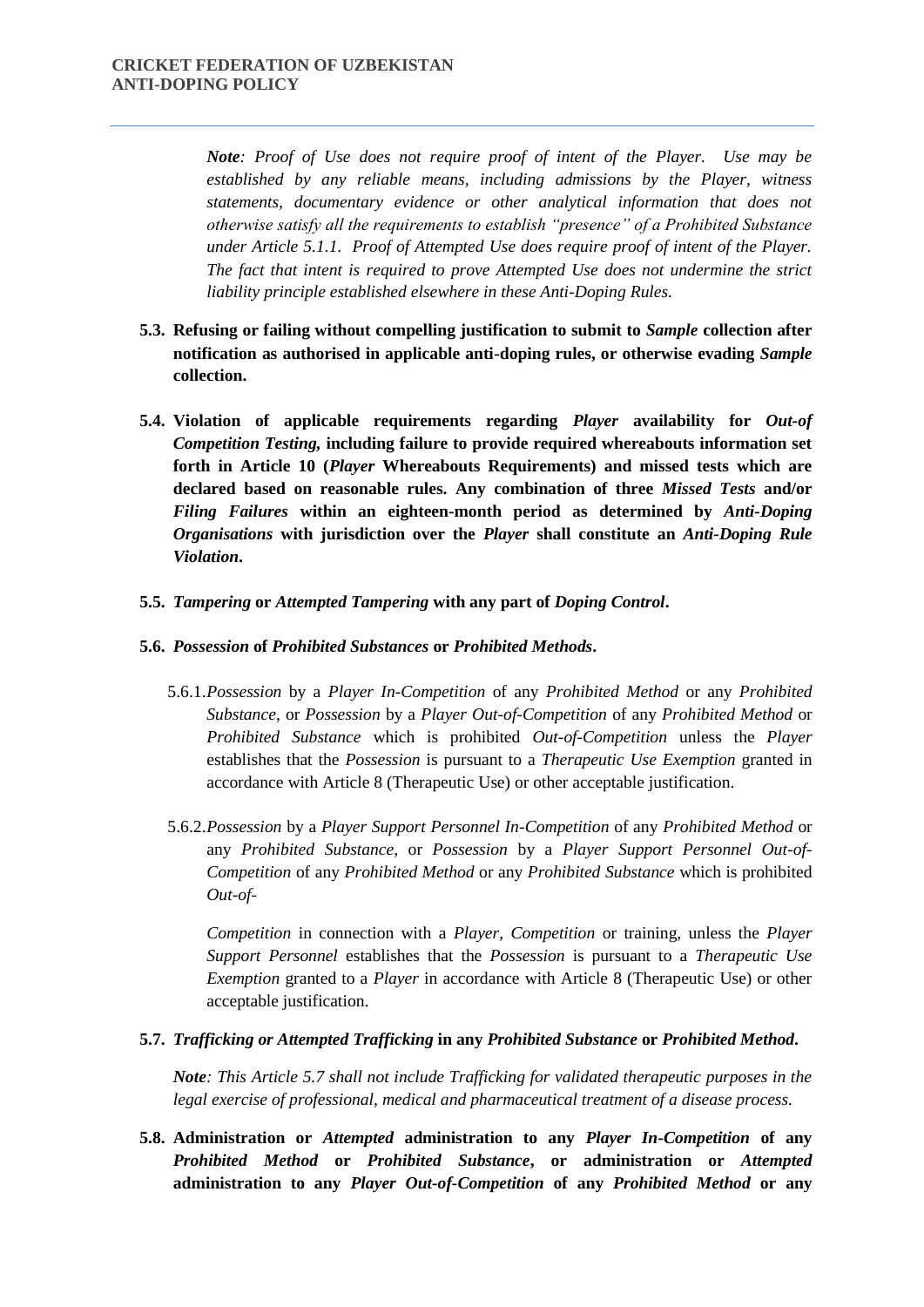*Note: Proof of Use does not require proof of intent of the Player. Use may be established by any reliable means, including admissions by the Player, witness statements, documentary evidence or other analytical information that does not otherwise satisfy all the requirements to establish "presence" of a Prohibited Substance under Article 5.1.1. Proof of Attempted Use does require proof of intent of the Player. The fact that intent is required to prove Attempted Use does not undermine the strict liability principle established elsewhere in these Anti-Doping Rules.*

**5.3. Refusing or failing without compelling justification to submit to *Sample* collection after notification as authorised in applicable anti-doping rules, or otherwise evading *Sample* collection.**

**5.4. Violation of applicable requirements regarding *Player* availability for *Out-of Competition Testing,* including failure to provide required whereabouts information set forth in Article 10 (*Player* Whereabouts Requirements) and missed tests which are declared based on reasonable rules. Any combination of three *Missed Tests* and/or *Filing Failures* within an eighteen-month period as determined by *Anti-Doping Organisations* with jurisdiction over the *Player* shall constitute an *Anti-Doping Rule Violation*.**

**5.5. *Tampering* or *Attempted Tampering* with any part of *Doping Control*.**

**5.6. *Possession* of *Prohibited Substances* or *Prohibited Methods*.**

5.6.1. *Possession* by a *Player In-Competition* of any *Prohibited Method* or any *Prohibited Substance*, or *Possession* by a *Player Out-of-Competition* of any *Prohibited Method* or *Prohibited Substance* which is prohibited *Out-of-Competition* unless the *Player* establishes that the *Possession* is pursuant to a *Therapeutic Use Exemption* granted in accordance with Article 8 (Therapeutic Use) or other acceptable justification.

5.6.2. *Possession* by a *Player Support Personnel In-Competition* of any *Prohibited Method* or any *Prohibited Substance*, or *Possession* by a *Player Support Personnel Out-of-Competition* of any *Prohibited Method* or any *Prohibited Substance* which is prohibited *Out-of-Competition* in connection with a *Player*, *Competition* or training, unless the *Player Support Personnel* establishes that the *Possession* is pursuant to a *Therapeutic Use Exemption* granted to a *Player* in accordance with Article 8 (Therapeutic Use) or other acceptable justification.

**5.7. *Trafficking or Attempted Trafficking* in any *Prohibited Substance* or *Prohibited Method*.**

*Note: This Article 5.7 shall not include Trafficking for validated therapeutic purposes in the legal exercise of professional, medical and pharmaceutical treatment of a disease process.*

**5.8. Administration or *Attempted* administration to any *Player In-Competition* of any *Prohibited Method* or *Prohibited Substance*, or administration or *Attempted* administration to any *Player Out-of-Competition* of any *Prohibited Method* or any**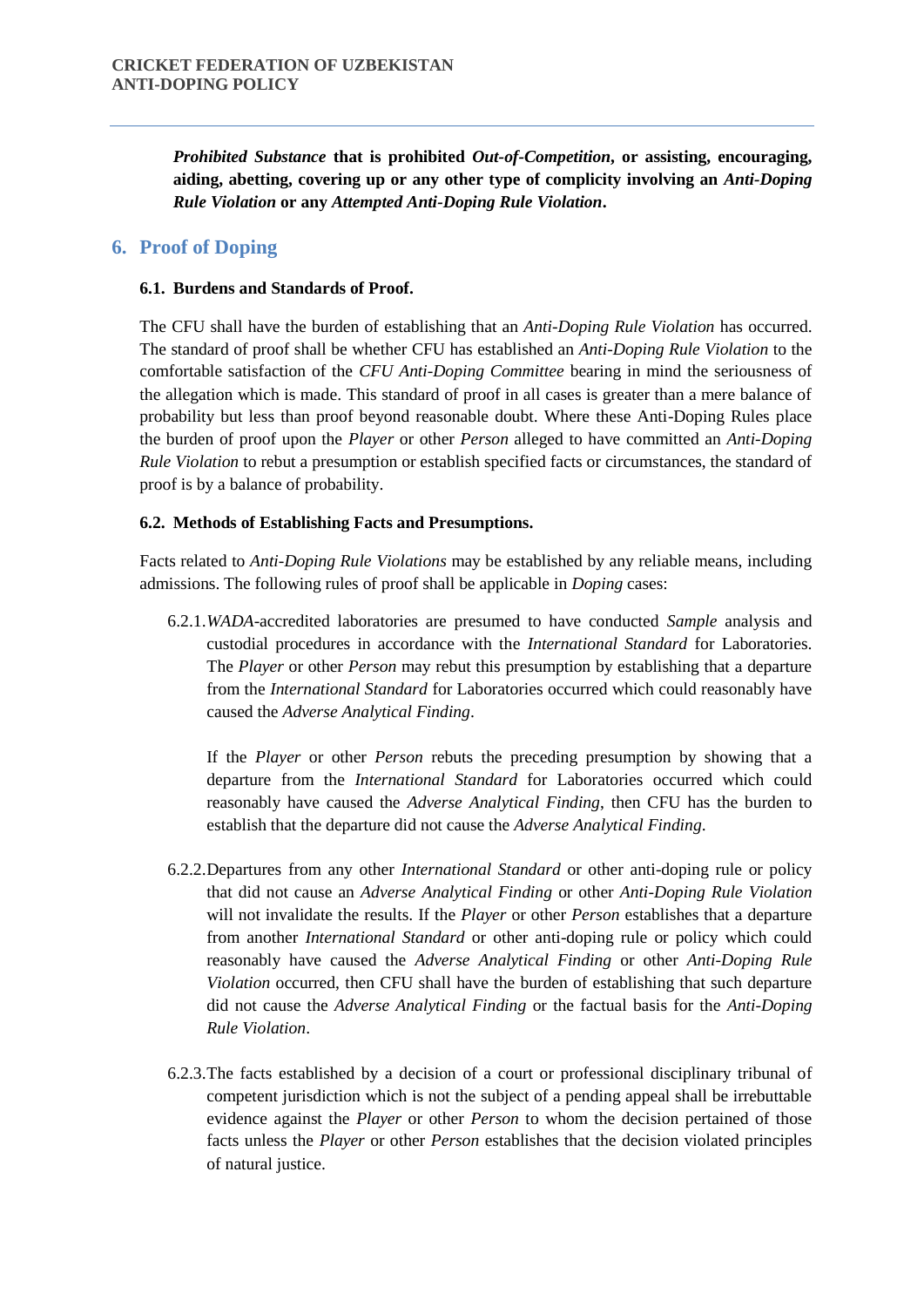***Prohibited Substance* that is prohibited *Out-of-Competition*, or assisting, encouraging, aiding, abetting, covering up or any other type of complicity involving an *Anti-Doping Rule Violation* or any *Attempted Anti-Doping Rule Violation*.**

## 6. Proof of Doping

### 6.1. Burdens and Standards of Proof.

The CFU shall have the burden of establishing that an *Anti-Doping Rule Violation* has occurred. The standard of proof shall be whether CFU has established an *Anti-Doping Rule Violation* to the comfortable satisfaction of the *CFU Anti-Doping Committee* bearing in mind the seriousness of the allegation which is made. This standard of proof in all cases is greater than a mere balance of probability but less than proof beyond reasonable doubt. Where these Anti-Doping Rules place the burden of proof upon the *Player* or other *Person* alleged to have committed an *Anti-Doping Rule Violation* to rebut a presumption or establish specified facts or circumstances, the standard of proof is by a balance of probability.

### 6.2. Methods of Establishing Facts and Presumptions.

Facts related to *Anti-Doping Rule Violations* may be established by any reliable means, including admissions. The following rules of proof shall be applicable in *Doping* cases:

6.2.1. *WADA*-accredited laboratories are presumed to have conducted *Sample* analysis and custodial procedures in accordance with the *International Standard* for Laboratories. The *Player* or other *Person* may rebut this presumption by establishing that a departure from the *International Standard* for Laboratories occurred which could reasonably have caused the *Adverse Analytical Finding*.

If the *Player* or other *Person* rebuts the preceding presumption by showing that a departure from the *International Standard* for Laboratories occurred which could reasonably have caused the *Adverse Analytical Finding*, then CFU has the burden to establish that the departure did not cause the *Adverse Analytical Finding*.

6.2.2. Departures from any other *International Standard* or other anti-doping rule or policy that did not cause an *Adverse Analytical Finding* or other *Anti-Doping Rule Violation* will not invalidate the results. If the *Player* or other *Person* establishes that a departure from another *International Standard* or other anti-doping rule or policy which could reasonably have caused the *Adverse Analytical Finding* or other *Anti-Doping Rule Violation* occurred, then CFU shall have the burden of establishing that such departure did not cause the *Adverse Analytical Finding* or the factual basis for the *Anti-Doping Rule Violation*.

6.2.3. The facts established by a decision of a court or professional disciplinary tribunal of competent jurisdiction which is not the subject of a pending appeal shall be irrebuttable evidence against the *Player* or other *Person* to whom the decision pertained of those facts unless the *Player* or other *Person* establishes that the decision violated principles of natural justice.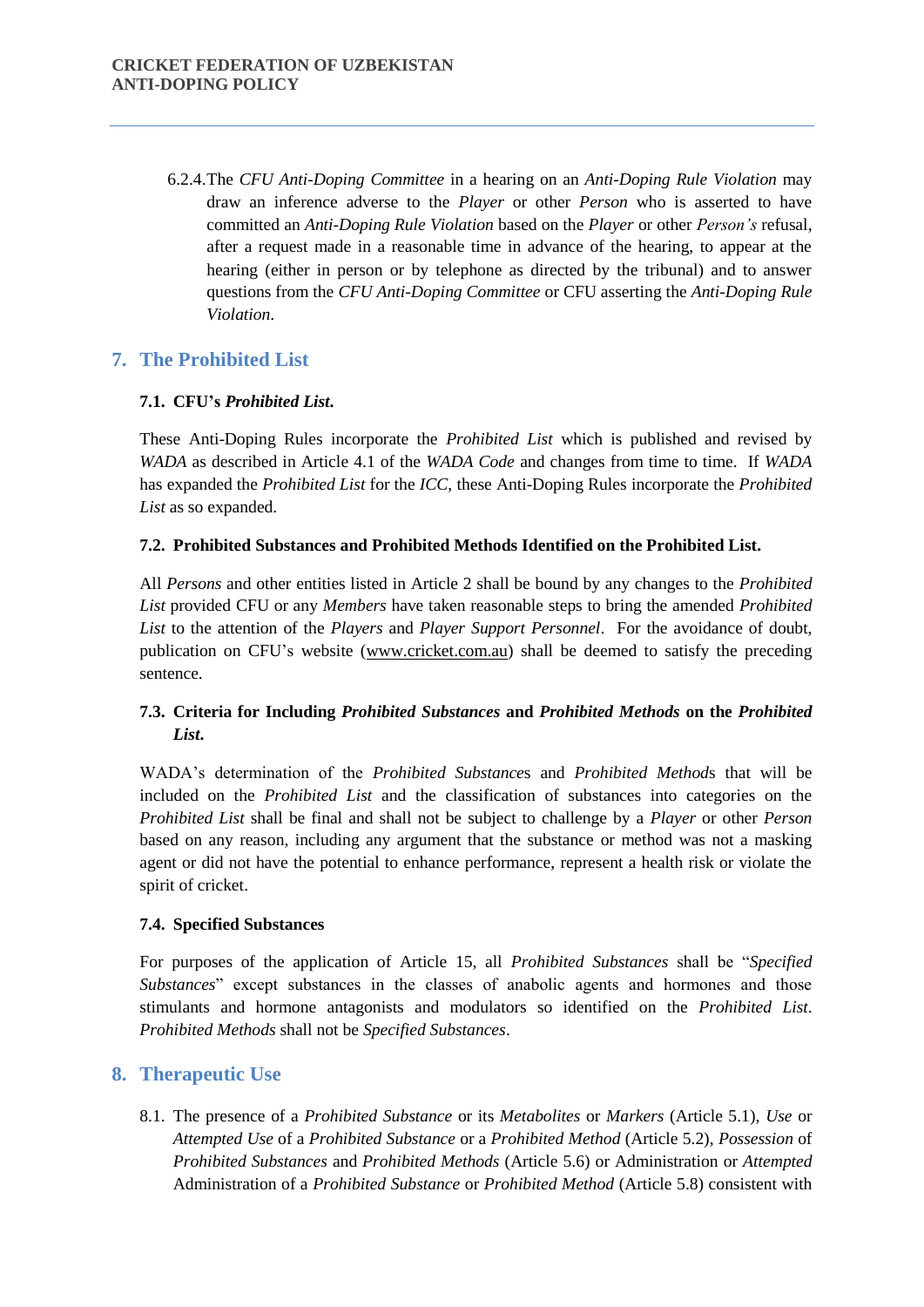6.2.4. The *CFU Anti-Doping Committee* in a hearing on an *Anti-Doping Rule Violation* may draw an inference adverse to the *Player* or other *Person* who is asserted to have committed an *Anti-Doping Rule Violation* based on the *Player* or other *Person's* refusal, after a request made in a reasonable time in advance of the hearing, to appear at the hearing (either in person or by telephone as directed by the tribunal) and to answer questions from the *CFU Anti-Doping Committee* or CFU asserting the *Anti-Doping Rule Violation*.

## 7. The Prohibited List

### 7.1. CFU's *Prohibited List*.

These Anti-Doping Rules incorporate the *Prohibited List* which is published and revised by *WADA* as described in Article 4.1 of the *WADA Code* and changes from time to time. If *WADA* has expanded the *Prohibited List* for the *ICC*, these Anti-Doping Rules incorporate the *Prohibited List* as so expanded.

### 7.2. Prohibited Substances and Prohibited Methods Identified on the Prohibited List.

All *Persons* and other entities listed in Article 2 shall be bound by any changes to the *Prohibited List* provided CFU or any *Members* have taken reasonable steps to bring the amended *Prohibited List* to the attention of the *Players* and *Player Support Personnel*. For the avoidance of doubt, publication on CFU's website (www.cricket.com.au) shall be deemed to satisfy the preceding sentence.

### 7.3. Criteria for Including *Prohibited Substances* and *Prohibited Methods* on the *Prohibited List*.

WADA's determination of the *Prohibited Substance*s and *Prohibited Method*s that will be included on the *Prohibited List* and the classification of substances into categories on the *Prohibited List* shall be final and shall not be subject to challenge by a *Player* or other *Person* based on any reason, including any argument that the substance or method was not a masking agent or did not have the potential to enhance performance, represent a health risk or violate the spirit of cricket.

### 7.4. Specified Substances

For purposes of the application of Article 15, all *Prohibited Substances* shall be "*Specified Substances*" except substances in the classes of anabolic agents and hormones and those stimulants and hormone antagonists and modulators so identified on the *Prohibited List*. *Prohibited Methods* shall not be *Specified Substances*.

## 8. Therapeutic Use

8.1. The presence of a *Prohibited Substance* or its *Metabolites* or *Markers* (Article 5.1), *Use* or *Attempted Use* of a *Prohibited Substance* or a *Prohibited Method* (Article 5.2), *Possession* of *Prohibited Substances* and *Prohibited Methods* (Article 5.6) or Administration or *Attempted* Administration of a *Prohibited Substance* or *Prohibited Method* (Article 5.8) consistent with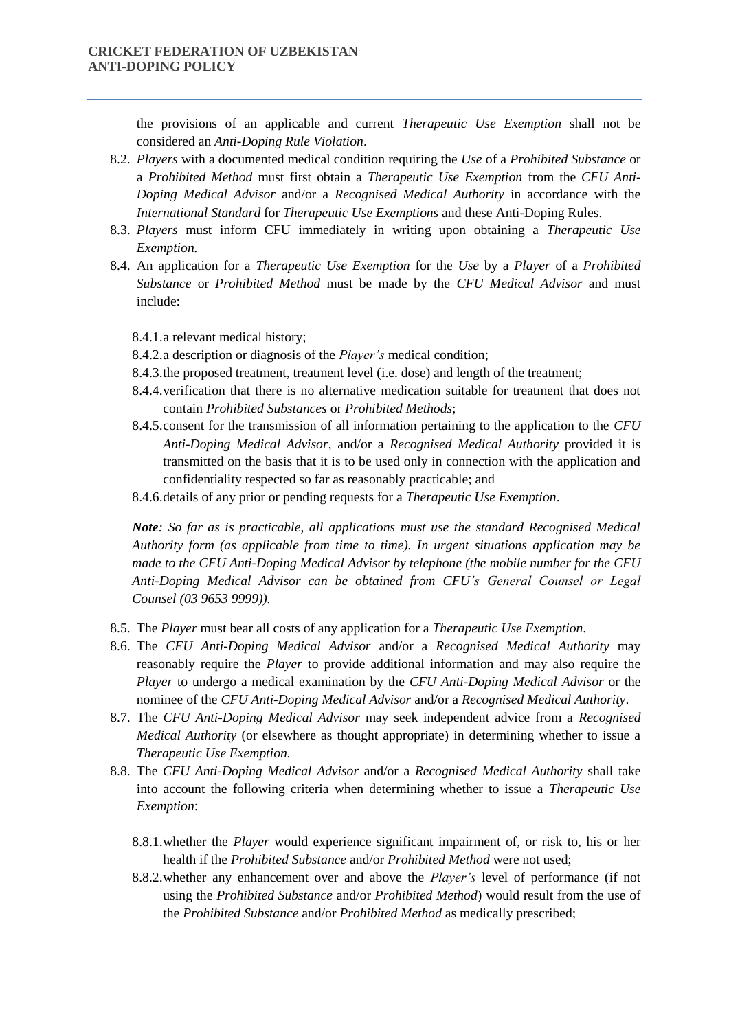the provisions of an applicable and current *Therapeutic Use Exemption* shall not be considered an *Anti-Doping Rule Violation*.

8.2. *Players* with a documented medical condition requiring the *Use* of a *Prohibited Substance* or a *Prohibited Method* must first obtain a *Therapeutic Use Exemption* from the *CFU Anti-Doping Medical Advisor* and/or a *Recognised Medical Authority* in accordance with the *International Standard* for *Therapeutic Use Exemptions* and these Anti-Doping Rules.

8.3. *Players* must inform CFU immediately in writing upon obtaining a *Therapeutic Use Exemption.*

8.4. An application for a *Therapeutic Use Exemption* for the *Use* by a *Player* of a *Prohibited Substance* or *Prohibited Method* must be made by the *CFU Medical Advisor* and must include:

8.4.1. a relevant medical history;

8.4.2. a description or diagnosis of the *Player's* medical condition;

8.4.3. the proposed treatment, treatment level (i.e. dose) and length of the treatment;

8.4.4. verification that there is no alternative medication suitable for treatment that does not contain *Prohibited Substances* or *Prohibited Methods*;

8.4.5. consent for the transmission of all information pertaining to the application to the *CFU Anti-Doping Medical Advisor*, and/or a *Recognised Medical Authority* provided it is transmitted on the basis that it is to be used only in connection with the application and confidentiality respected so far as reasonably practicable; and

8.4.6. details of any prior or pending requests for a *Therapeutic Use Exemption*.

***Note****: So far as is practicable, all applications must use the standard Recognised Medical Authority form (as applicable from time to time). In urgent situations application may be made to the CFU Anti-Doping Medical Advisor by telephone (the mobile number for the CFU Anti-Doping Medical Advisor can be obtained from CFU's General Counsel or Legal Counsel (03 9653 9999)).*

8.5. The *Player* must bear all costs of any application for a *Therapeutic Use Exemption*.

8.6. The *CFU Anti-Doping Medical Advisor* and/or a *Recognised Medical Authority* may reasonably require the *Player* to provide additional information and may also require the *Player* to undergo a medical examination by the *CFU Anti-Doping Medical Advisor* or the nominee of the *CFU Anti-Doping Medical Advisor* and/or a *Recognised Medical Authority*.

8.7. The *CFU Anti-Doping Medical Advisor* may seek independent advice from a *Recognised Medical Authority* (or elsewhere as thought appropriate) in determining whether to issue a *Therapeutic Use Exemption.*

8.8. The *CFU Anti-Doping Medical Advisor* and/or a *Recognised Medical Authority* shall take into account the following criteria when determining whether to issue a *Therapeutic Use Exemption*:

8.8.1. whether the *Player* would experience significant impairment of, or risk to, his or her health if the *Prohibited Substance* and/or *Prohibited Method* were not used;

8.8.2. whether any enhancement over and above the *Player's* level of performance (if not using the *Prohibited Substance* and/or *Prohibited Method*) would result from the use of the *Prohibited Substance* and/or *Prohibited Method* as medically prescribed;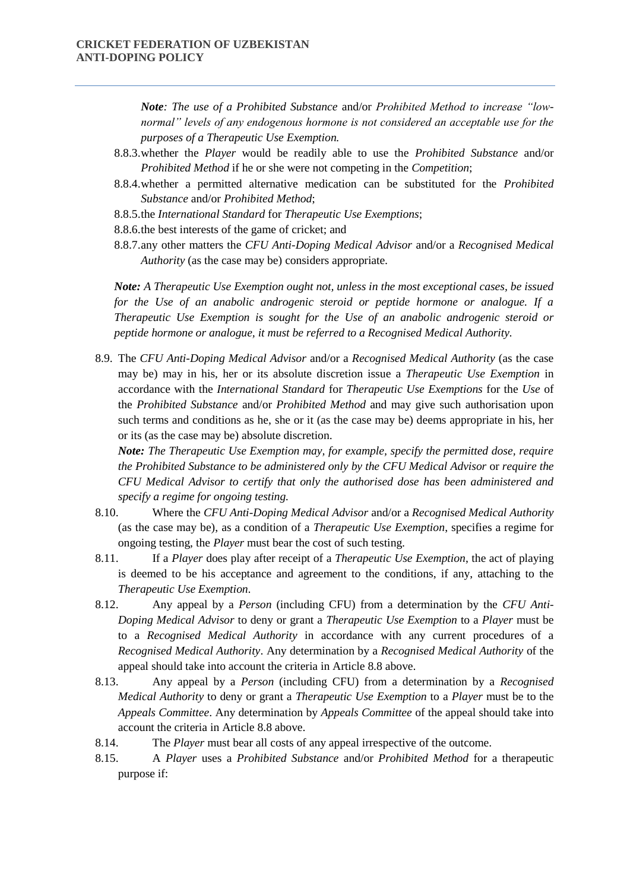*Note: The use of a Prohibited Substance* and/or *Prohibited Method to increase "low-normal" levels of any endogenous hormone is not considered an acceptable use for the purposes of a Therapeutic Use Exemption.*

8.8.3. whether the *Player* would be readily able to use the *Prohibited Substance* and/or *Prohibited Method* if he or she were not competing in the *Competition*;

8.8.4. whether a permitted alternative medication can be substituted for the *Prohibited Substance* and/or *Prohibited Method*;

8.8.5. the *International Standard* for *Therapeutic Use Exemptions*;

8.8.6. the best interests of the game of cricket; and

8.8.7. any other matters the *CFU Anti-Doping Medical Advisor* and/or a *Recognised Medical Authority* (as the case may be) considers appropriate.

***Note:** A Therapeutic Use Exemption ought not, unless in the most exceptional cases, be issued for the Use of an anabolic androgenic steroid or peptide hormone or analogue. If a Therapeutic Use Exemption is sought for the Use of an anabolic androgenic steroid or peptide hormone or analogue, it must be referred to a Recognised Medical Authority.*

8.9. The *CFU Anti-Doping Medical Advisor* and/or a *Recognised Medical Authority* (as the case may be) may in his, her or its absolute discretion issue a *Therapeutic Use Exemption* in accordance with the *International Standard* for *Therapeutic Use Exemptions* for the *Use* of the *Prohibited Substance* and/or *Prohibited Method* and may give such authorisation upon such terms and conditions as he, she or it (as the case may be) deems appropriate in his, her or its (as the case may be) absolute discretion.

***Note:** The Therapeutic Use Exemption may, for example, specify the permitted dose, require the Prohibited Substance to be administered only by the CFU Medical Advisor* or *require the CFU Medical Advisor to certify that only the authorised dose has been administered and specify a regime for ongoing testing.*

8.10. Where the *CFU Anti-Doping Medical Advisor* and/or a *Recognised Medical Authority* (as the case may be), as a condition of a *Therapeutic Use Exemption*, specifies a regime for ongoing testing, the *Player* must bear the cost of such testing.

8.11. If a *Player* does play after receipt of a *Therapeutic Use Exemption*, the act of playing is deemed to be his acceptance and agreement to the conditions, if any, attaching to the *Therapeutic Use Exemption*.

8.12. Any appeal by a *Person* (including CFU) from a determination by the *CFU Anti-Doping Medical Advisor* to deny or grant a *Therapeutic Use Exemption* to a *Player* must be to a *Recognised Medical Authority* in accordance with any current procedures of a *Recognised Medical Authority*. Any determination by a *Recognised Medical Authority* of the appeal should take into account the criteria in Article 8.8 above.

8.13. Any appeal by a *Person* (including CFU) from a determination by a *Recognised Medical Authority* to deny or grant a *Therapeutic Use Exemption* to a *Player* must be to the *Appeals Committee*. Any determination by *Appeals Committee* of the appeal should take into account the criteria in Article 8.8 above.

8.14. The *Player* must bear all costs of any appeal irrespective of the outcome.

8.15. A *Player* uses a *Prohibited Substance* and/or *Prohibited Method* for a therapeutic purpose if: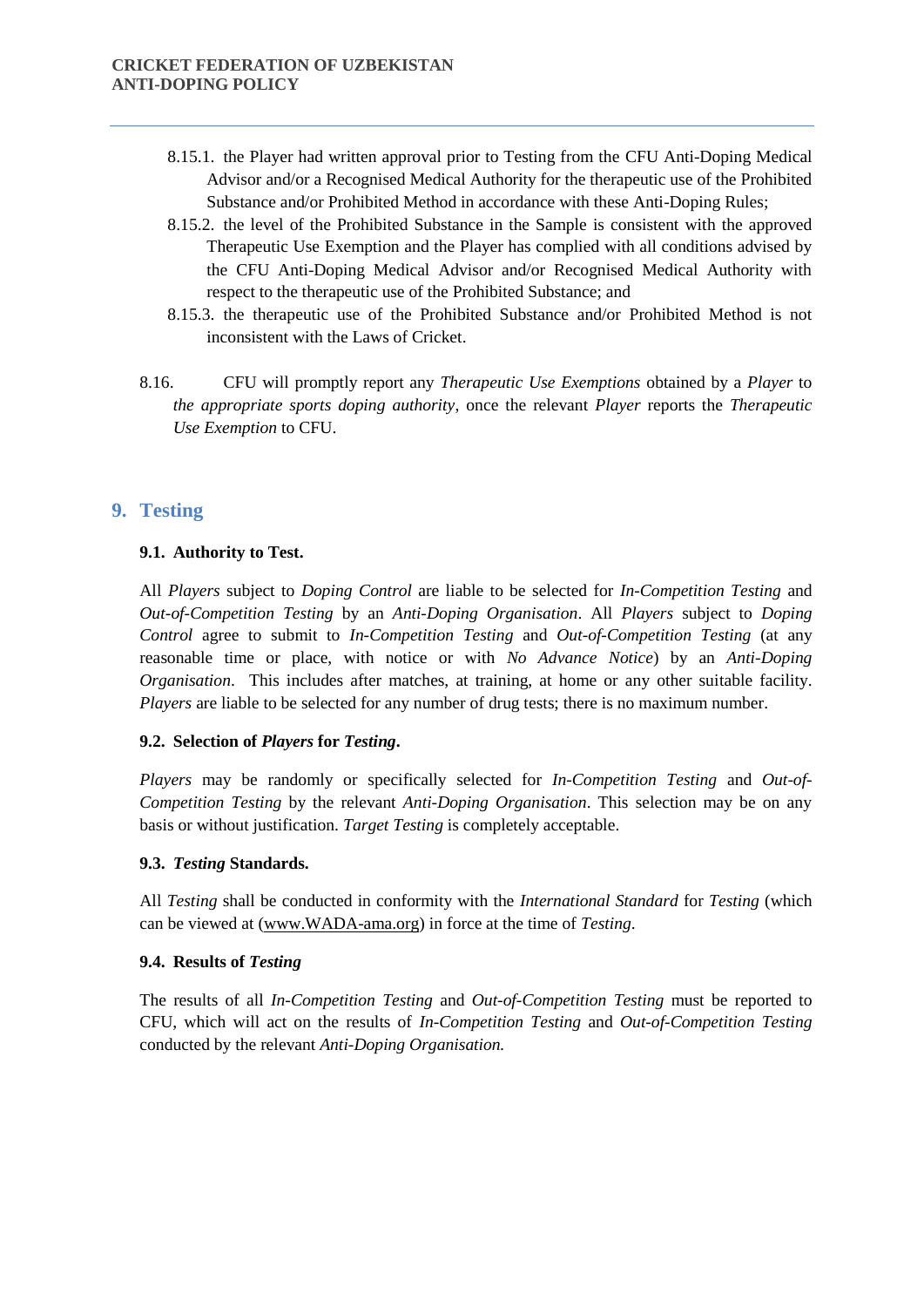8.15.1. the Player had written approval prior to Testing from the CFU Anti-Doping Medical Advisor and/or a Recognised Medical Authority for the therapeutic use of the Prohibited Substance and/or Prohibited Method in accordance with these Anti-Doping Rules;

8.15.2. the level of the Prohibited Substance in the Sample is consistent with the approved Therapeutic Use Exemption and the Player has complied with all conditions advised by the CFU Anti-Doping Medical Advisor and/or Recognised Medical Authority with respect to the therapeutic use of the Prohibited Substance; and

8.15.3. the therapeutic use of the Prohibited Substance and/or Prohibited Method is not inconsistent with the Laws of Cricket.

8.16. CFU will promptly report any *Therapeutic Use Exemptions* obtained by a *Player* to *the appropriate sports doping authority*, once the relevant *Player* reports the *Therapeutic Use Exemption* to CFU.

## 9. Testing

### 9.1. Authority to Test.

All *Players* subject to *Doping Control* are liable to be selected for *In-Competition Testing* and *Out-of-Competition Testing* by an *Anti-Doping Organisation*. All *Players* subject to *Doping Control* agree to submit to *In-Competition Testing* and *Out-of-Competition Testing* (at any reasonable time or place, with notice or with *No Advance Notice*) by an *Anti-Doping Organisation*. This includes after matches, at training, at home or any other suitable facility. *Players* are liable to be selected for any number of drug tests; there is no maximum number.

### 9.2. Selection of *Players* for *Testing*.

*Players* may be randomly or specifically selected for *In-Competition Testing* and *Out-of-Competition Testing* by the relevant *Anti-Doping Organisation*. This selection may be on any basis or without justification. *Target Testing* is completely acceptable.

### 9.3. *Testing* Standards.

All *Testing* shall be conducted in conformity with the *International Standard* for *Testing* (which can be viewed at (www.WADA-ama.org) in force at the time of *Testing*.

### 9.4. Results of *Testing*

The results of all *In-Competition Testing* and *Out-of-Competition Testing* must be reported to CFU, which will act on the results of *In-Competition Testing* and *Out-of-Competition Testing* conducted by the relevant *Anti-Doping Organisation.*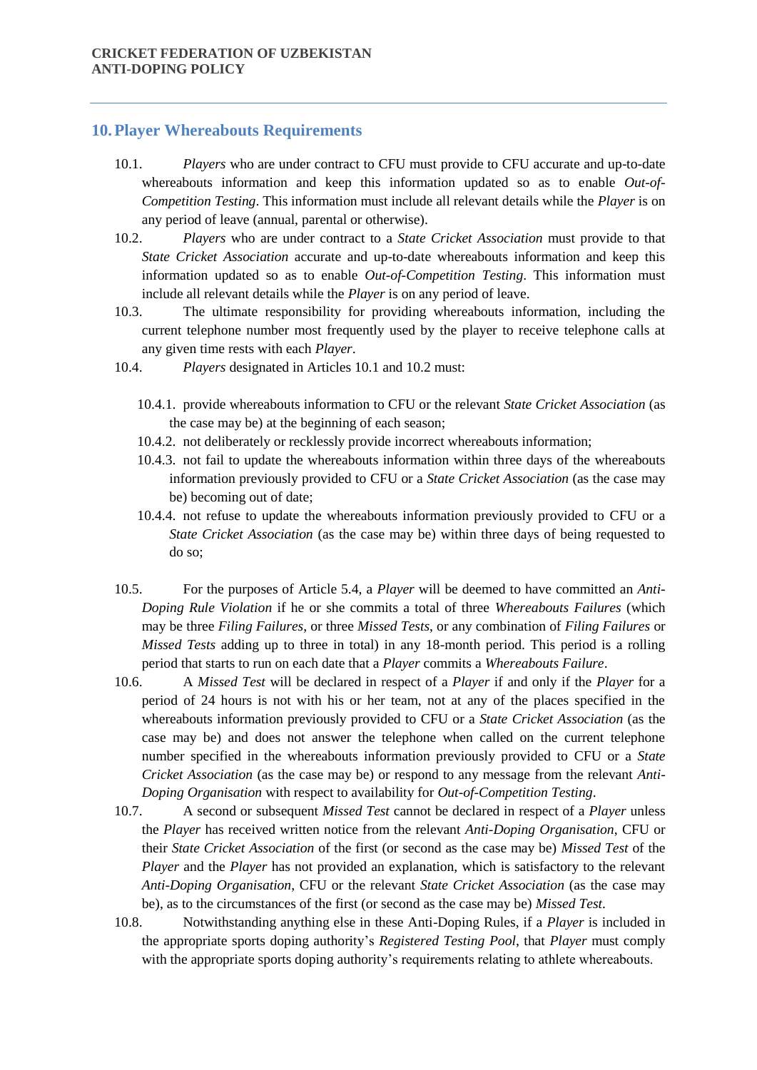## 10. Player Whereabouts Requirements

10.1. *Players* who are under contract to CFU must provide to CFU accurate and up-to-date whereabouts information and keep this information updated so as to enable *Out-of-Competition Testing*. This information must include all relevant details while the *Player* is on any period of leave (annual, parental or otherwise).

10.2. *Players* who are under contract to a *State Cricket Association* must provide to that *State Cricket Association* accurate and up-to-date whereabouts information and keep this information updated so as to enable *Out-of-Competition Testing*. This information must include all relevant details while the *Player* is on any period of leave.

10.3. The ultimate responsibility for providing whereabouts information, including the current telephone number most frequently used by the player to receive telephone calls at any given time rests with each *Player*.

10.4. *Players* designated in Articles 10.1 and 10.2 must:

- 10.4.1. provide whereabouts information to CFU or the relevant *State Cricket Association* (as the case may be) at the beginning of each season;
- 10.4.2. not deliberately or recklessly provide incorrect whereabouts information;
- 10.4.3. not fail to update the whereabouts information within three days of the whereabouts information previously provided to CFU or a *State Cricket Association* (as the case may be) becoming out of date;
- 10.4.4. not refuse to update the whereabouts information previously provided to CFU or a *State Cricket Association* (as the case may be) within three days of being requested to do so;

10.5. For the purposes of Article 5.4, a *Player* will be deemed to have committed an *Anti-Doping Rule Violation* if he or she commits a total of three *Whereabouts Failures* (which may be three *Filing Failures*, or three *Missed Tests*, or any combination of *Filing Failures* or *Missed Tests* adding up to three in total) in any 18-month period. This period is a rolling period that starts to run on each date that a *Player* commits a *Whereabouts Failure*.

10.6. A *Missed Test* will be declared in respect of a *Player* if and only if the *Player* for a period of 24 hours is not with his or her team, not at any of the places specified in the whereabouts information previously provided to CFU or a *State Cricket Association* (as the case may be) and does not answer the telephone when called on the current telephone number specified in the whereabouts information previously provided to CFU or a *State Cricket Association* (as the case may be) or respond to any message from the relevant *Anti-Doping Organisation* with respect to availability for *Out-of-Competition Testing*.

10.7. A second or subsequent *Missed Test* cannot be declared in respect of a *Player* unless the *Player* has received written notice from the relevant *Anti-Doping Organisation*, CFU or their *State Cricket Association* of the first (or second as the case may be) *Missed Test* of the *Player* and the *Player* has not provided an explanation, which is satisfactory to the relevant *Anti-Doping Organisation*, CFU or the relevant *State Cricket Association* (as the case may be), as to the circumstances of the first (or second as the case may be) *Missed Test*.

10.8. Notwithstanding anything else in these Anti-Doping Rules, if a *Player* is included in the appropriate sports doping authority's *Registered Testing Pool*, that *Player* must comply with the appropriate sports doping authority's requirements relating to athlete whereabouts.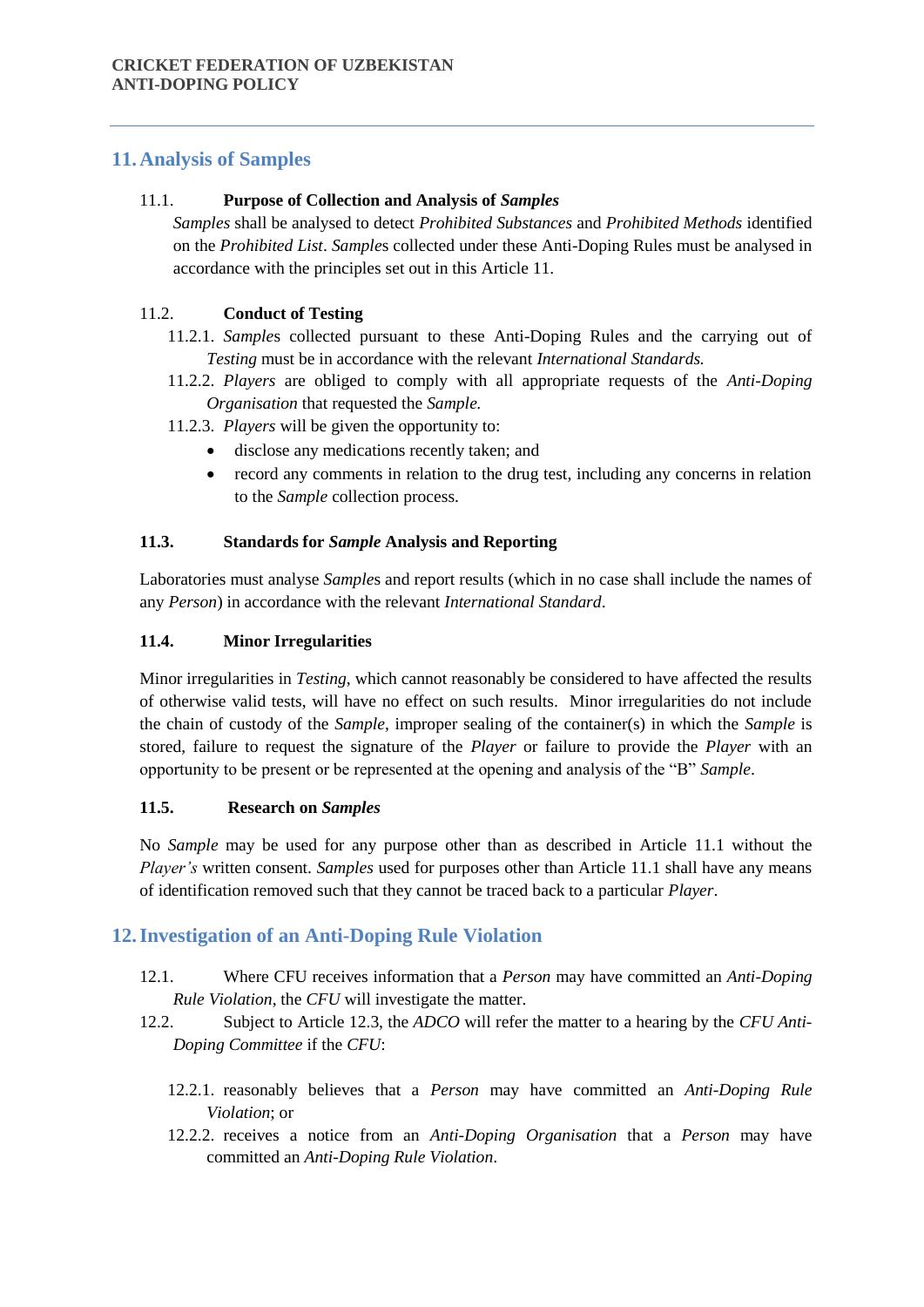## 11. Analysis of Samples

11.1. **Purpose of Collection and Analysis of *Samples***

*Samples* shall be analysed to detect *Prohibited Substances* and *Prohibited Methods* identified on the *Prohibited List*. *Sample*s collected under these Anti-Doping Rules must be analysed in accordance with the principles set out in this Article 11.

11.2. **Conduct of Testing**

11.2.1. *Sample*s collected pursuant to these Anti-Doping Rules and the carrying out of *Testing* must be in accordance with the relevant *International Standards.*

11.2.2. *Players* are obliged to comply with all appropriate requests of the *Anti-Doping Organisation* that requested the *Sample.*

11.2.3. *Players* will be given the opportunity to:

- disclose any medications recently taken; and
- record any comments in relation to the drug test, including any concerns in relation to the *Sample* collection process.

**11.3. Standards for *Sample* Analysis and Reporting**

Laboratories must analyse *Samples* and report results (which in no case shall include the names of any *Person*) in accordance with the relevant *International Standard*.

**11.4. Minor Irregularities**

Minor irregularities in *Testing*, which cannot reasonably be considered to have affected the results of otherwise valid tests, will have no effect on such results. Minor irregularities do not include the chain of custody of the *Sample*, improper sealing of the container(s) in which the *Sample* is stored, failure to request the signature of the *Player* or failure to provide the *Player* with an opportunity to be present or be represented at the opening and analysis of the "B" *Sample*.

**11.5. Research on *Samples***

No *Sample* may be used for any purpose other than as described in Article 11.1 without the *Player's* written consent. *Samples* used for purposes other than Article 11.1 shall have any means of identification removed such that they cannot be traced back to a particular *Player*.

## 12. Investigation of an Anti-Doping Rule Violation

12.1. Where CFU receives information that a *Person* may have committed an *Anti-Doping Rule Violation*, the *CFU* will investigate the matter.

12.2. Subject to Article 12.3, the *ADCO* will refer the matter to a hearing by the *CFU Anti-Doping Committee* if the *CFU*:

12.2.1. reasonably believes that a *Person* may have committed an *Anti-Doping Rule Violation*; or

12.2.2. receives a notice from an *Anti-Doping Organisation* that a *Person* may have committed an *Anti-Doping Rule Violation*.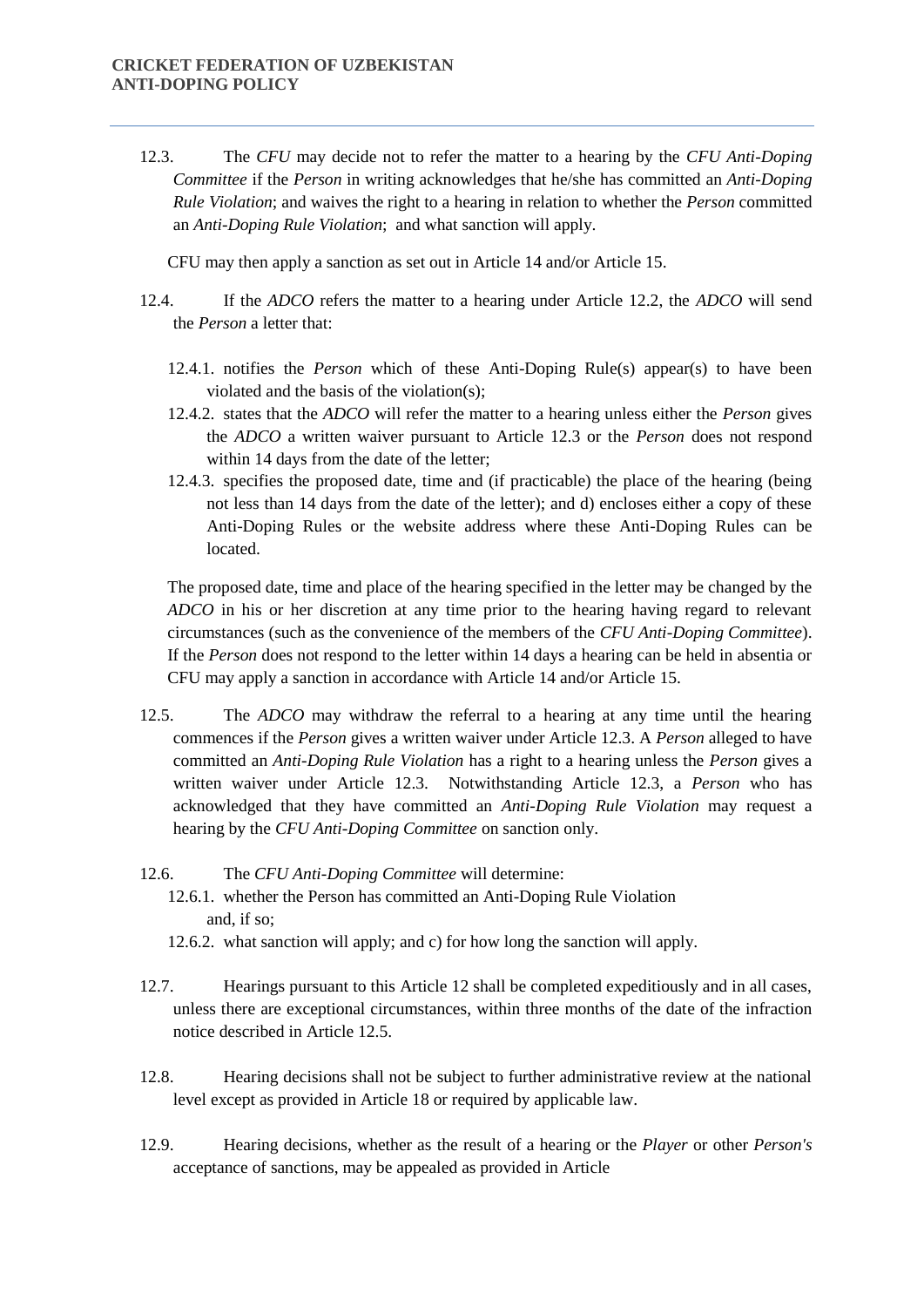12.3. The *CFU* may decide not to refer the matter to a hearing by the *CFU Anti-Doping Committee* if the *Person* in writing acknowledges that he/she has committed an *Anti-Doping Rule Violation*; and waives the right to a hearing in relation to whether the *Person* committed an *Anti-Doping Rule Violation*; and what sanction will apply.

CFU may then apply a sanction as set out in Article 14 and/or Article 15.

12.4. If the *ADCO* refers the matter to a hearing under Article 12.2, the *ADCO* will send the *Person* a letter that:

- 12.4.1. notifies the *Person* which of these Anti-Doping Rule(s) appear(s) to have been violated and the basis of the violation(s);
- 12.4.2. states that the *ADCO* will refer the matter to a hearing unless either the *Person* gives the *ADCO* a written waiver pursuant to Article 12.3 or the *Person* does not respond within 14 days from the date of the letter;
- 12.4.3. specifies the proposed date, time and (if practicable) the place of the hearing (being not less than 14 days from the date of the letter); and d) encloses either a copy of these Anti-Doping Rules or the website address where these Anti-Doping Rules can be located.

The proposed date, time and place of the hearing specified in the letter may be changed by the *ADCO* in his or her discretion at any time prior to the hearing having regard to relevant circumstances (such as the convenience of the members of the *CFU Anti-Doping Committee*). If the *Person* does not respond to the letter within 14 days a hearing can be held in absentia or CFU may apply a sanction in accordance with Article 14 and/or Article 15.

12.5. The *ADCO* may withdraw the referral to a hearing at any time until the hearing commences if the *Person* gives a written waiver under Article 12.3. A *Person* alleged to have committed an *Anti-Doping Rule Violation* has a right to a hearing unless the *Person* gives a written waiver under Article 12.3. Notwithstanding Article 12.3, a *Person* who has acknowledged that they have committed an *Anti-Doping Rule Violation* may request a hearing by the *CFU Anti-Doping Committee* on sanction only.

12.6. The *CFU Anti-Doping Committee* will determine:

- 12.6.1. whether the Person has committed an Anti-Doping Rule Violation and, if so;
- 12.6.2. what sanction will apply; and c) for how long the sanction will apply.

12.7. Hearings pursuant to this Article 12 shall be completed expeditiously and in all cases, unless there are exceptional circumstances, within three months of the date of the infraction notice described in Article 12.5.

12.8. Hearing decisions shall not be subject to further administrative review at the national level except as provided in Article 18 or required by applicable law.

12.9. Hearing decisions, whether as the result of a hearing or the *Player* or other *Person's* acceptance of sanctions, may be appealed as provided in Article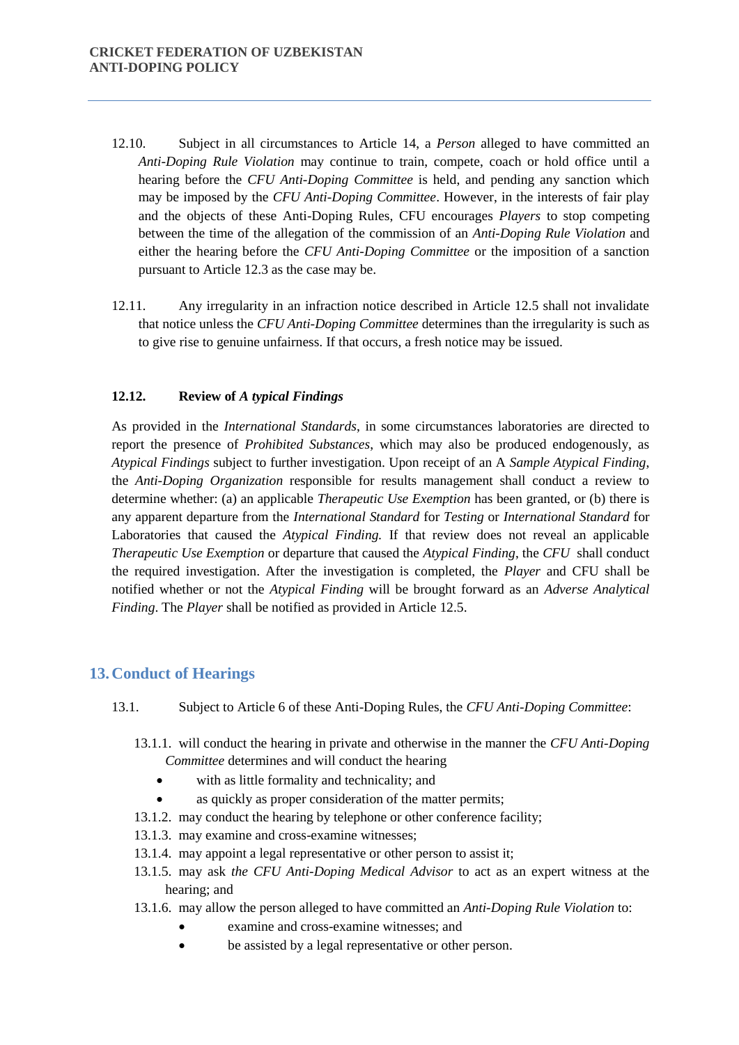12.10. Subject in all circumstances to Article 14, a *Person* alleged to have committed an *Anti-Doping Rule Violation* may continue to train, compete, coach or hold office until a hearing before the *CFU Anti-Doping Committee* is held, and pending any sanction which may be imposed by the *CFU Anti-Doping Committee*. However, in the interests of fair play and the objects of these Anti-Doping Rules, CFU encourages *Players* to stop competing between the time of the allegation of the commission of an *Anti-Doping Rule Violation* and either the hearing before the *CFU Anti-Doping Committee* or the imposition of a sanction pursuant to Article 12.3 as the case may be.

12.11. Any irregularity in an infraction notice described in Article 12.5 shall not invalidate that notice unless the *CFU Anti-Doping Committee* determines than the irregularity is such as to give rise to genuine unfairness. If that occurs, a fresh notice may be issued.

**12.12. Review of *A typical Findings***

As provided in the *International Standards*, in some circumstances laboratories are directed to report the presence of *Prohibited Substances*, which may also be produced endogenously, as *Atypical Findings* subject to further investigation. Upon receipt of an A *Sample Atypical Finding*, the *Anti-Doping Organization* responsible for results management shall conduct a review to determine whether: (a) an applicable *Therapeutic Use Exemption* has been granted, or (b) there is any apparent departure from the *International Standard* for *Testing* or *International Standard* for Laboratories that caused the *Atypical Finding.* If that review does not reveal an applicable *Therapeutic Use Exemption* or departure that caused the *Atypical Finding*, the *CFU* shall conduct the required investigation. After the investigation is completed, the *Player* and CFU shall be notified whether or not the *Atypical Finding* will be brought forward as an *Adverse Analytical Finding*. The *Player* shall be notified as provided in Article 12.5.

## 13. Conduct of Hearings

13.1. Subject to Article 6 of these Anti-Doping Rules, the *CFU Anti-Doping Committee*:

13.1.1. will conduct the hearing in private and otherwise in the manner the *CFU Anti-Doping Committee* determines and will conduct the hearing

- with as little formality and technicality; and
- as quickly as proper consideration of the matter permits;

13.1.2. may conduct the hearing by telephone or other conference facility;

13.1.3. may examine and cross-examine witnesses;

13.1.4. may appoint a legal representative or other person to assist it;

13.1.5. may ask *the CFU Anti-Doping Medical Advisor* to act as an expert witness at the hearing; and

13.1.6. may allow the person alleged to have committed an *Anti-Doping Rule Violation* to:

- examine and cross-examine witnesses; and
- be assisted by a legal representative or other person.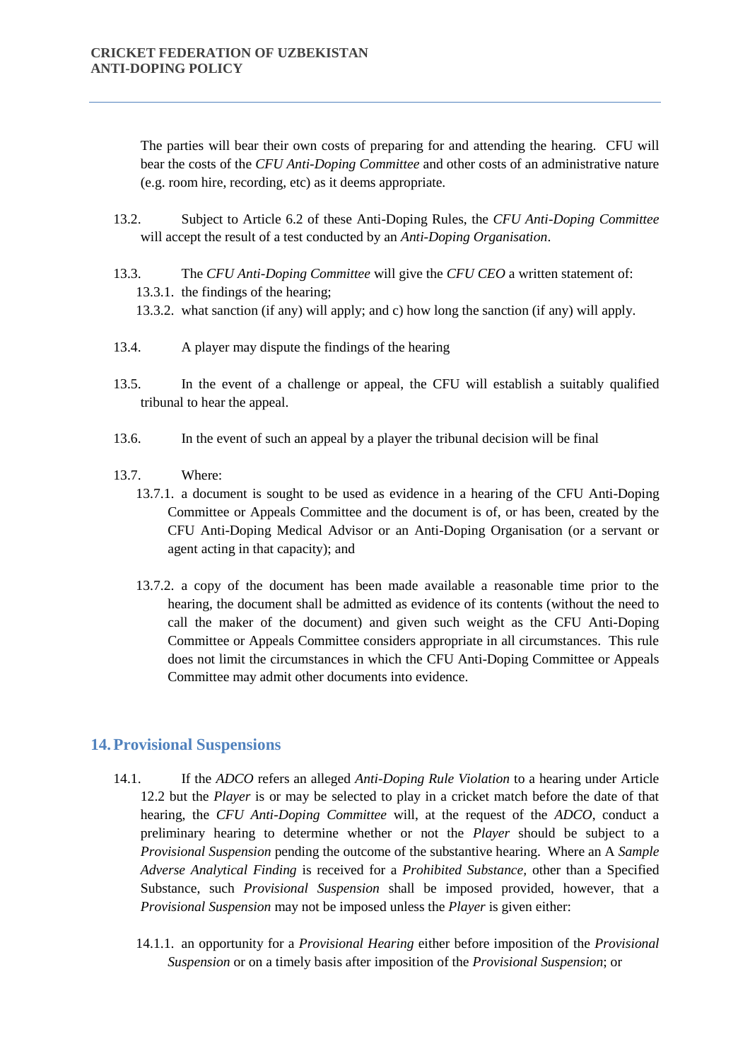The parties will bear their own costs of preparing for and attending the hearing. CFU will bear the costs of the *CFU Anti-Doping Committee* and other costs of an administrative nature (e.g. room hire, recording, etc) as it deems appropriate.

13.2. Subject to Article 6.2 of these Anti-Doping Rules, the *CFU Anti-Doping Committee* will accept the result of a test conducted by an *Anti-Doping Organisation*.

13.3. The *CFU Anti-Doping Committee* will give the *CFU CEO* a written statement of:

13.3.1. the findings of the hearing;

13.3.2. what sanction (if any) will apply; and c) how long the sanction (if any) will apply.

13.4. A player may dispute the findings of the hearing

13.5. In the event of a challenge or appeal, the CFU will establish a suitably qualified tribunal to hear the appeal.

13.6. In the event of such an appeal by a player the tribunal decision will be final

13.7. Where:

13.7.1. a document is sought to be used as evidence in a hearing of the CFU Anti-Doping Committee or Appeals Committee and the document is of, or has been, created by the CFU Anti-Doping Medical Advisor or an Anti-Doping Organisation (or a servant or agent acting in that capacity); and

13.7.2. a copy of the document has been made available a reasonable time prior to the hearing, the document shall be admitted as evidence of its contents (without the need to call the maker of the document) and given such weight as the CFU Anti-Doping Committee or Appeals Committee considers appropriate in all circumstances. This rule does not limit the circumstances in which the CFU Anti-Doping Committee or Appeals Committee may admit other documents into evidence.

## 14. Provisional Suspensions

14.1. If the *ADCO* refers an alleged *Anti-Doping Rule Violation* to a hearing under Article 12.2 but the *Player* is or may be selected to play in a cricket match before the date of that hearing, the *CFU Anti-Doping Committee* will, at the request of the *ADCO*, conduct a preliminary hearing to determine whether or not the *Player* should be subject to a *Provisional Suspension* pending the outcome of the substantive hearing. Where an A *Sample Adverse Analytical Finding* is received for a *Prohibited Substance,* other than a Specified Substance, such *Provisional Suspension* shall be imposed provided, however, that a *Provisional Suspension* may not be imposed unless the *Player* is given either:

14.1.1. an opportunity for a *Provisional Hearing* either before imposition of the *Provisional Suspension* or on a timely basis after imposition of the *Provisional Suspension*; or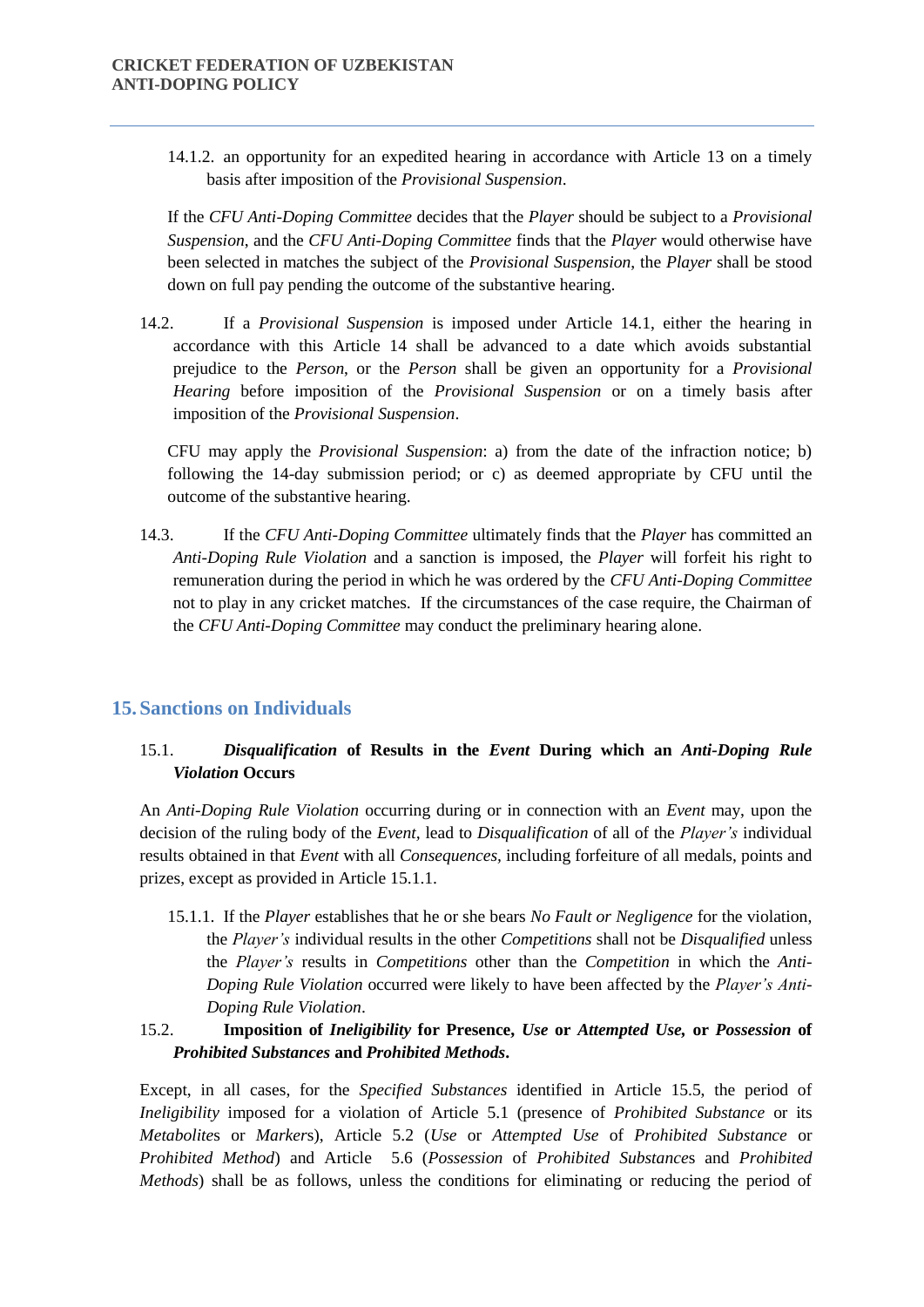14.1.2. an opportunity for an expedited hearing in accordance with Article 13 on a timely basis after imposition of the *Provisional Suspension*.

If the *CFU Anti-Doping Committee* decides that the *Player* should be subject to a *Provisional Suspension*, and the *CFU Anti-Doping Committee* finds that the *Player* would otherwise have been selected in matches the subject of the *Provisional Suspension*, the *Player* shall be stood down on full pay pending the outcome of the substantive hearing.

14.2. If a *Provisional Suspension* is imposed under Article 14.1, either the hearing in accordance with this Article 14 shall be advanced to a date which avoids substantial prejudice to the *Person*, or the *Person* shall be given an opportunity for a *Provisional Hearing* before imposition of the *Provisional Suspension* or on a timely basis after imposition of the *Provisional Suspension*.

CFU may apply the *Provisional Suspension*: a) from the date of the infraction notice; b) following the 14-day submission period; or c) as deemed appropriate by CFU until the outcome of the substantive hearing.

14.3. If the *CFU Anti-Doping Committee* ultimately finds that the *Player* has committed an *Anti-Doping Rule Violation* and a sanction is imposed, the *Player* will forfeit his right to remuneration during the period in which he was ordered by the *CFU Anti-Doping Committee* not to play in any cricket matches. If the circumstances of the case require, the Chairman of the *CFU Anti-Doping Committee* may conduct the preliminary hearing alone.

## 15. Sanctions on Individuals

### 15.1. *Disqualification* of Results in the *Event* During which an *Anti-Doping Rule Violation* Occurs

An *Anti-Doping Rule Violation* occurring during or in connection with an *Event* may, upon the decision of the ruling body of the *Event*, lead to *Disqualification* of all of the *Player's* individual results obtained in that *Event* with all *Consequences*, including forfeiture of all medals, points and prizes, except as provided in Article 15.1.1.

15.1.1. If the *Player* establishes that he or she bears *No Fault or Negligence* for the violation, the *Player's* individual results in the other *Competitions* shall not be *Disqualified* unless the *Player's* results in *Competitions* other than the *Competition* in which the *Anti-Doping Rule Violation* occurred were likely to have been affected by the *Player's Anti-Doping Rule Violation*.

### 15.2. Imposition of *Ineligibility* for Presence, *Use* or *Attempted Use*, or *Possession* of *Prohibited Substances* and *Prohibited Methods*.

Except, in all cases, for the *Specified Substances* identified in Article 15.5, the period of *Ineligibility* imposed for a violation of Article 5.1 (presence of *Prohibited Substance* or its *Metabolite*s or *Marker*s), Article 5.2 (*Use* or *Attempted Use* of *Prohibited Substance* or *Prohibited Method*) and Article 5.6 (*Possession* of *Prohibited Substance*s and *Prohibited Methods*) shall be as follows, unless the conditions for eliminating or reducing the period of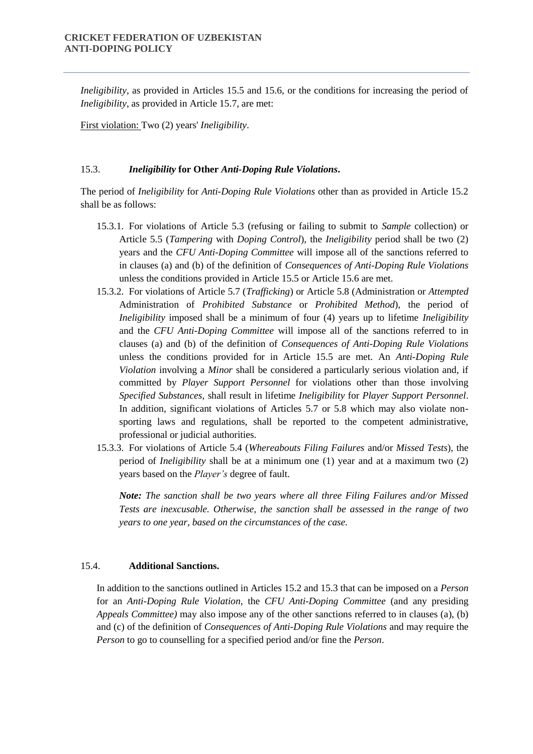*Ineligibility*, as provided in Articles 15.5 and 15.6, or the conditions for increasing the period of *Ineligibility*, as provided in Article 15.7, are met:

First violation: Two (2) years' *Ineligibility*.

### 15.3. *Ineligibility* for Other *Anti-Doping Rule Violations*.

The period of *Ineligibility* for *Anti-Doping Rule Violations* other than as provided in Article 15.2 shall be as follows:

15.3.1. For violations of Article 5.3 (refusing or failing to submit to *Sample* collection) or Article 5.5 (*Tampering* with *Doping Control*), the *Ineligibility* period shall be two (2) years and the *CFU Anti-Doping Committee* will impose all of the sanctions referred to in clauses (a) and (b) of the definition of *Consequences of Anti-Doping Rule Violations* unless the conditions provided in Article 15.5 or Article 15.6 are met.

15.3.2. For violations of Article 5.7 (*Trafficking*) or Article 5.8 (Administration or *Attempted* Administration of *Prohibited Substance* or *Prohibited Method*), the period of *Ineligibility* imposed shall be a minimum of four (4) years up to lifetime *Ineligibility* and the *CFU Anti-Doping Committee* will impose all of the sanctions referred to in clauses (a) and (b) of the definition of *Consequences of Anti-Doping Rule Violations* unless the conditions provided for in Article 15.5 are met. An *Anti-Doping Rule Violation* involving a *Minor* shall be considered a particularly serious violation and, if committed by *Player Support Personnel* for violations other than those involving *Specified Substances*, shall result in lifetime *Ineligibility* for *Player Support Personnel*. In addition, significant violations of Articles 5.7 or 5.8 which may also violate non-sporting laws and regulations, shall be reported to the competent administrative, professional or judicial authorities.

15.3.3. For violations of Article 5.4 (*Whereabouts Filing Failures* and/or *Missed Tests*), the period of *Ineligibility* shall be at a minimum one (1) year and at a maximum two (2) years based on the *Player's* degree of fault.

***Note:*** *The sanction shall be two years where all three Filing Failures and/or Missed Tests are inexcusable. Otherwise, the sanction shall be assessed in the range of two years to one year, based on the circumstances of the case.*

### 15.4. Additional Sanctions.

In addition to the sanctions outlined in Articles 15.2 and 15.3 that can be imposed on a *Person* for an *Anti-Doping Rule Violation*, the *CFU Anti-Doping Committee* (and any presiding *Appeals Committee)* may also impose any of the other sanctions referred to in clauses (a), (b) and (c) of the definition of *Consequences of Anti-Doping Rule Violations* and may require the *Person* to go to counselling for a specified period and/or fine the *Person*.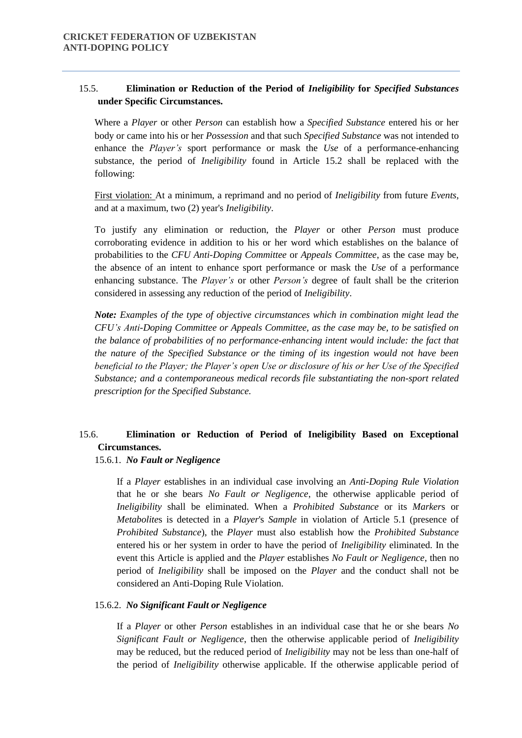### 15.5. **Elimination or Reduction of the Period of *Ineligibility* for *Specified Substances* under Specific Circumstances.**

Where a *Player* or other *Person* can establish how a *Specified Substance* entered his or her body or came into his or her *Possession* and that such *Specified Substance* was not intended to enhance the *Player's* sport performance or mask the *Use* of a performance-enhancing substance, the period of *Ineligibility* found in Article 15.2 shall be replaced with the following:

First violation: At a minimum, a reprimand and no period of *Ineligibility* from future *Events*, and at a maximum, two (2) year's *Ineligibility*.

To justify any elimination or reduction, the *Player* or other *Person* must produce corroborating evidence in addition to his or her word which establishes on the balance of probabilities to the *CFU Anti-Doping Committee* or *Appeals Committee*, as the case may be, the absence of an intent to enhance sport performance or mask the *Use* of a performance enhancing substance. The *Player's* or other *Person's* degree of fault shall be the criterion considered in assessing any reduction of the period of *Ineligibility*.

***Note:*** *Examples of the type of objective circumstances which in combination might lead the CFU's Anti-Doping Committee or Appeals Committee, as the case may be, to be satisfied on the balance of probabilities of no performance-enhancing intent would include: the fact that the nature of the Specified Substance or the timing of its ingestion would not have been beneficial to the Player; the Player's open Use or disclosure of his or her Use of the Specified Substance; and a contemporaneous medical records file substantiating the non-sport related prescription for the Specified Substance.*

### 15.6. **Elimination or Reduction of Period of Ineligibility Based on Exceptional Circumstances.**

#### 15.6.1. ***No Fault or Negligence***

If a *Player* establishes in an individual case involving an *Anti-Doping Rule Violation* that he or she bears *No Fault or Negligence*, the otherwise applicable period of *Ineligibility* shall be eliminated. When a *Prohibited Substance* or its *Marker*s or *Metabolite*s is detected in a *Player*'s *Sample* in violation of Article 5.1 (presence of *Prohibited Substance*), the *Player* must also establish how the *Prohibited Substance* entered his or her system in order to have the period of *Ineligibility* eliminated. In the event this Article is applied and the *Player* establishes *No Fault or Negligence*, then no period of *Ineligibility* shall be imposed on the *Player* and the conduct shall not be considered an Anti-Doping Rule Violation.

#### 15.6.2. ***No Significant Fault or Negligence***

If a *Player* or other *Person* establishes in an individual case that he or she bears *No Significant Fault or Negligence*, then the otherwise applicable period of *Ineligibility* may be reduced, but the reduced period of *Ineligibility* may not be less than one-half of the period of *Ineligibility* otherwise applicable. If the otherwise applicable period of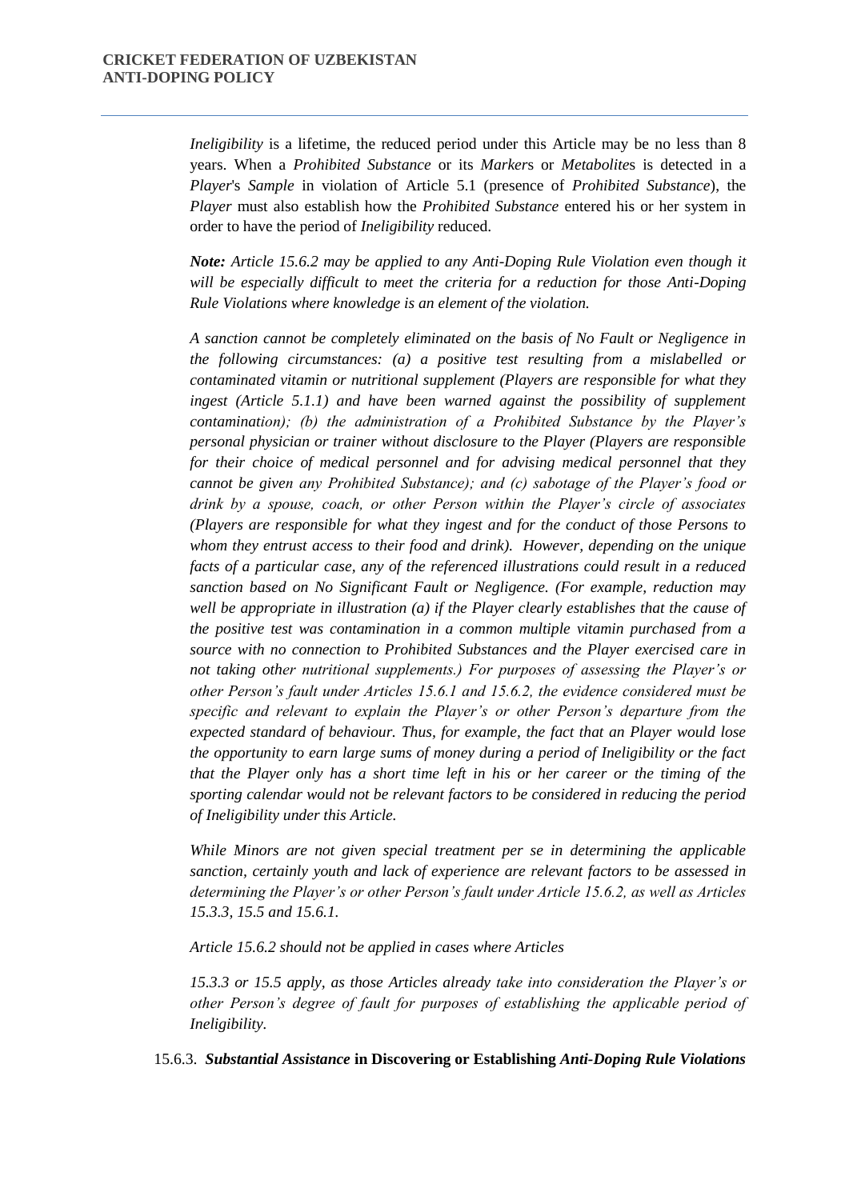*Ineligibility* is a lifetime, the reduced period under this Article may be no less than 8 years. When a *Prohibited Substance* or its *Marker*s or *Metabolite*s is detected in a *Player*'s *Sample* in violation of Article 5.1 (presence of *Prohibited Substance*), the *Player* must also establish how the *Prohibited Substance* entered his or her system in order to have the period of *Ineligibility* reduced.

***Note:*** *Article 15.6.2 may be applied to any Anti-Doping Rule Violation even though it will be especially difficult to meet the criteria for a reduction for those Anti-Doping Rule Violations where knowledge is an element of the violation.*

*A sanction cannot be completely eliminated on the basis of No Fault or Negligence in the following circumstances: (a) a positive test resulting from a mislabelled or contaminated vitamin or nutritional supplement (Players are responsible for what they ingest (Article 5.1.1) and have been warned against the possibility of supplement contamination); (b) the administration of a Prohibited Substance by the Player's personal physician or trainer without disclosure to the Player (Players are responsible for their choice of medical personnel and for advising medical personnel that they cannot be given any Prohibited Substance); and (c) sabotage of the Player's food or drink by a spouse, coach, or other Person within the Player's circle of associates (Players are responsible for what they ingest and for the conduct of those Persons to whom they entrust access to their food and drink). However, depending on the unique facts of a particular case, any of the referenced illustrations could result in a reduced sanction based on No Significant Fault or Negligence. (For example, reduction may well be appropriate in illustration (a) if the Player clearly establishes that the cause of the positive test was contamination in a common multiple vitamin purchased from a source with no connection to Prohibited Substances and the Player exercised care in not taking other nutritional supplements.) For purposes of assessing the Player's or other Person's fault under Articles 15.6.1 and 15.6.2, the evidence considered must be specific and relevant to explain the Player's or other Person's departure from the expected standard of behaviour. Thus, for example, the fact that an Player would lose the opportunity to earn large sums of money during a period of Ineligibility or the fact that the Player only has a short time left in his or her career or the timing of the sporting calendar would not be relevant factors to be considered in reducing the period of Ineligibility under this Article.*

*While Minors are not given special treatment per se in determining the applicable sanction, certainly youth and lack of experience are relevant factors to be assessed in determining the Player's or other Person's fault under Article 15.6.2, as well as Articles 15.3.3, 15.5 and 15.6.1.*

*Article 15.6.2 should not be applied in cases where Articles*

*15.3.3 or 15.5 apply, as those Articles already take into consideration the Player's or other Person's degree of fault for purposes of establishing the applicable period of Ineligibility.*

15.6.3. ***Substantial Assistance*** **in Discovering or Establishing *Anti-Doping Rule Violations***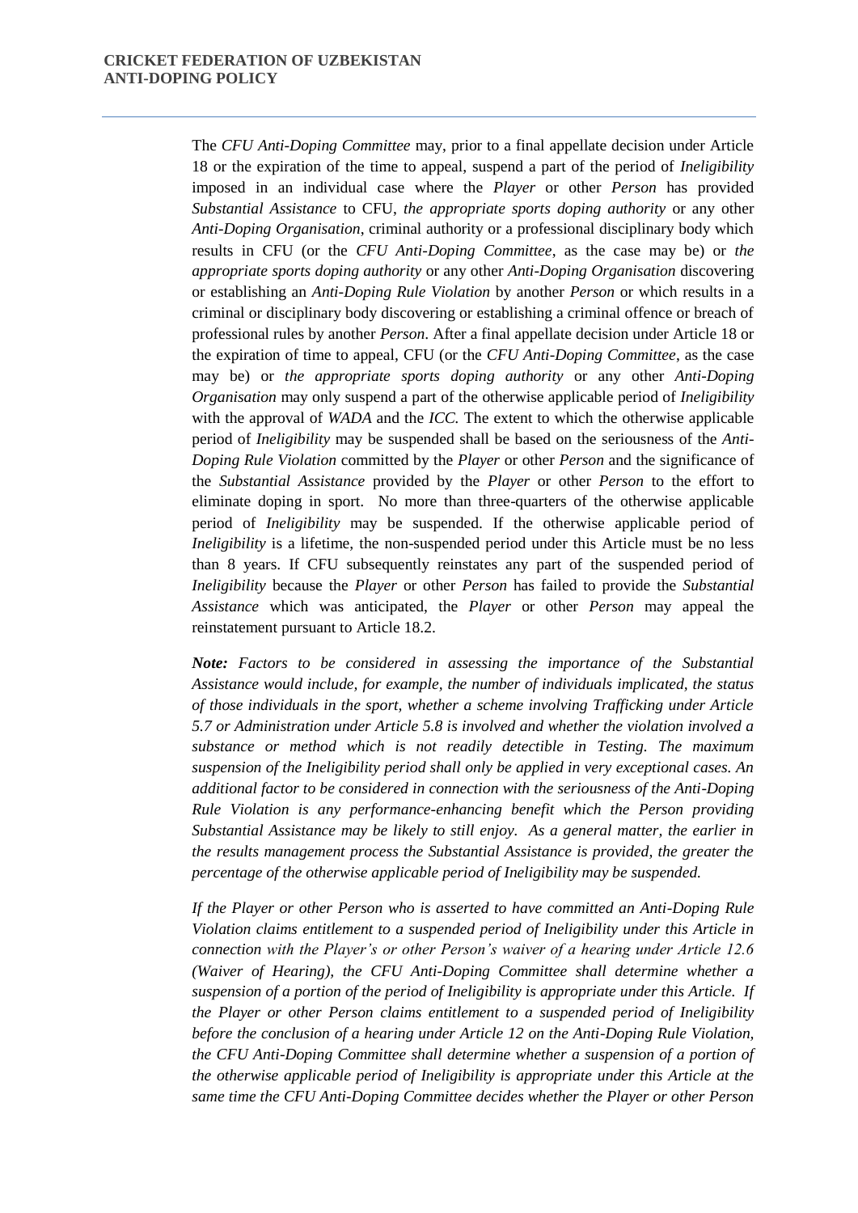The *CFU Anti-Doping Committee* may, prior to a final appellate decision under Article 18 or the expiration of the time to appeal, suspend a part of the period of *Ineligibility* imposed in an individual case where the *Player* or other *Person* has provided *Substantial Assistance* to CFU, *the appropriate sports doping authority* or any other *Anti-Doping Organisation*, criminal authority or a professional disciplinary body which results in CFU (or the *CFU Anti-Doping Committee*, as the case may be) or *the appropriate sports doping authority* or any other *Anti-Doping Organisation* discovering or establishing an *Anti-Doping Rule Violation* by another *Person* or which results in a criminal or disciplinary body discovering or establishing a criminal offence or breach of professional rules by another *Person*. After a final appellate decision under Article 18 or the expiration of time to appeal, CFU (or the *CFU Anti-Doping Committee*, as the case may be) or *the appropriate sports doping authority* or any other *Anti-Doping Organisation* may only suspend a part of the otherwise applicable period of *Ineligibility* with the approval of *WADA* and the *ICC.* The extent to which the otherwise applicable period of *Ineligibility* may be suspended shall be based on the seriousness of the *Anti-Doping Rule Violation* committed by the *Player* or other *Person* and the significance of the *Substantial Assistance* provided by the *Player* or other *Person* to the effort to eliminate doping in sport. No more than three-quarters of the otherwise applicable period of *Ineligibility* may be suspended. If the otherwise applicable period of *Ineligibility* is a lifetime, the non-suspended period under this Article must be no less than 8 years. If CFU subsequently reinstates any part of the suspended period of *Ineligibility* because the *Player* or other *Person* has failed to provide the *Substantial Assistance* which was anticipated, the *Player* or other *Person* may appeal the reinstatement pursuant to Article 18.2.

***Note:*** *Factors to be considered in assessing the importance of the Substantial Assistance would include, for example, the number of individuals implicated, the status of those individuals in the sport, whether a scheme involving Trafficking under Article 5.7 or Administration under Article 5.8 is involved and whether the violation involved a substance or method which is not readily detectible in Testing. The maximum suspension of the Ineligibility period shall only be applied in very exceptional cases. An additional factor to be considered in connection with the seriousness of the Anti-Doping Rule Violation is any performance-enhancing benefit which the Person providing Substantial Assistance may be likely to still enjoy. As a general matter, the earlier in the results management process the Substantial Assistance is provided, the greater the percentage of the otherwise applicable period of Ineligibility may be suspended.*

*If the Player or other Person who is asserted to have committed an Anti-Doping Rule Violation claims entitlement to a suspended period of Ineligibility under this Article in connection with the Player's or other Person's waiver of a hearing under Article 12.6 (Waiver of Hearing), the CFU Anti-Doping Committee shall determine whether a suspension of a portion of the period of Ineligibility is appropriate under this Article. If the Player or other Person claims entitlement to a suspended period of Ineligibility before the conclusion of a hearing under Article 12 on the Anti-Doping Rule Violation, the CFU Anti-Doping Committee shall determine whether a suspension of a portion of the otherwise applicable period of Ineligibility is appropriate under this Article at the same time the CFU Anti-Doping Committee decides whether the Player or other Person*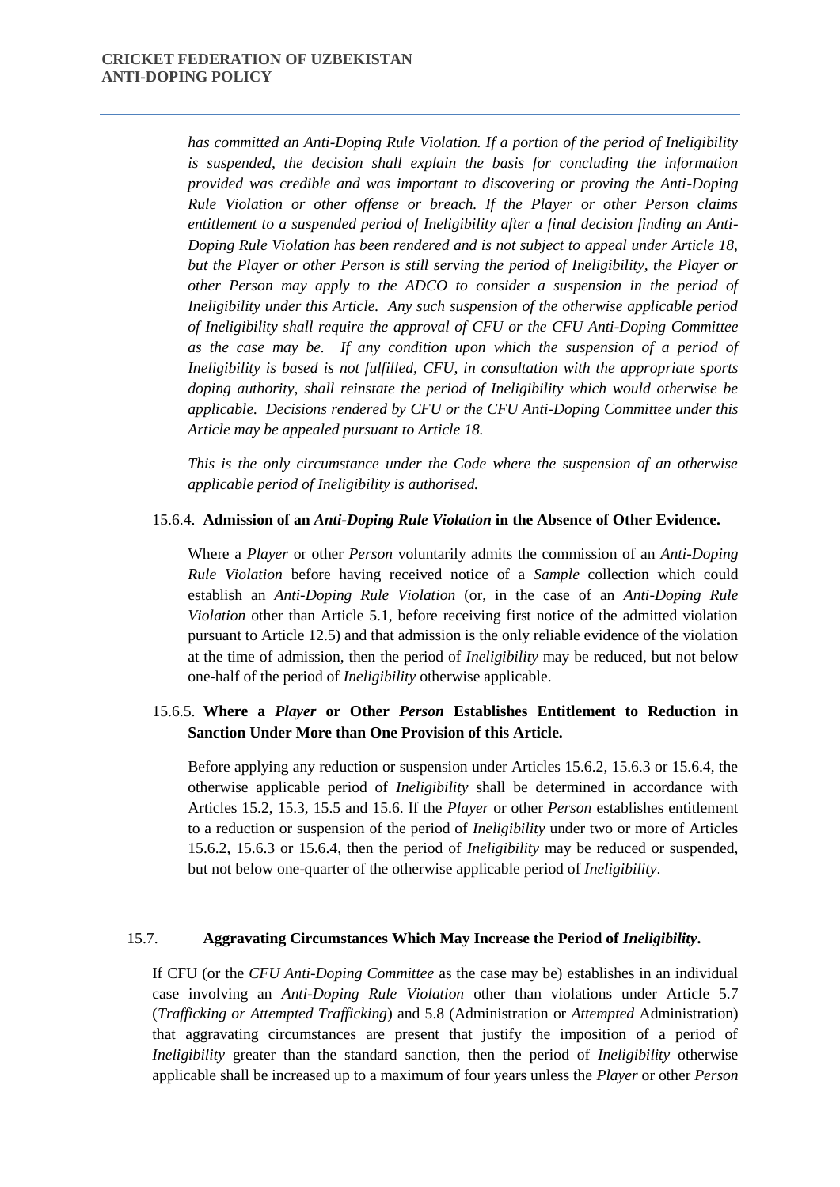*has committed an Anti-Doping Rule Violation. If a portion of the period of Ineligibility is suspended, the decision shall explain the basis for concluding the information provided was credible and was important to discovering or proving the Anti-Doping Rule Violation or other offense or breach. If the Player or other Person claims entitlement to a suspended period of Ineligibility after a final decision finding an Anti-Doping Rule Violation has been rendered and is not subject to appeal under Article 18, but the Player or other Person is still serving the period of Ineligibility, the Player or other Person may apply to the ADCO to consider a suspension in the period of Ineligibility under this Article. Any such suspension of the otherwise applicable period of Ineligibility shall require the approval of CFU or the CFU Anti-Doping Committee as the case may be. If any condition upon which the suspension of a period of Ineligibility is based is not fulfilled, CFU, in consultation with the appropriate sports doping authority, shall reinstate the period of Ineligibility which would otherwise be applicable. Decisions rendered by CFU or the CFU Anti-Doping Committee under this Article may be appealed pursuant to Article 18.*

*This is the only circumstance under the Code where the suspension of an otherwise applicable period of Ineligibility is authorised.*

15.6.4. **Admission of an *Anti-Doping Rule Violation* in the Absence of Other Evidence.**

Where a *Player* or other *Person* voluntarily admits the commission of an *Anti-Doping Rule Violation* before having received notice of a *Sample* collection which could establish an *Anti-Doping Rule Violation* (or, in the case of an *Anti-Doping Rule Violation* other than Article 5.1, before receiving first notice of the admitted violation pursuant to Article 12.5) and that admission is the only reliable evidence of the violation at the time of admission, then the period of *Ineligibility* may be reduced, but not below one-half of the period of *Ineligibility* otherwise applicable.

15.6.5. **Where a *Player* or Other *Person* Establishes Entitlement to Reduction in Sanction Under More than One Provision of this Article.**

Before applying any reduction or suspension under Articles 15.6.2, 15.6.3 or 15.6.4, the otherwise applicable period of *Ineligibility* shall be determined in accordance with Articles 15.2, 15.3, 15.5 and 15.6. If the *Player* or other *Person* establishes entitlement to a reduction or suspension of the period of *Ineligibility* under two or more of Articles 15.6.2, 15.6.3 or 15.6.4, then the period of *Ineligibility* may be reduced or suspended, but not below one-quarter of the otherwise applicable period of *Ineligibility*.

15.7. **Aggravating Circumstances Which May Increase the Period of *Ineligibility*.**

If CFU (or the *CFU Anti-Doping Committee* as the case may be) establishes in an individual case involving an *Anti-Doping Rule Violation* other than violations under Article 5.7 (*Trafficking or Attempted Trafficking*) and 5.8 (Administration or *Attempted* Administration) that aggravating circumstances are present that justify the imposition of a period of *Ineligibility* greater than the standard sanction, then the period of *Ineligibility* otherwise applicable shall be increased up to a maximum of four years unless the *Player* or other *Person*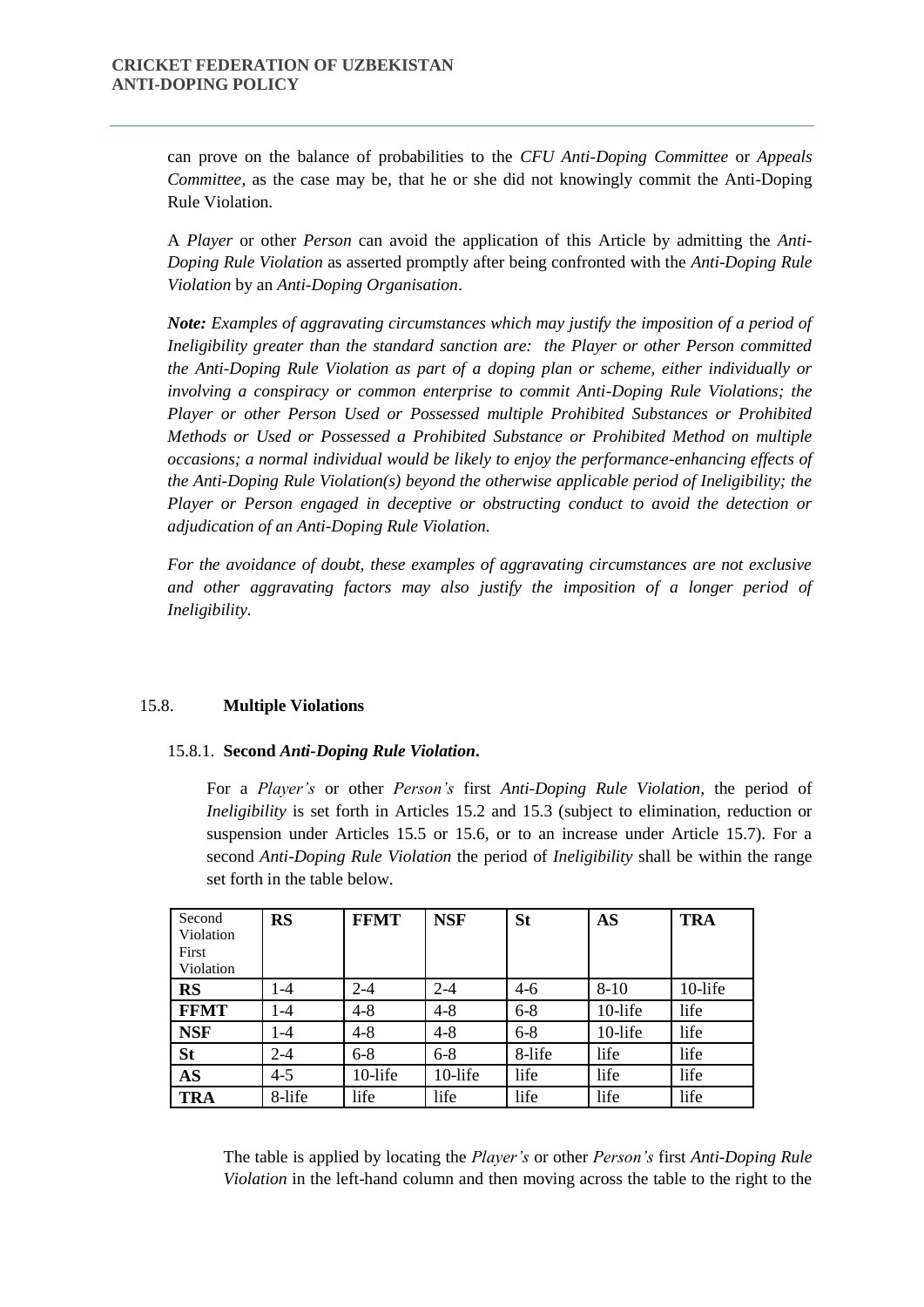can prove on the balance of probabilities to the *CFU Anti-Doping Committee* or *Appeals Committee*, as the case may be, that he or she did not knowingly commit the Anti-Doping Rule Violation.

A *Player* or other *Person* can avoid the application of this Article by admitting the *Anti-Doping Rule Violation* as asserted promptly after being confronted with the *Anti-Doping Rule Violation* by an *Anti-Doping Organisation*.

***Note:*** *Examples of aggravating circumstances which may justify the imposition of a period of Ineligibility greater than the standard sanction are: the Player or other Person committed the Anti-Doping Rule Violation as part of a doping plan or scheme, either individually or involving a conspiracy or common enterprise to commit Anti-Doping Rule Violations; the Player or other Person Used or Possessed multiple Prohibited Substances or Prohibited Methods or Used or Possessed a Prohibited Substance or Prohibited Method on multiple occasions; a normal individual would be likely to enjoy the performance-enhancing effects of the Anti-Doping Rule Violation(s) beyond the otherwise applicable period of Ineligibility; the Player or Person engaged in deceptive or obstructing conduct to avoid the detection or adjudication of an Anti-Doping Rule Violation.*

*For the avoidance of doubt, these examples of aggravating circumstances are not exclusive and other aggravating factors may also justify the imposition of a longer period of Ineligibility.*

15.8. **Multiple Violations**

15.8.1. **Second *Anti-Doping Rule Violation.***

For a *Player's* or other *Person's* first *Anti-Doping Rule Violation*, the period of *Ineligibility* is set forth in Articles 15.2 and 15.3 (subject to elimination, reduction or suspension under Articles 15.5 or 15.6, or to an increase under Article 15.7). For a second *Anti-Doping Rule Violation* the period of *Ineligibility* shall be within the range set forth in the table below.

| Second Violation / First Violation | **RS** | **FFMT** | **NSF** | **St** | **AS** | **TRA** |
|---|---|---|---|---|---|---|
| **RS** | 1-4 | 2-4 | 2-4 | 4-6 | 8-10 | 10-life |
| **FFMT** | 1-4 | 4-8 | 4-8 | 6-8 | 10-life | life |
| **NSF** | 1-4 | 4-8 | 4-8 | 6-8 | 10-life | life |
| **St** | 2-4 | 6-8 | 6-8 | 8-life | life | life |
| **AS** | 4-5 | 10-life | 10-life | life | life | life |
| **TRA** | 8-life | life | life | life | life | life |

The table is applied by locating the *Player's* or other *Person's* first *Anti-Doping Rule Violation* in the left-hand column and then moving across the table to the right to the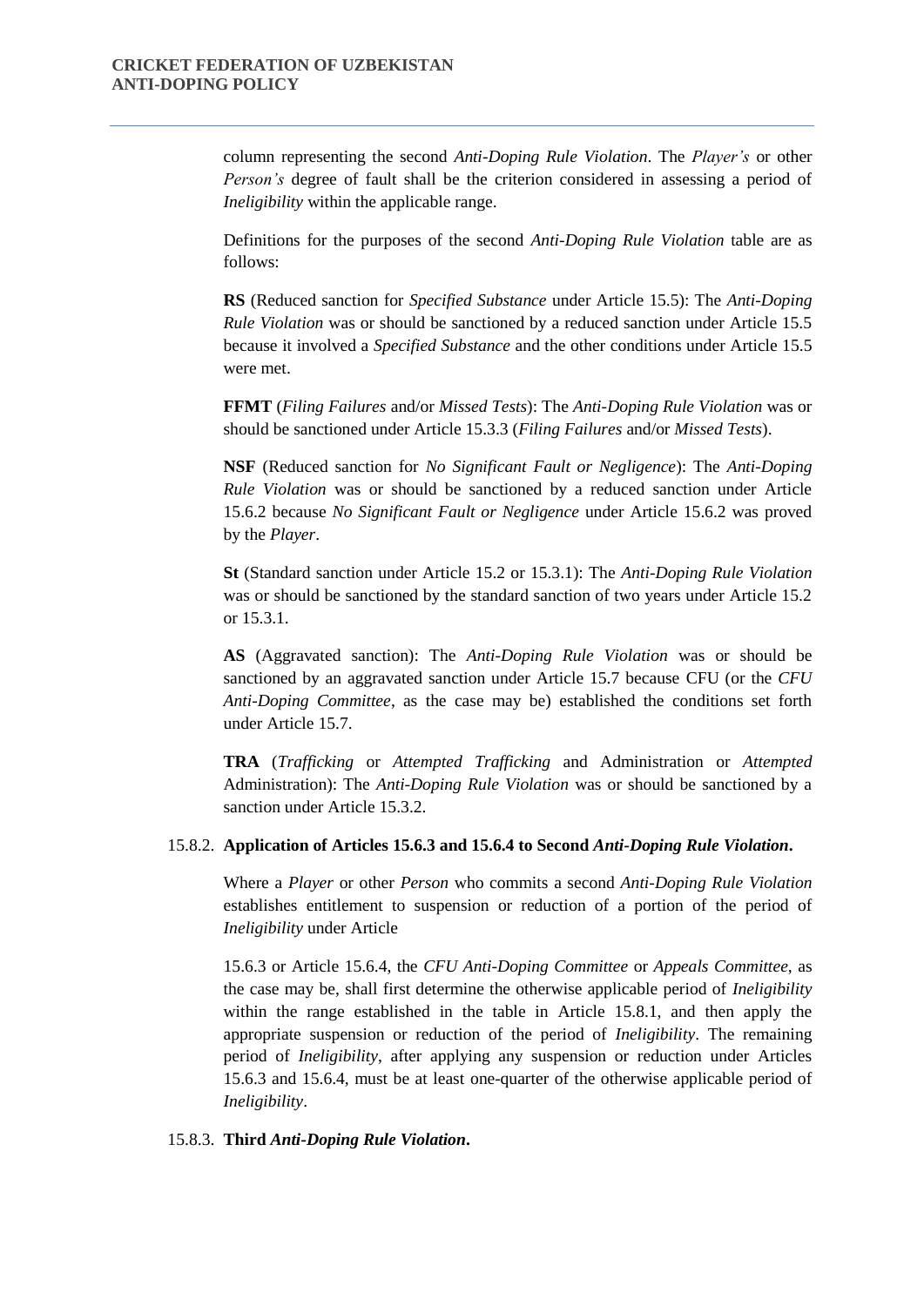column representing the second *Anti-Doping Rule Violation*. The *Player's* or other *Person's* degree of fault shall be the criterion considered in assessing a period of *Ineligibility* within the applicable range.

Definitions for the purposes of the second *Anti-Doping Rule Violation* table are as follows:

**RS** (Reduced sanction for *Specified Substance* under Article 15.5): The *Anti-Doping Rule Violation* was or should be sanctioned by a reduced sanction under Article 15.5 because it involved a *Specified Substance* and the other conditions under Article 15.5 were met.

**FFMT** (*Filing Failures* and/or *Missed Tests*): The *Anti-Doping Rule Violation* was or should be sanctioned under Article 15.3.3 (*Filing Failures* and/or *Missed Tests*).

**NSF** (Reduced sanction for *No Significant Fault or Negligence*): The *Anti-Doping Rule Violation* was or should be sanctioned by a reduced sanction under Article 15.6.2 because *No Significant Fault or Negligence* under Article 15.6.2 was proved by the *Player*.

**St** (Standard sanction under Article 15.2 or 15.3.1): The *Anti-Doping Rule Violation* was or should be sanctioned by the standard sanction of two years under Article 15.2 or 15.3.1.

**AS** (Aggravated sanction): The *Anti-Doping Rule Violation* was or should be sanctioned by an aggravated sanction under Article 15.7 because CFU (or the *CFU Anti-Doping Committee*, as the case may be) established the conditions set forth under Article 15.7.

**TRA** (*Trafficking* or *Attempted Trafficking* and Administration or *Attempted* Administration): The *Anti-Doping Rule Violation* was or should be sanctioned by a sanction under Article 15.3.2.

15.8.2. **Application of Articles 15.6.3 and 15.6.4 to Second *Anti-Doping Rule Violation*.**

Where a *Player* or other *Person* who commits a second *Anti-Doping Rule Violation* establishes entitlement to suspension or reduction of a portion of the period of *Ineligibility* under Article

15.6.3 or Article 15.6.4, the *CFU Anti-Doping Committee* or *Appeals Committee*, as the case may be, shall first determine the otherwise applicable period of *Ineligibility* within the range established in the table in Article 15.8.1, and then apply the appropriate suspension or reduction of the period of *Ineligibility*. The remaining period of *Ineligibility*, after applying any suspension or reduction under Articles 15.6.3 and 15.6.4, must be at least one-quarter of the otherwise applicable period of *Ineligibility*.

15.8.3. **Third *Anti-Doping Rule Violation*.**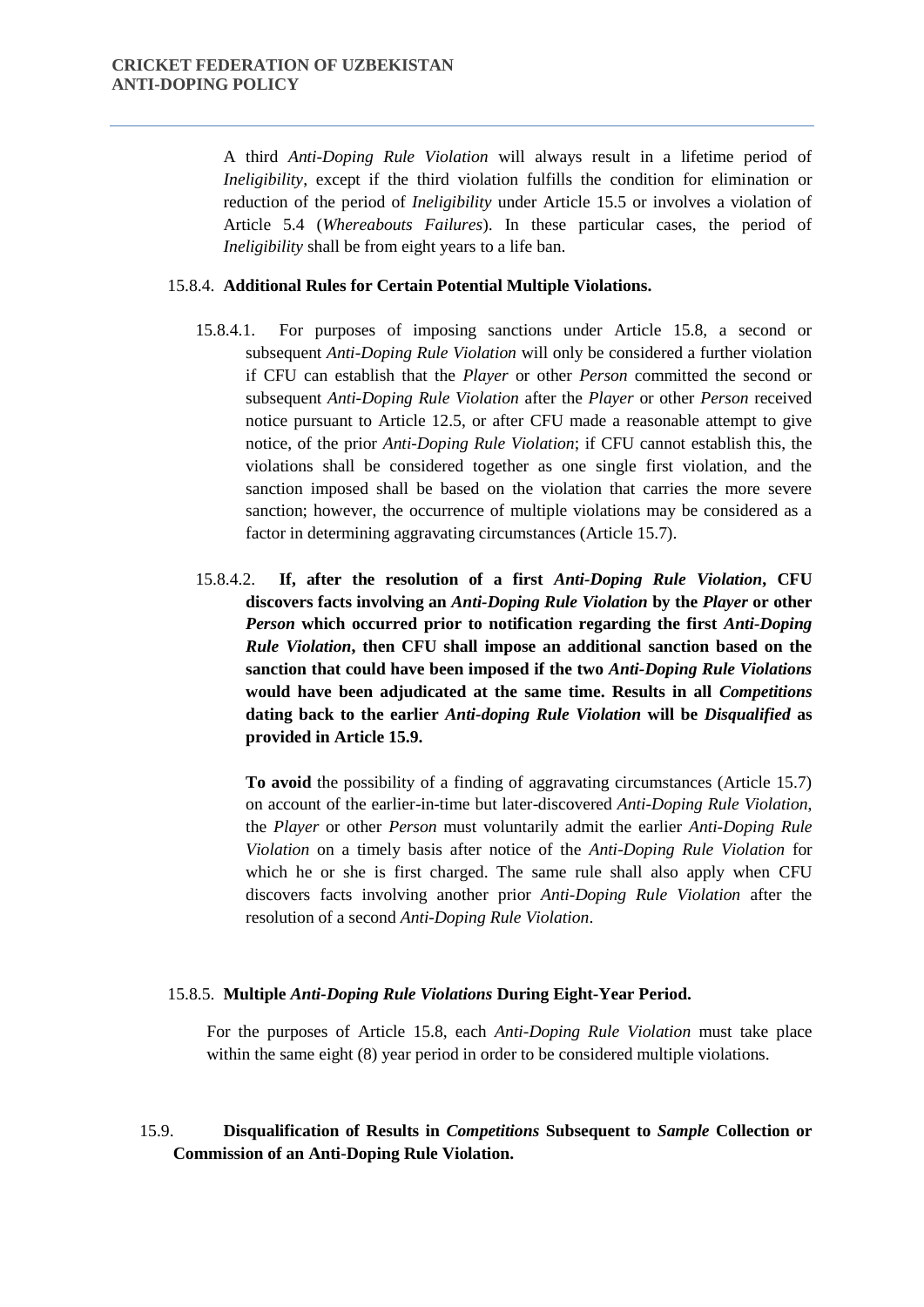A third *Anti-Doping Rule Violation* will always result in a lifetime period of *Ineligibility*, except if the third violation fulfills the condition for elimination or reduction of the period of *Ineligibility* under Article 15.5 or involves a violation of Article 5.4 (*Whereabouts Failures*). In these particular cases, the period of *Ineligibility* shall be from eight years to a life ban.

15.8.4. **Additional Rules for Certain Potential Multiple Violations.**

15.8.4.1. For purposes of imposing sanctions under Article 15.8, a second or subsequent *Anti-Doping Rule Violation* will only be considered a further violation if CFU can establish that the *Player* or other *Person* committed the second or subsequent *Anti-Doping Rule Violation* after the *Player* or other *Person* received notice pursuant to Article 12.5, or after CFU made a reasonable attempt to give notice, of the prior *Anti-Doping Rule Violation*; if CFU cannot establish this, the violations shall be considered together as one single first violation, and the sanction imposed shall be based on the violation that carries the more severe sanction; however, the occurrence of multiple violations may be considered as a factor in determining aggravating circumstances (Article 15.7).

15.8.4.2. **If, after the resolution of a first *Anti-Doping Rule Violation*, CFU discovers facts involving an *Anti-Doping Rule Violation* by the *Player* or other *Person* which occurred prior to notification regarding the first *Anti-Doping Rule Violation*, then CFU shall impose an additional sanction based on the sanction that could have been imposed if the two *Anti-Doping Rule Violations* would have been adjudicated at the same time. Results in all *Competitions* dating back to the earlier *Anti-doping Rule Violation* will be *Disqualified* as provided in Article 15.9.**

**To avoid** the possibility of a finding of aggravating circumstances (Article 15.7) on account of the earlier-in-time but later-discovered *Anti-Doping Rule Violation*, the *Player* or other *Person* must voluntarily admit the earlier *Anti-Doping Rule Violation* on a timely basis after notice of the *Anti-Doping Rule Violation* for which he or she is first charged. The same rule shall also apply when CFU discovers facts involving another prior *Anti-Doping Rule Violation* after the resolution of a second *Anti-Doping Rule Violation*.

15.8.5. **Multiple *Anti-Doping Rule Violations* During Eight-Year Period.**

For the purposes of Article 15.8, each *Anti-Doping Rule Violation* must take place within the same eight (8) year period in order to be considered multiple violations.

15.9. **Disqualification of Results in *Competitions* Subsequent to *Sample* Collection or Commission of an Anti-Doping Rule Violation.**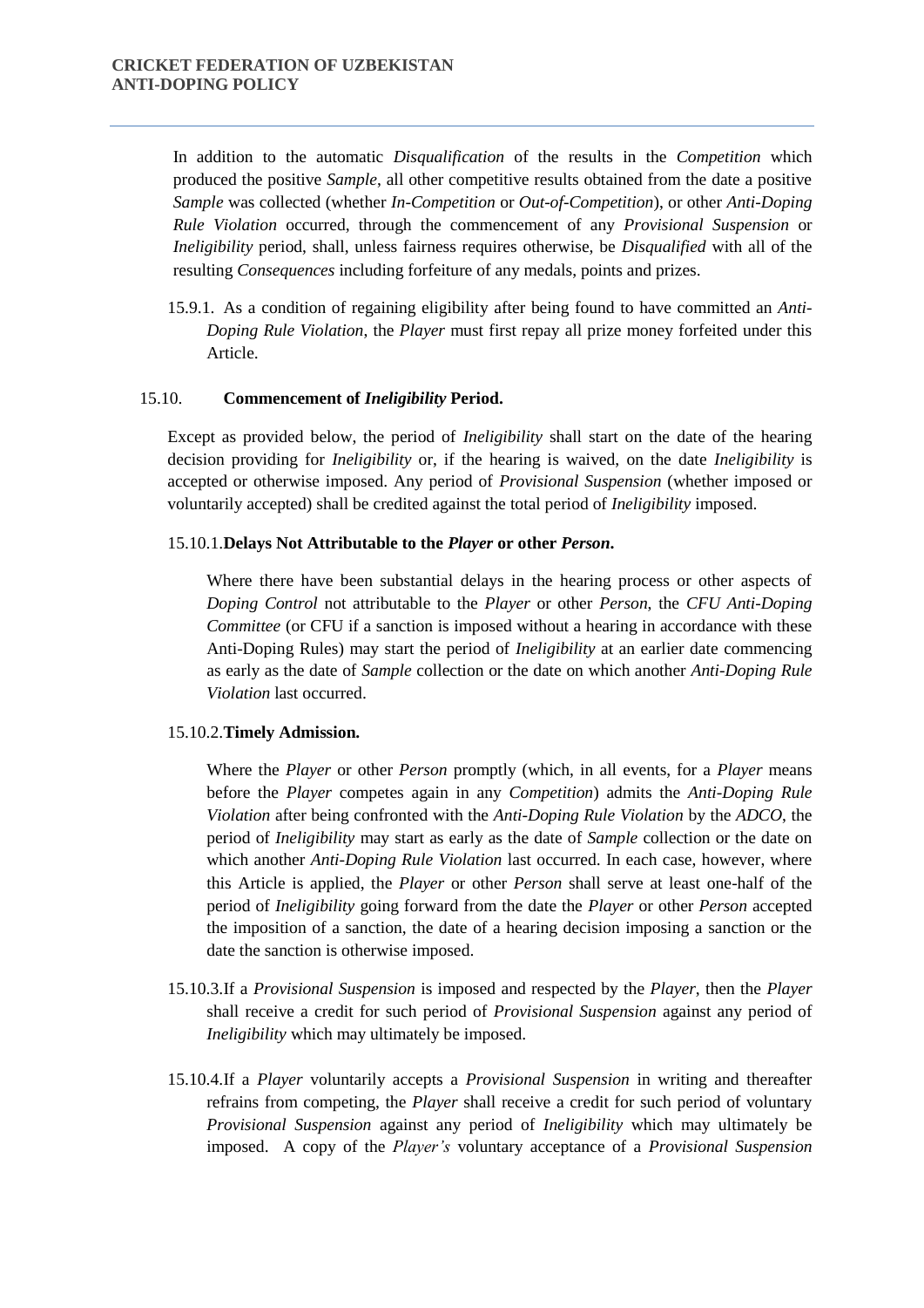In addition to the automatic *Disqualification* of the results in the *Competition* which produced the positive *Sample*, all other competitive results obtained from the date a positive *Sample* was collected (whether *In-Competition* or *Out-of-Competition*), or other *Anti-Doping Rule Violation* occurred, through the commencement of any *Provisional Suspension* or *Ineligibility* period, shall, unless fairness requires otherwise, be *Disqualified* with all of the resulting *Consequences* including forfeiture of any medals, points and prizes.

15.9.1. As a condition of regaining eligibility after being found to have committed an *Anti-Doping Rule Violation*, the *Player* must first repay all prize money forfeited under this Article.

15.10. **Commencement of *Ineligibility* Period.**

Except as provided below, the period of *Ineligibility* shall start on the date of the hearing decision providing for *Ineligibility* or, if the hearing is waived, on the date *Ineligibility* is accepted or otherwise imposed. Any period of *Provisional Suspension* (whether imposed or voluntarily accepted) shall be credited against the total period of *Ineligibility* imposed.

15.10.1. **Delays Not Attributable to the *Player* or other *Person*.**

Where there have been substantial delays in the hearing process or other aspects of *Doping Control* not attributable to the *Player* or other *Person*, the *CFU Anti-Doping Committee* (or CFU if a sanction is imposed without a hearing in accordance with these Anti-Doping Rules) may start the period of *Ineligibility* at an earlier date commencing as early as the date of *Sample* collection or the date on which another *Anti-Doping Rule Violation* last occurred.

15.10.2. **Timely Admission.**

Where the *Player* or other *Person* promptly (which, in all events, for a *Player* means before the *Player* competes again in any *Competition*) admits the *Anti-Doping Rule Violation* after being confronted with the *Anti-Doping Rule Violation* by the *ADCO*, the period of *Ineligibility* may start as early as the date of *Sample* collection or the date on which another *Anti-Doping Rule Violation* last occurred. In each case, however, where this Article is applied, the *Player* or other *Person* shall serve at least one-half of the period of *Ineligibility* going forward from the date the *Player* or other *Person* accepted the imposition of a sanction, the date of a hearing decision imposing a sanction or the date the sanction is otherwise imposed.

15.10.3. If a *Provisional Suspension* is imposed and respected by the *Player*, then the *Player* shall receive a credit for such period of *Provisional Suspension* against any period of *Ineligibility* which may ultimately be imposed.

15.10.4. If a *Player* voluntarily accepts a *Provisional Suspension* in writing and thereafter refrains from competing, the *Player* shall receive a credit for such period of voluntary *Provisional Suspension* against any period of *Ineligibility* which may ultimately be imposed. A copy of the *Player's* voluntary acceptance of a *Provisional Suspension*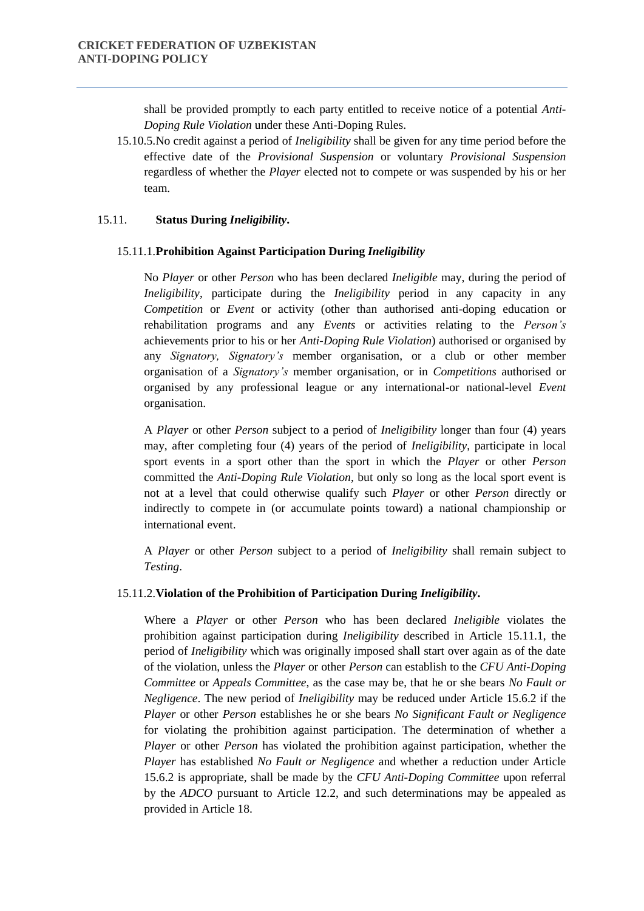shall be provided promptly to each party entitled to receive notice of a potential *Anti-Doping Rule Violation* under these Anti-Doping Rules.

15.10.5. No credit against a period of *Ineligibility* shall be given for any time period before the effective date of the *Provisional Suspension* or voluntary *Provisional Suspension* regardless of whether the *Player* elected not to compete or was suspended by his or her team.

### 15.11. Status During *Ineligibility*.

#### 15.11.1. Prohibition Against Participation During *Ineligibility*

No *Player* or other *Person* who has been declared *Ineligible* may, during the period of *Ineligibility*, participate during the *Ineligibility* period in any capacity in any *Competition* or *Event* or activity (other than authorised anti-doping education or rehabilitation programs and any *Events* or activities relating to the *Person's* achievements prior to his or her *Anti-Doping Rule Violation*) authorised or organised by any *Signatory, Signatory's* member organisation, or a club or other member organisation of a *Signatory's* member organisation, or in *Competitions* authorised or organised by any professional league or any international-or national-level *Event* organisation.

A *Player* or other *Person* subject to a period of *Ineligibility* longer than four (4) years may, after completing four (4) years of the period of *Ineligibility*, participate in local sport events in a sport other than the sport in which the *Player* or other *Person* committed the *Anti-Doping Rule Violation*, but only so long as the local sport event is not at a level that could otherwise qualify such *Player* or other *Person* directly or indirectly to compete in (or accumulate points toward) a national championship or international event.

A *Player* or other *Person* subject to a period of *Ineligibility* shall remain subject to *Testing*.

#### 15.11.2. Violation of the Prohibition of Participation During *Ineligibility*.

Where a *Player* or other *Person* who has been declared *Ineligible* violates the prohibition against participation during *Ineligibility* described in Article 15.11.1, the period of *Ineligibility* which was originally imposed shall start over again as of the date of the violation, unless the *Player* or other *Person* can establish to the *CFU Anti-Doping Committee* or *Appeals Committee*, as the case may be, that he or she bears *No Fault or Negligence*. The new period of *Ineligibility* may be reduced under Article 15.6.2 if the *Player* or other *Person* establishes he or she bears *No Significant Fault or Negligence* for violating the prohibition against participation. The determination of whether a *Player* or other *Person* has violated the prohibition against participation, whether the *Player* has established *No Fault or Negligence* and whether a reduction under Article 15.6.2 is appropriate, shall be made by the *CFU Anti-Doping Committee* upon referral by the *ADCO* pursuant to Article 12.2, and such determinations may be appealed as provided in Article 18.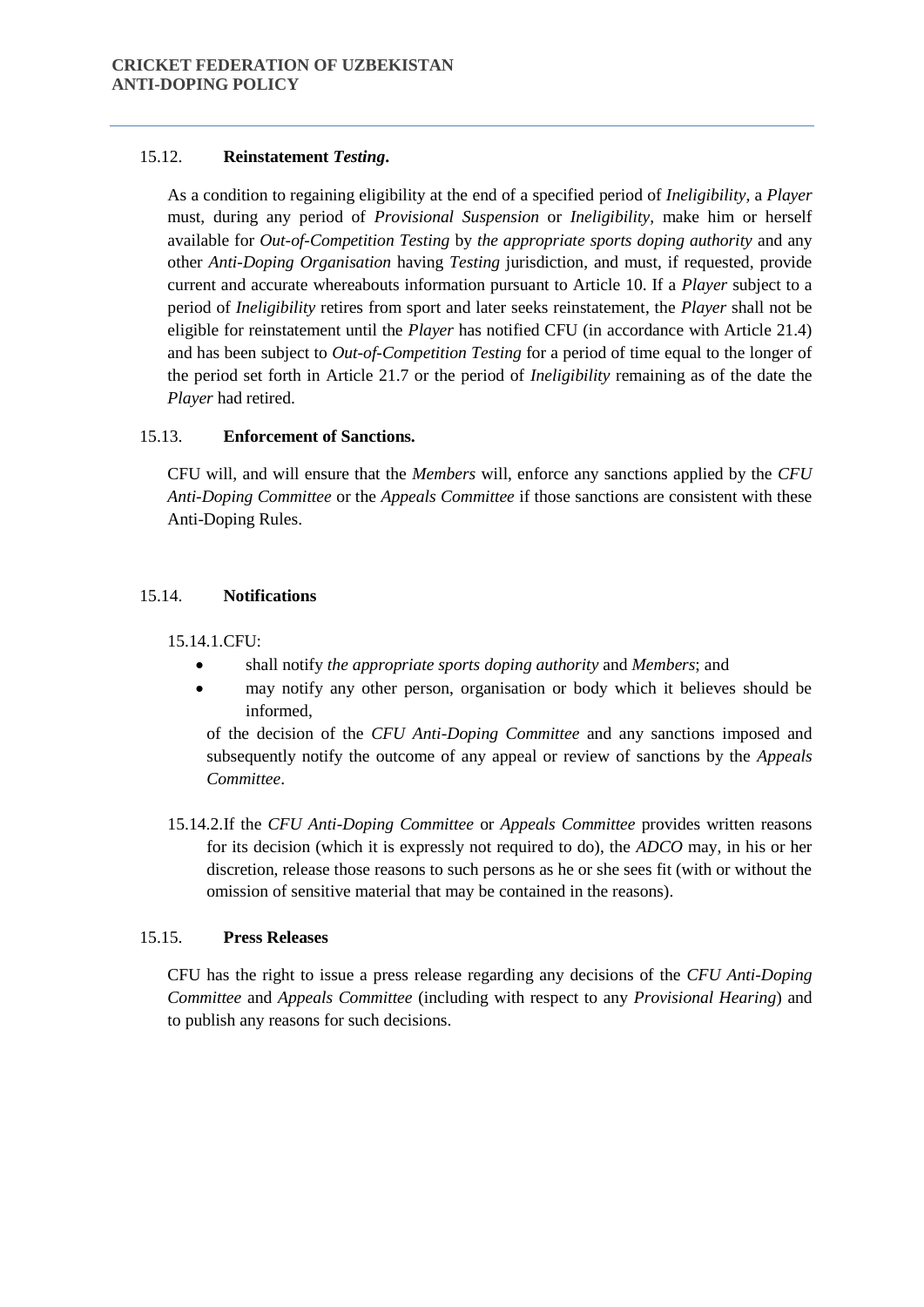15.12. **Reinstatement *Testing*.**

As a condition to regaining eligibility at the end of a specified period of *Ineligibility*, a *Player* must, during any period of *Provisional Suspension* or *Ineligibility*, make him or herself available for *Out-of-Competition Testing* by *the appropriate sports doping authority* and any other *Anti-Doping Organisation* having *Testing* jurisdiction, and must, if requested, provide current and accurate whereabouts information pursuant to Article 10. If a *Player* subject to a period of *Ineligibility* retires from sport and later seeks reinstatement, the *Player* shall not be eligible for reinstatement until the *Player* has notified CFU (in accordance with Article 21.4) and has been subject to *Out-of-Competition Testing* for a period of time equal to the longer of the period set forth in Article 21.7 or the period of *Ineligibility* remaining as of the date the *Player* had retired.

15.13. **Enforcement of Sanctions.**

CFU will, and will ensure that the *Members* will, enforce any sanctions applied by the *CFU Anti-Doping Committee* or the *Appeals Committee* if those sanctions are consistent with these Anti-Doping Rules.

15.14. **Notifications**

15.14.1. CFU:

- shall notify *the appropriate sports doping authority* and *Members*; and
- may notify any other person, organisation or body which it believes should be informed,

of the decision of the *CFU Anti-Doping Committee* and any sanctions imposed and subsequently notify the outcome of any appeal or review of sanctions by the *Appeals Committee*.

15.14.2. If the *CFU Anti-Doping Committee* or *Appeals Committee* provides written reasons for its decision (which it is expressly not required to do), the *ADCO* may, in his or her discretion, release those reasons to such persons as he or she sees fit (with or without the omission of sensitive material that may be contained in the reasons).

15.15. **Press Releases**

CFU has the right to issue a press release regarding any decisions of the *CFU Anti-Doping Committee* and *Appeals Committee* (including with respect to any *Provisional Hearing*) and to publish any reasons for such decisions.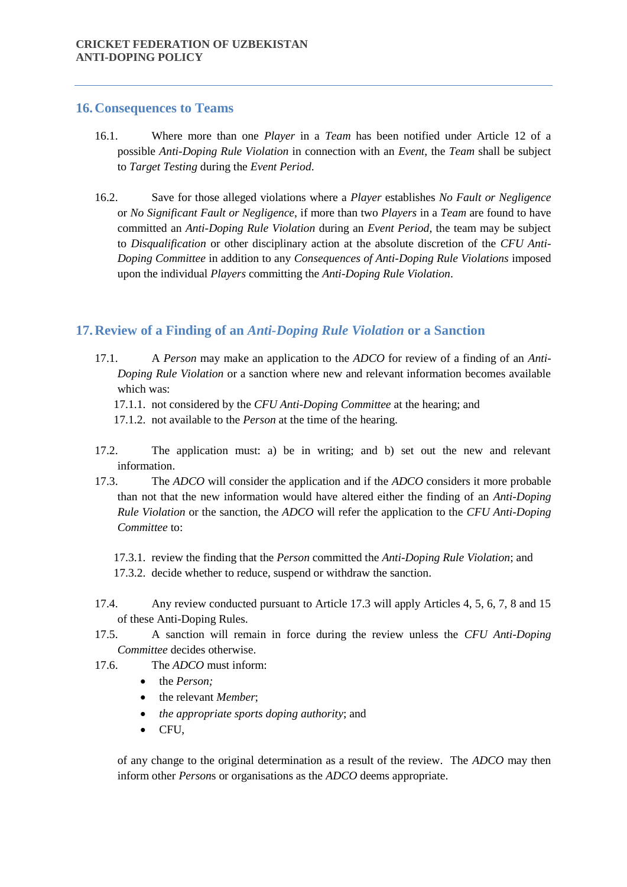## 16. Consequences to Teams

16.1. Where more than one *Player* in a *Team* has been notified under Article 12 of a possible *Anti-Doping Rule Violation* in connection with an *Event*, the *Team* shall be subject to *Target Testing* during the *Event Period*.

16.2. Save for those alleged violations where a *Player* establishes *No Fault or Negligence* or *No Significant Fault or Negligence*, if more than two *Players* in a *Team* are found to have committed an *Anti-Doping Rule Violation* during an *Event Period*, the team may be subject to *Disqualification* or other disciplinary action at the absolute discretion of the *CFU Anti-Doping Committee* in addition to any *Consequences of Anti-Doping Rule Violations* imposed upon the individual *Players* committing the *Anti-Doping Rule Violation*.

## 17. Review of a Finding of an *Anti-Doping Rule Violation* or a Sanction

17.1. A *Person* may make an application to the *ADCO* for review of a finding of an *Anti-Doping Rule Violation* or a sanction where new and relevant information becomes available which was:

17.1.1. not considered by the *CFU Anti-Doping Committee* at the hearing; and

17.1.2. not available to the *Person* at the time of the hearing.

17.2. The application must: a) be in writing; and b) set out the new and relevant information.

17.3. The *ADCO* will consider the application and if the *ADCO* considers it more probable than not that the new information would have altered either the finding of an *Anti-Doping Rule Violation* or the sanction, the *ADCO* will refer the application to the *CFU Anti-Doping Committee* to:

17.3.1. review the finding that the *Person* committed the *Anti-Doping Rule Violation*; and

17.3.2. decide whether to reduce, suspend or withdraw the sanction.

17.4. Any review conducted pursuant to Article 17.3 will apply Articles 4, 5, 6, 7, 8 and 15 of these Anti-Doping Rules.

17.5. A sanction will remain in force during the review unless the *CFU Anti-Doping Committee* decides otherwise.

17.6. The *ADCO* must inform:

- the *Person;*
- the relevant *Member*;
- *the appropriate sports doping authority*; and
- CFU,

of any change to the original determination as a result of the review. The *ADCO* may then inform other *Person*s or organisations as the *ADCO* deems appropriate.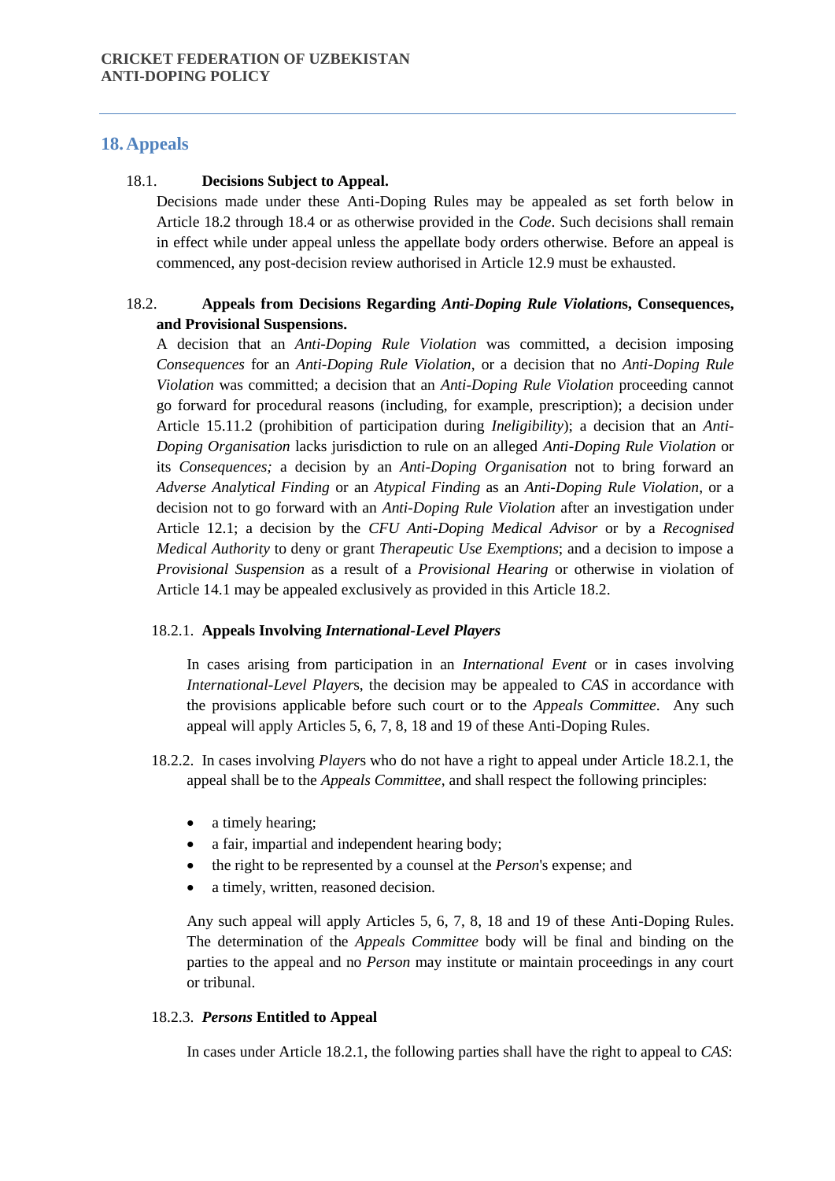## 18. Appeals

18.1. **Decisions Subject to Appeal.**

Decisions made under these Anti-Doping Rules may be appealed as set forth below in Article 18.2 through 18.4 or as otherwise provided in the *Code*. Such decisions shall remain in effect while under appeal unless the appellate body orders otherwise. Before an appeal is commenced, any post-decision review authorised in Article 12.9 must be exhausted.

18.2. **Appeals from Decisions Regarding *Anti-Doping Rule Violation*s, Consequences, and Provisional Suspensions.**

A decision that an *Anti-Doping Rule Violation* was committed, a decision imposing *Consequences* for an *Anti-Doping Rule Violation*, or a decision that no *Anti-Doping Rule Violation* was committed; a decision that an *Anti-Doping Rule Violation* proceeding cannot go forward for procedural reasons (including, for example, prescription); a decision under Article 15.11.2 (prohibition of participation during *Ineligibility*); a decision that an *Anti-Doping Organisation* lacks jurisdiction to rule on an alleged *Anti-Doping Rule Violation* or its *Consequences;* a decision by an *Anti-Doping Organisation* not to bring forward an *Adverse Analytical Finding* or an *Atypical Finding* as an *Anti-Doping Rule Violation*, or a decision not to go forward with an *Anti-Doping Rule Violation* after an investigation under Article 12.1; a decision by the *CFU Anti-Doping Medical Advisor* or by a *Recognised Medical Authority* to deny or grant *Therapeutic Use Exemptions*; and a decision to impose a *Provisional Suspension* as a result of a *Provisional Hearing* or otherwise in violation of Article 14.1 may be appealed exclusively as provided in this Article 18.2.

18.2.1. **Appeals Involving *International-Level Players***

In cases arising from participation in an *International Event* or in cases involving *International-Level Player*s, the decision may be appealed to *CAS* in accordance with the provisions applicable before such court or to the *Appeals Committee*. Any such appeal will apply Articles 5, 6, 7, 8, 18 and 19 of these Anti-Doping Rules.

18.2.2. In cases involving *Player*s who do not have a right to appeal under Article 18.2.1, the appeal shall be to the *Appeals Committee*, and shall respect the following principles:

- a timely hearing;
- a fair, impartial and independent hearing body;
- the right to be represented by a counsel at the *Person*'s expense; and
- a timely, written, reasoned decision.

Any such appeal will apply Articles 5, 6, 7, 8, 18 and 19 of these Anti-Doping Rules. The determination of the *Appeals Committee* body will be final and binding on the parties to the appeal and no *Person* may institute or maintain proceedings in any court or tribunal.

18.2.3. ***Persons* Entitled to Appeal**

In cases under Article 18.2.1, the following parties shall have the right to appeal to *CAS*: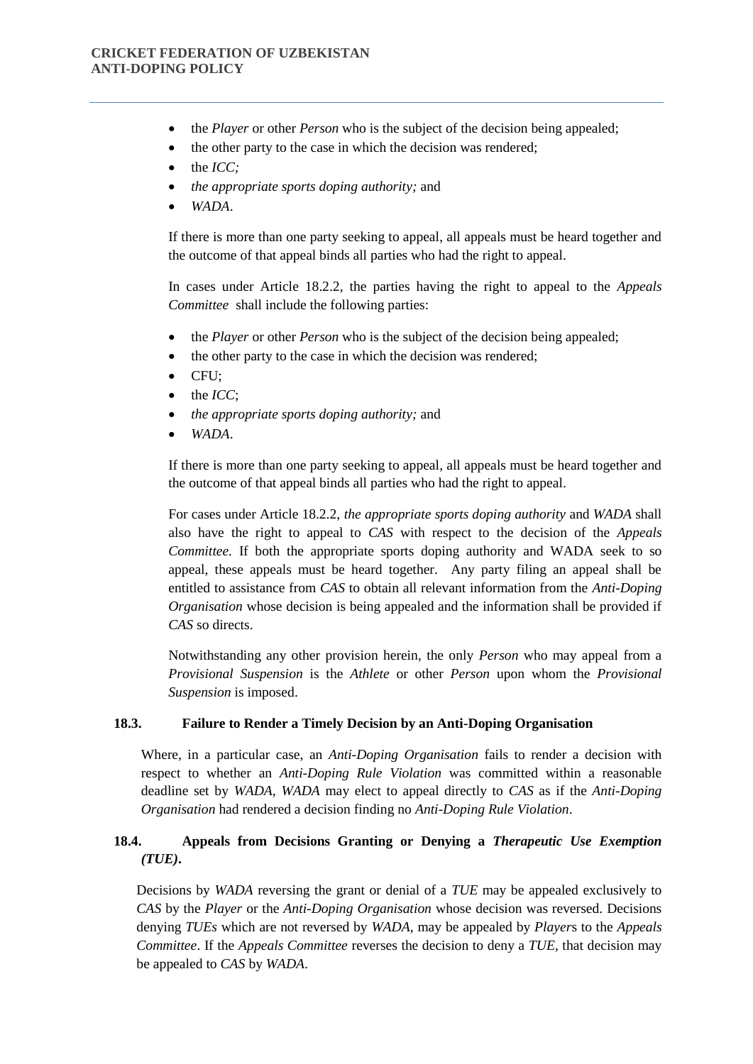- the *Player* or other *Person* who is the subject of the decision being appealed;
- the other party to the case in which the decision was rendered;
- the *ICC;*
- *the appropriate sports doping authority;* and
- *WADA*.

If there is more than one party seeking to appeal, all appeals must be heard together and the outcome of that appeal binds all parties who had the right to appeal.

In cases under Article 18.2.2, the parties having the right to appeal to the *Appeals Committee* shall include the following parties:

- the *Player* or other *Person* who is the subject of the decision being appealed;
- the other party to the case in which the decision was rendered;
- CFU;
- the *ICC*;
- *the appropriate sports doping authority;* and
- *WADA*.

If there is more than one party seeking to appeal, all appeals must be heard together and the outcome of that appeal binds all parties who had the right to appeal.

For cases under Article 18.2.2, *the appropriate sports doping authority* and *WADA* shall also have the right to appeal to *CAS* with respect to the decision of the *Appeals Committee.* If both the appropriate sports doping authority and WADA seek to so appeal, these appeals must be heard together. Any party filing an appeal shall be entitled to assistance from *CAS* to obtain all relevant information from the *Anti-Doping Organisation* whose decision is being appealed and the information shall be provided if *CAS* so directs.

Notwithstanding any other provision herein, the only *Person* who may appeal from a *Provisional Suspension* is the *Athlete* or other *Person* upon whom the *Provisional Suspension* is imposed.

### 18.3. Failure to Render a Timely Decision by an Anti-Doping Organisation

Where, in a particular case, an *Anti-Doping Organisation* fails to render a decision with respect to whether an *Anti-Doping Rule Violation* was committed within a reasonable deadline set by *WADA*, *WADA* may elect to appeal directly to *CAS* as if the *Anti-Doping Organisation* had rendered a decision finding no *Anti-Doping Rule Violation*.

### 18.4. Appeals from Decisions Granting or Denying a *Therapeutic Use Exemption (TUE)*.

Decisions by *WADA* reversing the grant or denial of a *TUE* may be appealed exclusively to *CAS* by the *Player* or the *Anti-Doping Organisation* whose decision was reversed. Decisions denying *TUEs* which are not reversed by *WADA*, may be appealed by *Player*s to the *Appeals Committee*. If the *Appeals Committee* reverses the decision to deny a *TUE*, that decision may be appealed to *CAS* by *WADA*.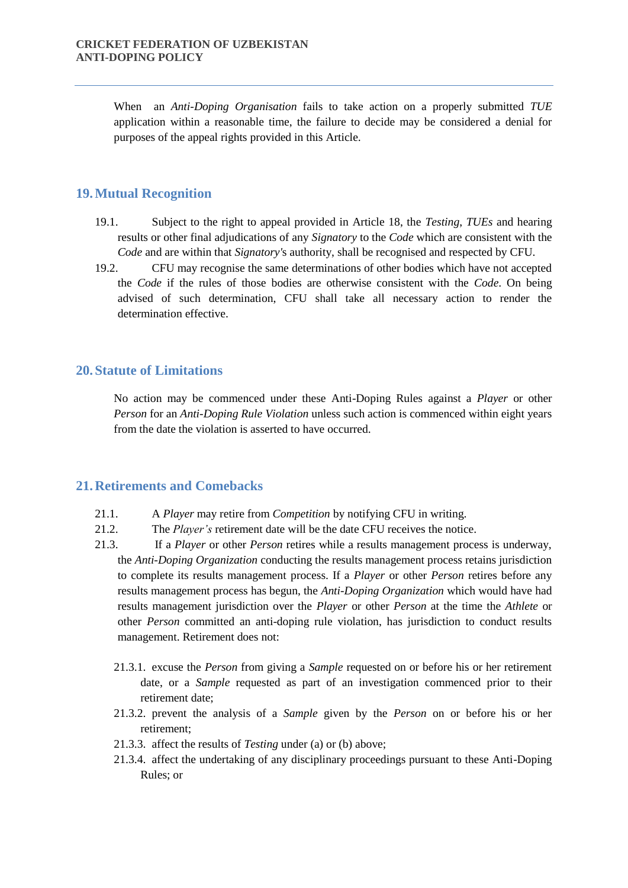When an *Anti-Doping Organisation* fails to take action on a properly submitted *TUE* application within a reasonable time, the failure to decide may be considered a denial for purposes of the appeal rights provided in this Article.

## 19. Mutual Recognition

19.1. Subject to the right to appeal provided in Article 18, the *Testing*, *TUEs* and hearing results or other final adjudications of any *Signatory* to the *Code* which are consistent with the *Code* and are within that *Signatory's* authority, shall be recognised and respected by CFU.

19.2. CFU may recognise the same determinations of other bodies which have not accepted the *Code* if the rules of those bodies are otherwise consistent with the *Code*. On being advised of such determination, CFU shall take all necessary action to render the determination effective.

## 20. Statute of Limitations

No action may be commenced under these Anti-Doping Rules against a *Player* or other *Person* for an *Anti-Doping Rule Violation* unless such action is commenced within eight years from the date the violation is asserted to have occurred.

## 21. Retirements and Comebacks

21.1. A *Player* may retire from *Competition* by notifying CFU in writing.

21.2. The *Player's* retirement date will be the date CFU receives the notice.

21.3. If a *Player* or other *Person* retires while a results management process is underway, the *Anti-Doping Organization* conducting the results management process retains jurisdiction to complete its results management process. If a *Player* or other *Person* retires before any results management process has begun, the *Anti-Doping Organization* which would have had results management jurisdiction over the *Player* or other *Person* at the time the *Athlete* or other *Person* committed an anti-doping rule violation, has jurisdiction to conduct results management. Retirement does not:

21.3.1. excuse the *Person* from giving a *Sample* requested on or before his or her retirement date, or a *Sample* requested as part of an investigation commenced prior to their retirement date;

21.3.2. prevent the analysis of a *Sample* given by the *Person* on or before his or her retirement;

21.3.3. affect the results of *Testing* under (a) or (b) above;

21.3.4. affect the undertaking of any disciplinary proceedings pursuant to these Anti-Doping Rules; or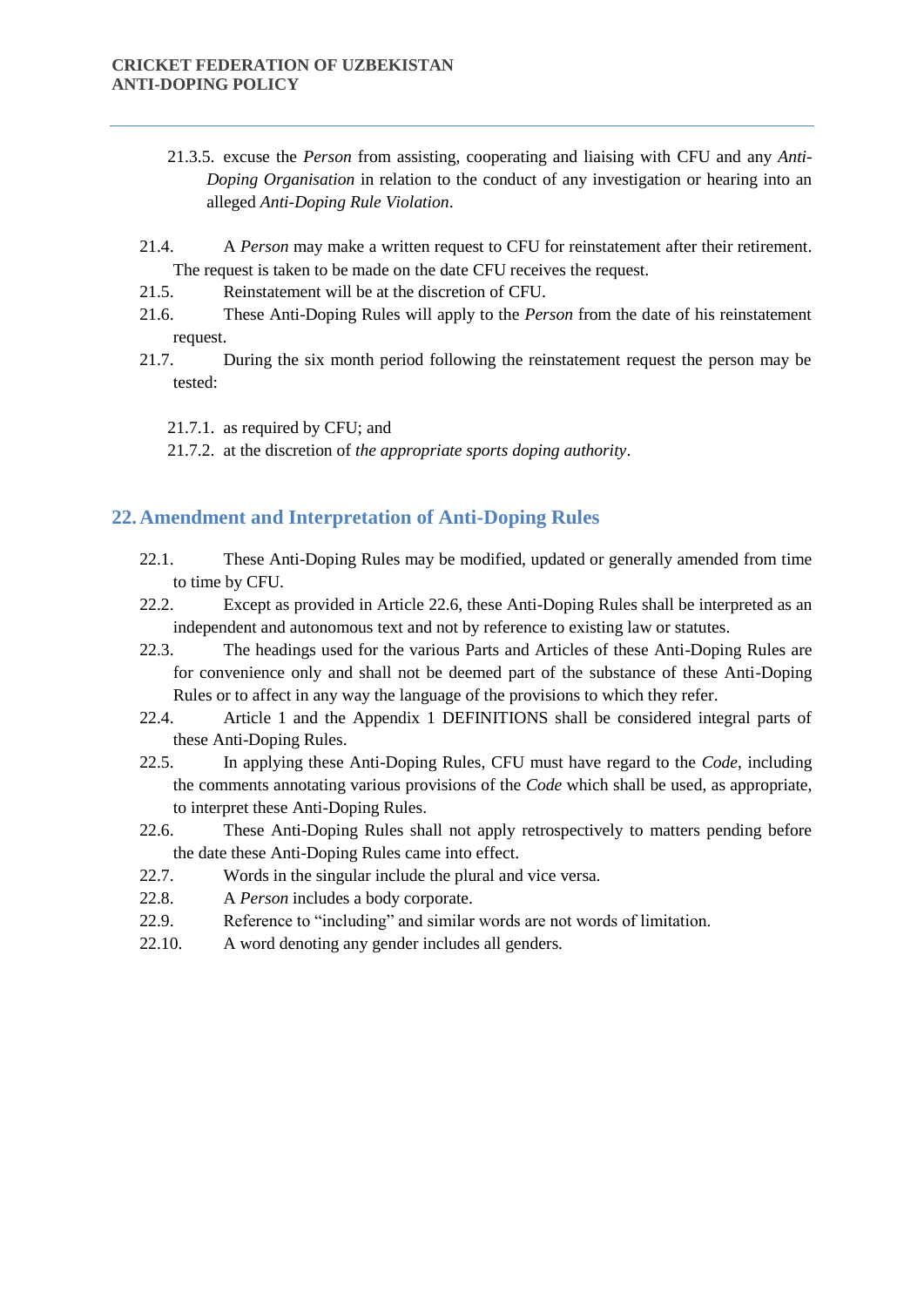21.3.5. excuse the *Person* from assisting, cooperating and liaising with CFU and any *Anti-Doping Organisation* in relation to the conduct of any investigation or hearing into an alleged *Anti-Doping Rule Violation*.

21.4. A *Person* may make a written request to CFU for reinstatement after their retirement. The request is taken to be made on the date CFU receives the request.

21.5. Reinstatement will be at the discretion of CFU.

21.6. These Anti-Doping Rules will apply to the *Person* from the date of his reinstatement request.

21.7. During the six month period following the reinstatement request the person may be tested:

21.7.1. as required by CFU; and

21.7.2. at the discretion of *the appropriate sports doping authority*.

## 22. Amendment and Interpretation of Anti-Doping Rules

22.1. These Anti-Doping Rules may be modified, updated or generally amended from time to time by CFU.

22.2. Except as provided in Article 22.6, these Anti-Doping Rules shall be interpreted as an independent and autonomous text and not by reference to existing law or statutes.

22.3. The headings used for the various Parts and Articles of these Anti-Doping Rules are for convenience only and shall not be deemed part of the substance of these Anti-Doping Rules or to affect in any way the language of the provisions to which they refer.

22.4. Article 1 and the Appendix 1 DEFINITIONS shall be considered integral parts of these Anti-Doping Rules.

22.5. In applying these Anti-Doping Rules, CFU must have regard to the *Code*, including the comments annotating various provisions of the *Code* which shall be used, as appropriate, to interpret these Anti-Doping Rules.

22.6. These Anti-Doping Rules shall not apply retrospectively to matters pending before the date these Anti-Doping Rules came into effect.

22.7. Words in the singular include the plural and vice versa.

22.8. A *Person* includes a body corporate.

22.9. Reference to "including" and similar words are not words of limitation.

22.10. A word denoting any gender includes all genders.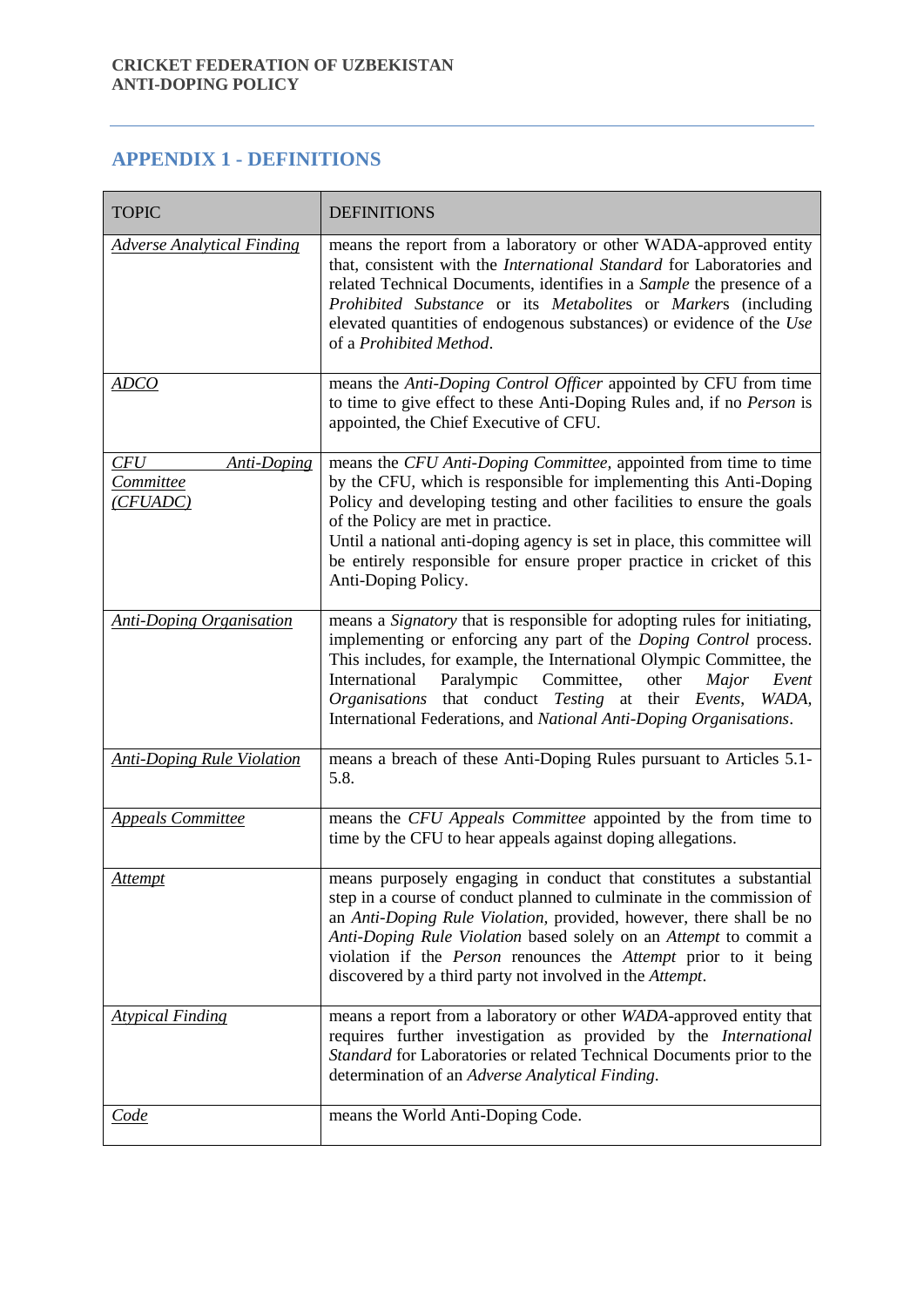## APPENDIX 1 - DEFINITIONS

| TOPIC | DEFINITIONS |
|---|---|
| *Adverse Analytical Finding* | means the report from a laboratory or other WADA-approved entity that, consistent with the *International Standard* for Laboratories and related Technical Documents, identifies in a *Sample* the presence of a *Prohibited Substance* or its *Metabolites* or *Markers* (including elevated quantities of endogenous substances) or evidence of the *Use* of a *Prohibited Method*. |
| *ADCO* | means the *Anti-Doping Control Officer* appointed by CFU from time to time to give effect to these Anti-Doping Rules and, if no *Person* is appointed, the Chief Executive of CFU. |
| *CFU Anti-Doping Committee (CFUADC)* | means the *CFU Anti-Doping Committee,* appointed from time to time by the CFU, which is responsible for implementing this Anti-Doping Policy and developing testing and other facilities to ensure the goals of the Policy are met in practice.<br>Until a national anti-doping agency is set in place, this committee will be entirely responsible for ensure proper practice in cricket of this Anti-Doping Policy. |
| *Anti-Doping Organisation* | means a *Signatory* that is responsible for adopting rules for initiating, implementing or enforcing any part of the *Doping Control* process. This includes, for example, the International Olympic Committee, the International Paralympic Committee, other *Major Event Organisations* that conduct *Testing* at their *Events*, *WADA*, International Federations, and *National Anti-Doping Organisations*. |
| *Anti-Doping Rule Violation* | means a breach of these Anti-Doping Rules pursuant to Articles 5.1-5.8. |
| *Appeals Committee* | means the *CFU Appeals Committee* appointed by the from time to time by the CFU to hear appeals against doping allegations. |
| *Attempt* | means purposely engaging in conduct that constitutes a substantial step in a course of conduct planned to culminate in the commission of an *Anti-Doping Rule Violation,* provided, however, there shall be no *Anti-Doping Rule Violation* based solely on an *Attempt* to commit a violation if the *Person* renounces the *Attempt* prior to it being discovered by a third party not involved in the *Attempt*. |
| *Atypical Finding* | means a report from a laboratory or other *WADA*-approved entity that requires further investigation as provided by the *International Standard* for Laboratories or related Technical Documents prior to the determination of an *Adverse Analytical Finding*. |
| *Code* | means the World Anti-Doping Code. |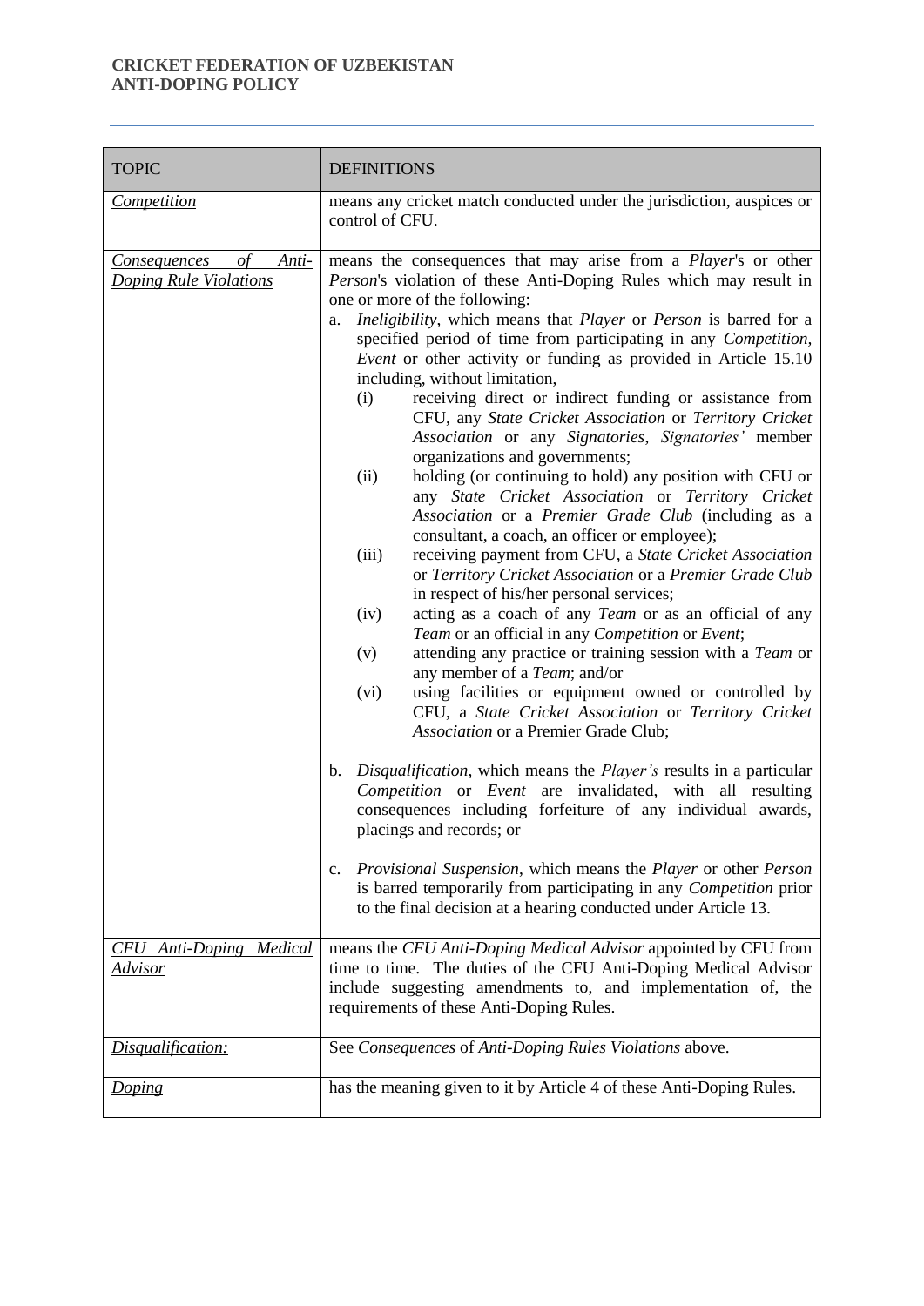| TOPIC | DEFINITIONS |
|---|---|
| *Competition* | means any cricket match conducted under the jurisdiction, auspices or control of CFU. |
| *Consequences of Anti-Doping Rule Violations* | means the consequences that may arise from a *Player*'s or other *Person*'s violation of these Anti-Doping Rules which may result in one or more of the following:<br>a. *Ineligibility*, which means that *Player* or *Person* is barred for a specified period of time from participating in any *Competition, Event* or other activity or funding as provided in Article 15.10 including, without limitation,<br>(i) receiving direct or indirect funding or assistance from CFU, any *State Cricket Association* or *Territory Cricket Association* or any *Signatories*, *Signatories'* member organizations and governments;<br>(ii) holding (or continuing to hold) any position with CFU or any *State Cricket Association* or *Territory Cricket Association* or a *Premier Grade Club* (including as a consultant, a coach, an officer or employee);<br>(iii) receiving payment from CFU, a *State Cricket Association* or *Territory Cricket Association* or a *Premier Grade Club* in respect of his/her personal services;<br>(iv) acting as a coach of any *Team* or as an official of any *Team* or an official in any *Competition* or *Event*;<br>(v) attending any practice or training session with a *Team* or any member of a *Team*; and/or<br>(vi) using facilities or equipment owned or controlled by CFU, a *State Cricket Association* or *Territory Cricket Association* or a Premier Grade Club;<br>b. *Disqualification*, which means the *Player's* results in a particular *Competition* or *Event* are invalidated, with all resulting consequences including forfeiture of any individual awards, placings and records; or<br>c. *Provisional Suspension*, which means the *Player* or other *Person* is barred temporarily from participating in any *Competition* prior to the final decision at a hearing conducted under Article 13. |
| *CFU Anti-Doping Medical Advisor* | means the *CFU Anti-Doping Medical Advisor* appointed by CFU from time to time. The duties of the CFU Anti-Doping Medical Advisor include suggesting amendments to, and implementation of, the requirements of these Anti-Doping Rules. |
| *Disqualification:* | See *Consequences* of *Anti-Doping Rules Violations* above. |
| *Doping* | has the meaning given to it by Article 4 of these Anti-Doping Rules. |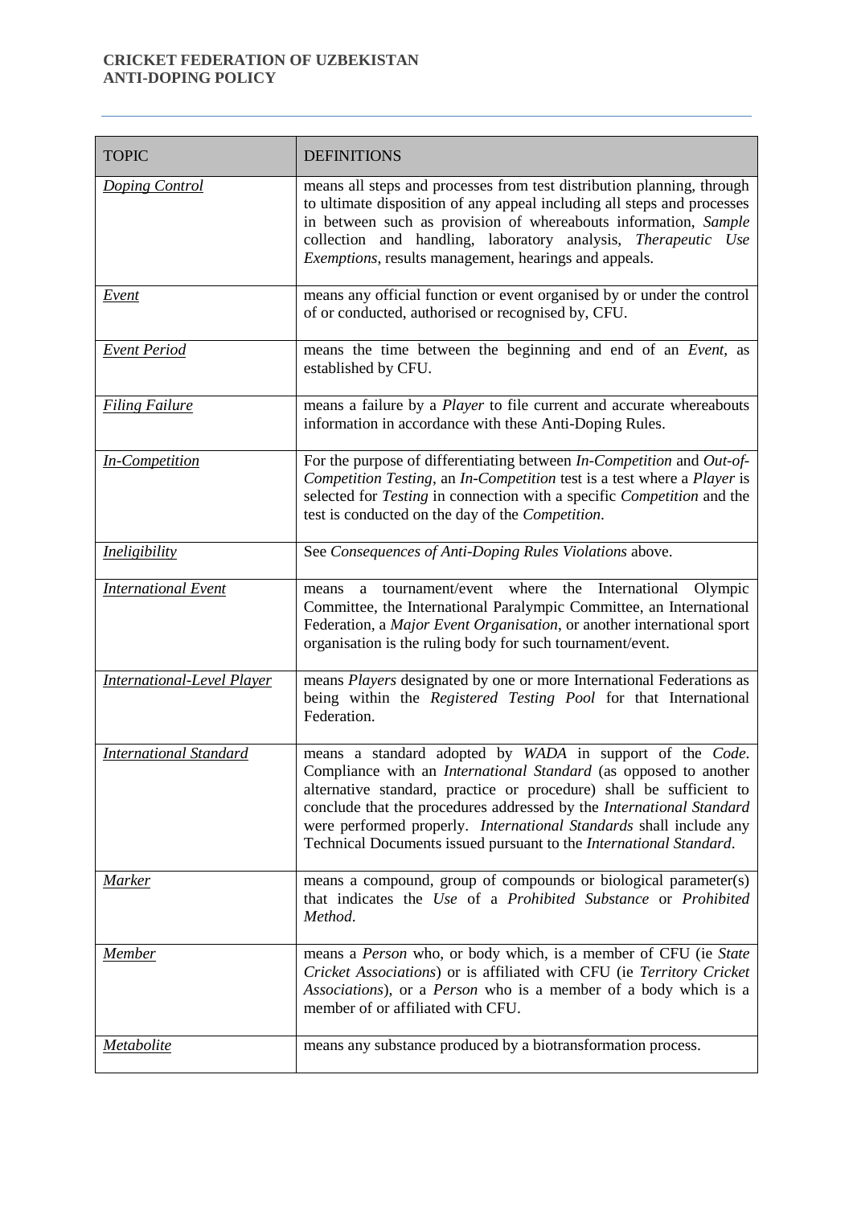| TOPIC | DEFINITIONS |
|---|---|
| <u>*Doping Control*</u> | means all steps and processes from test distribution planning, through to ultimate disposition of any appeal including all steps and processes in between such as provision of whereabouts information, *Sample* collection and handling, laboratory analysis, *Therapeutic Use Exemptions*, results management, hearings and appeals. |
| <u>*Event*</u> | means any official function or event organised by or under the control of or conducted, authorised or recognised by, CFU. |
| <u>*Event Period*</u> | means the time between the beginning and end of an *Event*, as established by CFU. |
| <u>*Filing Failure*</u> | means a failure by a *Player* to file current and accurate whereabouts information in accordance with these Anti-Doping Rules. |
| <u>*In-Competition*</u> | For the purpose of differentiating between *In-Competition* and *Out-of-Competition Testing*, an *In-Competition* test is a test where a *Player* is selected for *Testing* in connection with a specific *Competition* and the test is conducted on the day of the *Competition*. |
| <u>*Ineligibility*</u> | See *Consequences of Anti-Doping Rules Violations* above. |
| <u>*International Event*</u> | means a tournament/event where the International Olympic Committee, the International Paralympic Committee, an International Federation, a *Major Event Organisation*, or another international sport organisation is the ruling body for such tournament/event. |
| <u>*International-Level Player*</u> | means *Players* designated by one or more International Federations as being within the *Registered Testing Pool* for that International Federation. |
| <u>*International Standard*</u> | means a standard adopted by *WADA* in support of the *Code*. Compliance with an *International Standard* (as opposed to another alternative standard, practice or procedure) shall be sufficient to conclude that the procedures addressed by the *International Standard* were performed properly. *International Standards* shall include any Technical Documents issued pursuant to the *International Standard*. |
| <u>*Marker*</u> | means a compound, group of compounds or biological parameter(s) that indicates the *Use* of a *Prohibited Substance* or *Prohibited Method*. |
| <u>*Member*</u> | means a *Person* who, or body which, is a member of CFU (ie *State Cricket Associations*) or is affiliated with CFU (ie *Territory Cricket Associations*), or a *Person* who is a member of a body which is a member of or affiliated with CFU. |
| <u>*Metabolite*</u> | means any substance produced by a biotransformation process. |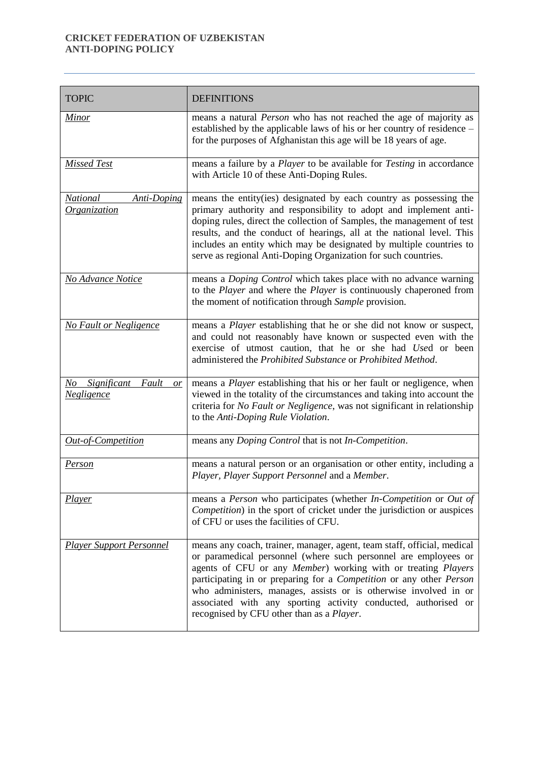| TOPIC | DEFINITIONS |
|---|---|
| *Minor* | means a natural *Person* who has not reached the age of majority as established by the applicable laws of his or her country of residence – for the purposes of Afghanistan this age will be 18 years of age. |
| *Missed Test* | means a failure by a *Player* to be available for *Testing* in accordance with Article 10 of these Anti-Doping Rules. |
| *National Anti-Doping Organization* | means the entity(ies) designated by each country as possessing the primary authority and responsibility to adopt and implement anti-doping rules, direct the collection of Samples, the management of test results, and the conduct of hearings, all at the national level. This includes an entity which may be designated by multiple countries to serve as regional Anti-Doping Organization for such countries. |
| *No Advance Notice* | means a *Doping Control* which takes place with no advance warning to the *Player* and where the *Player* is continuously chaperoned from the moment of notification through *Sample* provision. |
| *No Fault or Negligence* | means a *Player* establishing that he or she did not know or suspect, and could not reasonably have known or suspected even with the exercise of utmost caution, that he or she had *Use*d or been administered the *Prohibited Substance* or *Prohibited Method*. |
| *No Significant Fault or Negligence* | means a *Player* establishing that his or her fault or negligence, when viewed in the totality of the circumstances and taking into account the criteria for *No Fault or Negligence*, was not significant in relationship to the *Anti-Doping Rule Violation*. |
| *Out-of-Competition* | means any *Doping Control* that is not *In-Competition*. |
| *Person* | means a natural person or an organisation or other entity, including a *Player, Player Support Personnel* and a *Member*. |
| *Player* | means a *Person* who participates (whether *In-Competition* or *Out of Competition*) in the sport of cricket under the jurisdiction or auspices of CFU or uses the facilities of CFU. |
| *Player Support Personnel* | means any coach, trainer, manager, agent, team staff, official, medical or paramedical personnel (where such personnel are employees or agents of CFU or any *Member*) working with or treating *Players* participating in or preparing for a *Competition* or any other *Person* who administers, manages, assists or is otherwise involved in or associated with any sporting activity conducted, authorised or recognised by CFU other than as a *Player*. |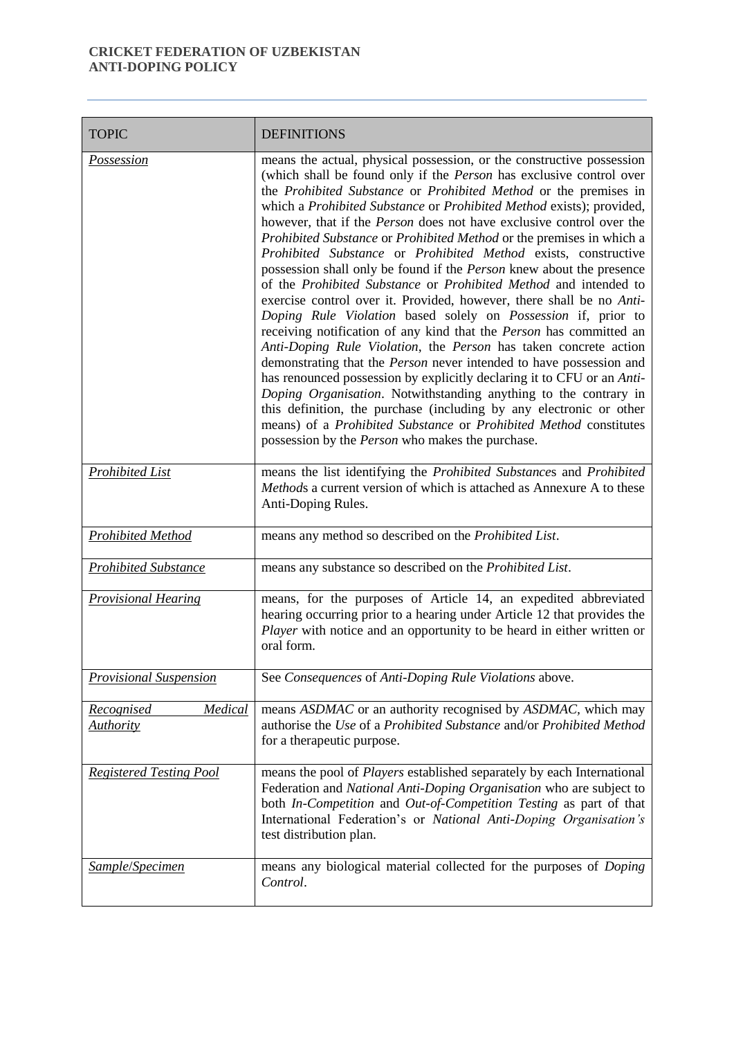| TOPIC | DEFINITIONS |
|---|---|
| <u>*Possession*</u> | means the actual, physical possession, or the constructive possession (which shall be found only if the *Person* has exclusive control over the *Prohibited Substance* or *Prohibited Method* or the premises in which a *Prohibited Substance* or *Prohibited Method* exists); provided, however, that if the *Person* does not have exclusive control over the *Prohibited Substance* or *Prohibited Method* or the premises in which a *Prohibited Substance* or *Prohibited Method* exists, constructive possession shall only be found if the *Person* knew about the presence of the *Prohibited Substance* or *Prohibited Method* and intended to exercise control over it. Provided, however, there shall be no *Anti-Doping Rule Violation* based solely on *Possession* if, prior to receiving notification of any kind that the *Person* has committed an *Anti-Doping Rule Violation*, the *Person* has taken concrete action demonstrating that the *Person* never intended to have possession and has renounced possession by explicitly declaring it to CFU or an *Anti-Doping Organisation*. Notwithstanding anything to the contrary in this definition, the purchase (including by any electronic or other means) of a *Prohibited Substance* or *Prohibited Method* constitutes possession by the *Person* who makes the purchase. |
| <u>*Prohibited List*</u> | means the list identifying the *Prohibited Substance*s and *Prohibited Method*s a current version of which is attached as Annexure A to these Anti-Doping Rules. |
| <u>*Prohibited Method*</u> | means any method so described on the *Prohibited List*. |
| <u>*Prohibited Substance*</u> | means any substance so described on the *Prohibited List*. |
| <u>*Provisional Hearing*</u> | means, for the purposes of Article 14, an expedited abbreviated hearing occurring prior to a hearing under Article 12 that provides the *Player* with notice and an opportunity to be heard in either written or oral form. |
| <u>*Provisional Suspension*</u> | See *Consequences* of *Anti-Doping Rule Violations* above. |
| <u>*Recognised Medical Authority*</u> | means *ASDMAC* or an authority recognised by *ASDMAC*, which may authorise the *Use* of a *Prohibited Substance* and/or *Prohibited Method* for a therapeutic purpose. |
| <u>*Registered Testing Pool*</u> | means the pool of *Players* established separately by each International Federation and *National Anti-Doping Organisation* who are subject to both *In-Competition* and *Out-of-Competition Testing* as part of that International Federation's or *National Anti-Doping Organisation's* test distribution plan. |
| <u>*Sample/Specimen*</u> | means any biological material collected for the purposes of *Doping Control*. |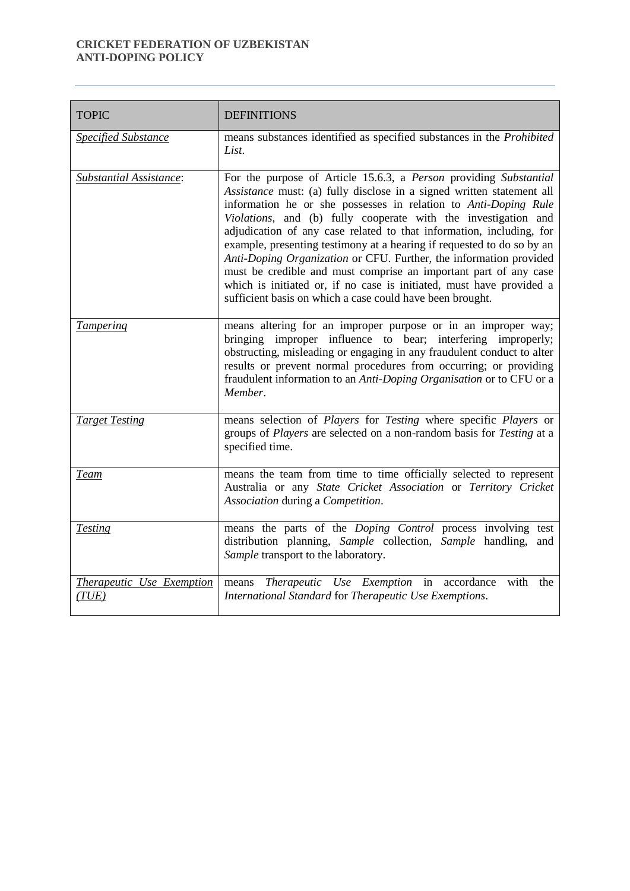| TOPIC | DEFINITIONS |
| --- | --- |
| *Specified Substance* | means substances identified as specified substances in the *Prohibited List*. |
| *Substantial Assistance*: | For the purpose of Article 15.6.3, a *Person* providing *Substantial Assistance* must: (a) fully disclose in a signed written statement all information he or she possesses in relation to *Anti-Doping Rule Violations*, and (b) fully cooperate with the investigation and adjudication of any case related to that information, including, for example, presenting testimony at a hearing if requested to do so by an *Anti-Doping Organization* or CFU. Further, the information provided must be credible and must comprise an important part of any case which is initiated or, if no case is initiated, must have provided a sufficient basis on which a case could have been brought. |
| *Tampering* | means altering for an improper purpose or in an improper way; bringing improper influence to bear; interfering improperly; obstructing, misleading or engaging in any fraudulent conduct to alter results or prevent normal procedures from occurring; or providing fraudulent information to an *Anti-Doping Organisation* or to CFU or a *Member*. |
| *Target Testing* | means selection of *Players* for *Testing* where specific *Players* or groups of *Players* are selected on a non-random basis for *Testing* at a specified time. |
| *Team* | means the team from time to time officially selected to represent Australia or any *State Cricket Association* or *Territory Cricket Association* during a *Competition*. |
| *Testing* | means the parts of the *Doping Control* process involving test distribution planning, *Sample* collection, *Sample* handling, and *Sample* transport to the laboratory. |
| *Therapeutic Use Exemption (TUE)* | means *Therapeutic Use Exemption* in accordance with the *International Standard* for *Therapeutic Use Exemptions*. |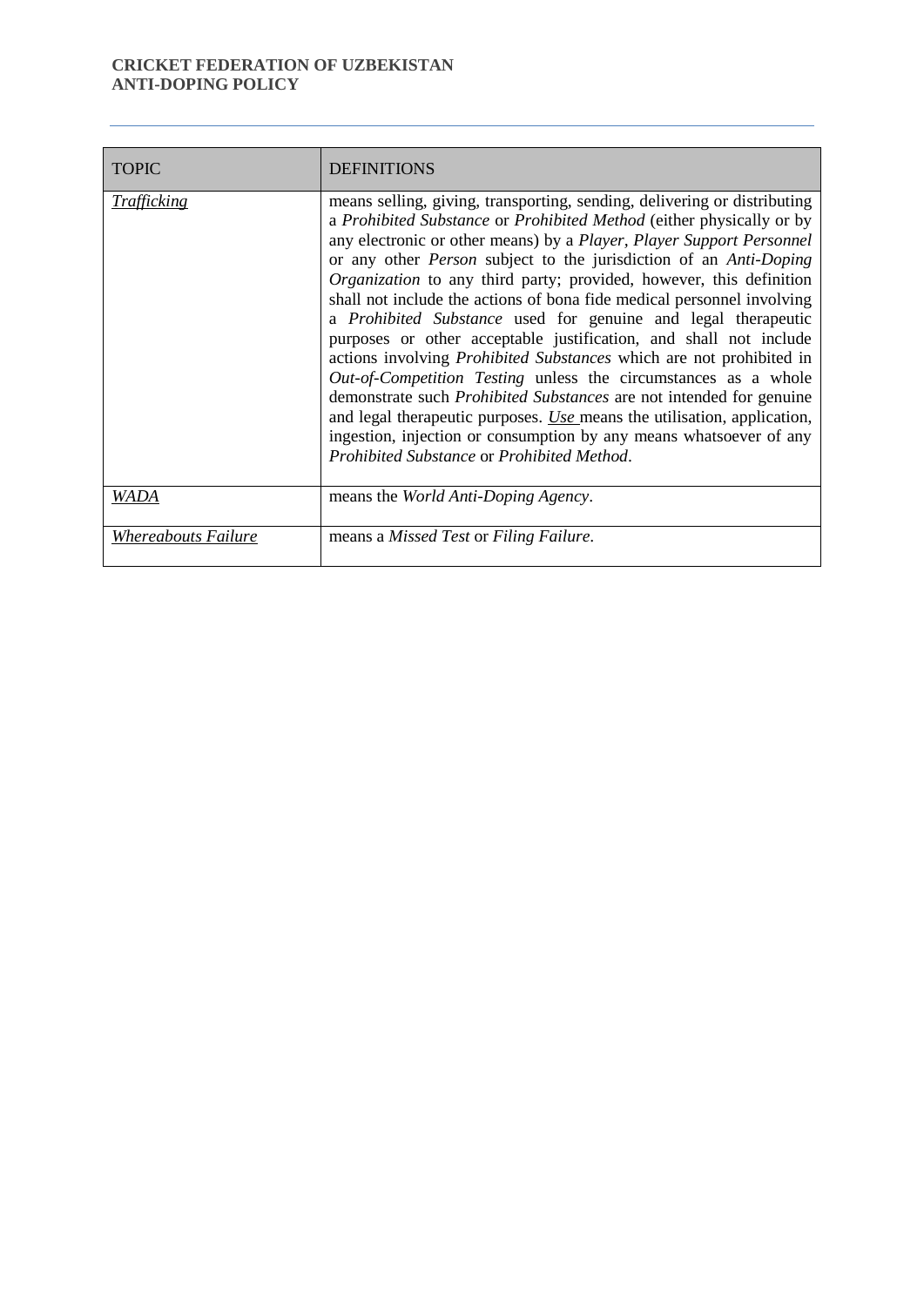| TOPIC | DEFINITIONS |
| --- | --- |
| *Trafficking* | means selling, giving, transporting, sending, delivering or distributing a *Prohibited Substance* or *Prohibited Method* (either physically or by any electronic or other means) by a *Player*, *Player Support Personnel* or any other *Person* subject to the jurisdiction of an *Anti-Doping Organization* to any third party; provided, however, this definition shall not include the actions of bona fide medical personnel involving a *Prohibited Substance* used for genuine and legal therapeutic purposes or other acceptable justification, and shall not include actions involving *Prohibited Substances* which are not prohibited in *Out-of-Competition Testing* unless the circumstances as a whole demonstrate such *Prohibited Substances* are not intended for genuine and legal therapeutic purposes. *Use* means the utilisation, application, ingestion, injection or consumption by any means whatsoever of any *Prohibited Substance* or *Prohibited Method*. |
| *WADA* | means the *World Anti-Doping Agency*. |
| *Whereabouts Failure* | means a *Missed Test* or *Filing Failure*. |